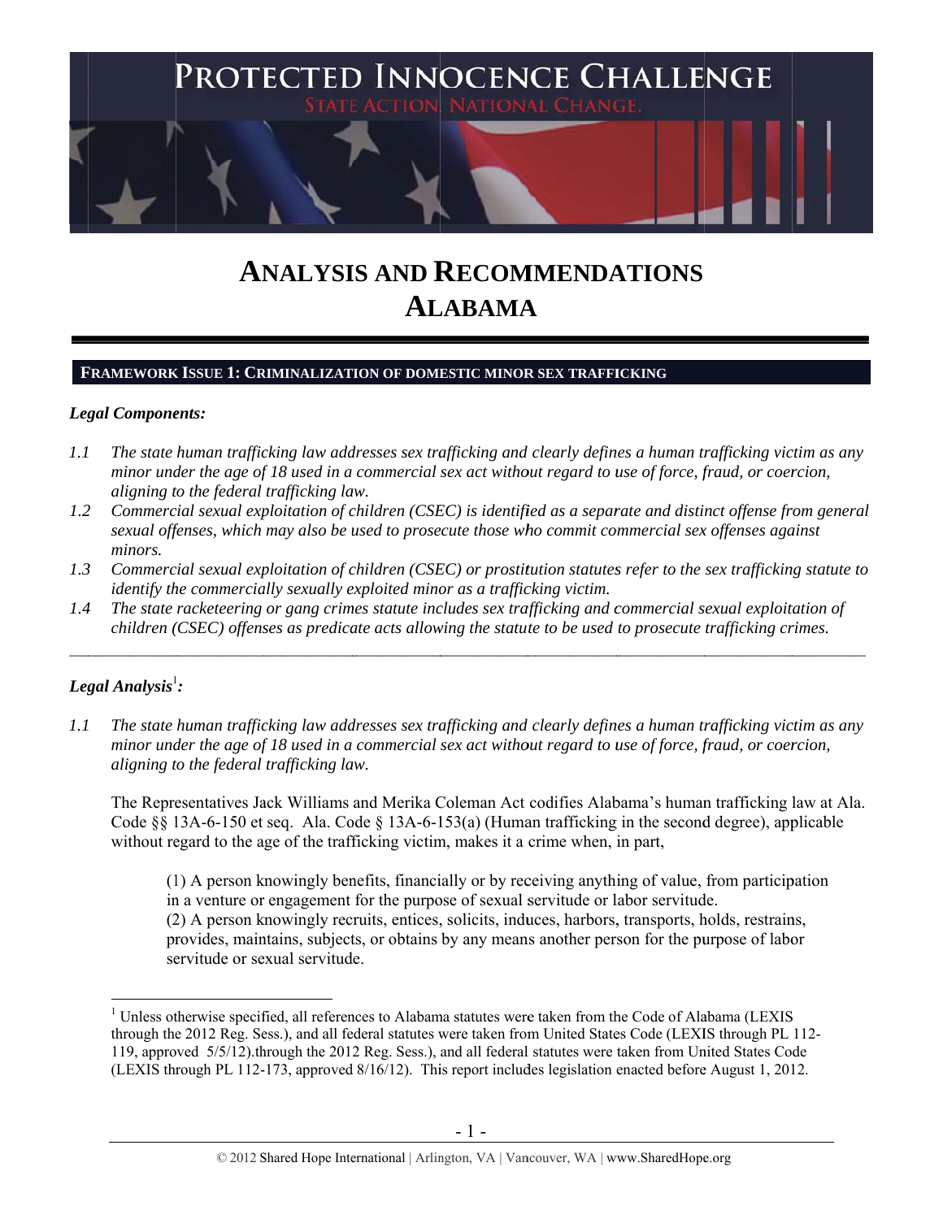# Protected Innocence Challenge

STATE ACTION. NATIONAL CHANGE.

# ANALYSIS AND RECOMMENDATIONS
# ALABAMA

## FRAMEWORK ISSUE 1: CRIMINALIZATION OF DOMESTIC MINOR SEX TRAFFICKING

***Legal Components:***

*1.1 The state human trafficking law addresses sex trafficking and clearly defines a human trafficking victim as any minor under the age of 18 used in a commercial sex act without regard to use of force, fraud, or coercion, aligning to the federal trafficking law.*

*1.2 Commercial sexual exploitation of children (CSEC) is identified as a separate and distinct offense from general sexual offenses, which may also be used to prosecute those who commit commercial sex offenses against minors.*

*1.3 Commercial sexual exploitation of children (CSEC) or prostitution statutes refer to the sex trafficking statute to identify the commercially sexually exploited minor as a trafficking victim.*

*1.4 The state racketeering or gang crimes statute includes sex trafficking and commercial sexual exploitation of children (CSEC) offenses as predicate acts allowing the statute to be used to prosecute trafficking crimes.*

---

***Legal Analysis[1]:***

*1.1 The state human trafficking law addresses sex trafficking and clearly defines a human trafficking victim as any minor under the age of 18 used in a commercial sex act without regard to use of force, fraud, or coercion, aligning to the federal trafficking law.*

The Representatives Jack Williams and Merika Coleman Act codifies Alabama's human trafficking law at Ala. Code §§ 13A-6-150 et seq. Ala. Code § 13A-6-153(a) (Human trafficking in the second degree), applicable without regard to the age of the trafficking victim, makes it a crime when, in part,

> (1) A person knowingly benefits, financially or by receiving anything of value, from participation in a venture or engagement for the purpose of sexual servitude or labor servitude.
> (2) A person knowingly recruits, entices, solicits, induces, harbors, transports, holds, restrains, provides, maintains, subjects, or obtains by any means another person for the purpose of labor servitude or sexual servitude.

---

[1] Unless otherwise specified, all references to Alabama statutes were taken from the Code of Alabama (LEXIS through the 2012 Reg. Sess.), and all federal statutes were taken from United States Code (LEXIS through PL 112-119, approved 5/5/12).through the 2012 Reg. Sess.), and all federal statutes were taken from United States Code (LEXIS through PL 112-173, approved 8/16/12). This report includes legislation enacted before August 1, 2012.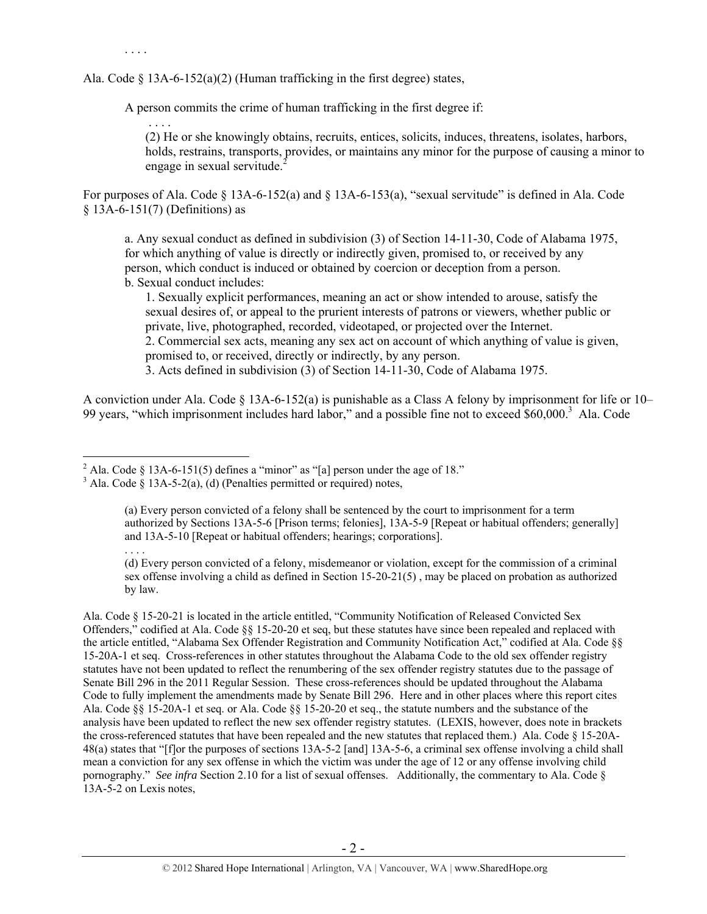. . . .

Ala. Code § 13A-6-152(a)(2) (Human trafficking in the first degree) states,

> A person commits the crime of human trafficking in the first degree if:
>
> . . . .
>
> (2) He or she knowingly obtains, recruits, entices, solicits, induces, threatens, isolates, harbors, holds, restrains, transports, provides, or maintains any minor for the purpose of causing a minor to engage in sexual servitude.[2]

For purposes of Ala. Code § 13A-6-152(a) and § 13A-6-153(a), "sexual servitude" is defined in Ala. Code § 13A-6-151(7) (Definitions) as

> a. Any sexual conduct as defined in subdivision (3) of Section 14-11-30, Code of Alabama 1975, for which anything of value is directly or indirectly given, promised to, or received by any person, which conduct is induced or obtained by coercion or deception from a person.
>
> b. Sexual conduct includes:
>
> 1. Sexually explicit performances, meaning an act or show intended to arouse, satisfy the sexual desires of, or appeal to the prurient interests of patrons or viewers, whether public or private, live, photographed, recorded, videotaped, or projected over the Internet.
> 2. Commercial sex acts, meaning any sex act on account of which anything of value is given, promised to, or received, directly or indirectly, by any person.
> 3. Acts defined in subdivision (3) of Section 14-11-30, Code of Alabama 1975.

A conviction under Ala. Code § 13A-6-152(a) is punishable as a Class A felony by imprisonment for life or 10–99 years, "which imprisonment includes hard labor," and a possible fine not to exceed $60,000.[3] Ala. Code

---

[2] Ala. Code § 13A-6-151(5) defines a "minor" as "[a] person under the age of 18."

[3] Ala. Code § 13A-5-2(a), (d) (Penalties permitted or required) notes,

> (a) Every person convicted of a felony shall be sentenced by the court to imprisonment for a term authorized by Sections 13A-5-6 [Prison terms; felonies], 13A-5-9 [Repeat or habitual offenders; generally] and 13A-5-10 [Repeat or habitual offenders; hearings; corporations].
>
> . . . .
>
> (d) Every person convicted of a felony, misdemeanor or violation, except for the commission of a criminal sex offense involving a child as defined in Section 15-20-21(5) , may be placed on probation as authorized by law.

Ala. Code § 15-20-21 is located in the article entitled, "Community Notification of Released Convicted Sex Offenders," codified at Ala. Code §§ 15-20-20 et seq, but these statutes have since been repealed and replaced with the article entitled, "Alabama Sex Offender Registration and Community Notification Act," codified at Ala. Code §§ 15-20A-1 et seq. Cross-references in other statutes throughout the Alabama Code to the old sex offender registry statutes have not been updated to reflect the renumbering of the sex offender registry statutes due to the passage of Senate Bill 296 in the 2011 Regular Session. These cross-references should be updated throughout the Alabama Code to fully implement the amendments made by Senate Bill 296. Here and in other places where this report cites Ala. Code §§ 15-20A-1 et seq. or Ala. Code §§ 15-20-20 et seq., the statute numbers and the substance of the analysis have been updated to reflect the new sex offender registry statutes. (LEXIS, however, does note in brackets the cross-referenced statutes that have been repealed and the new statutes that replaced them.) Ala. Code § 15-20A-48(a) states that "[f]or the purposes of sections 13A-5-2 [and] 13A-5-6, a criminal sex offense involving a child shall mean a conviction for any sex offense in which the victim was under the age of 12 or any offense involving child pornography." *See infra* Section 2.10 for a list of sexual offenses. Additionally, the commentary to Ala. Code § 13A-5-2 on Lexis notes,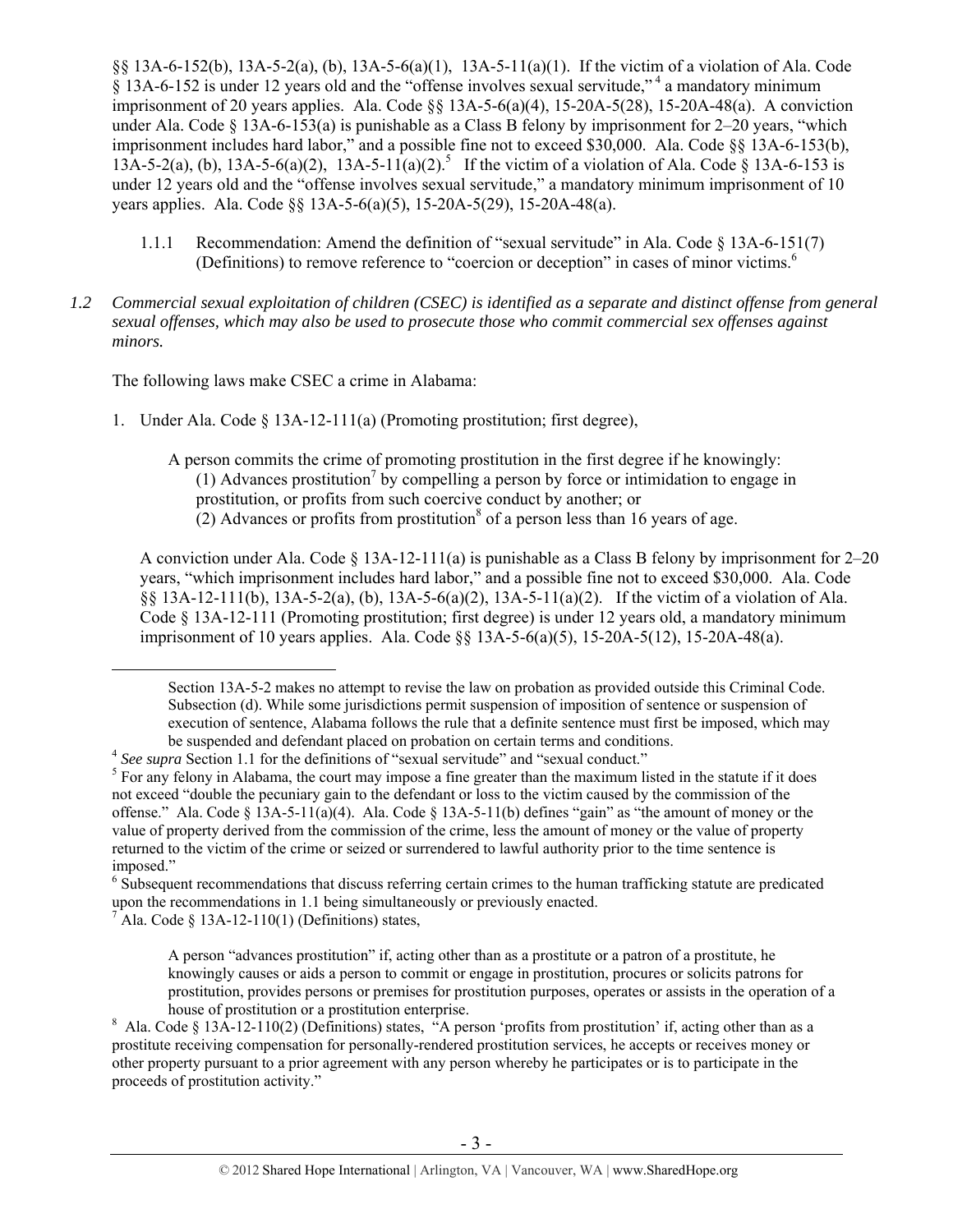§§ 13A-6-152(b), 13A-5-2(a), (b), 13A-5-6(a)(1), 13A-5-11(a)(1). If the victim of a violation of Ala. Code § 13A-6-152 is under 12 years old and the "offense involves sexual servitude,"[4] a mandatory minimum imprisonment of 20 years applies. Ala. Code §§ 13A-5-6(a)(4), 15-20A-5(28), 15-20A-48(a). A conviction under Ala. Code § 13A-6-153(a) is punishable as a Class B felony by imprisonment for 2–20 years, "which imprisonment includes hard labor," and a possible fine not to exceed $30,000. Ala. Code §§ 13A-6-153(b), 13A-5-2(a), (b), 13A-5-6(a)(2), 13A-5-11(a)(2).[5] If the victim of a violation of Ala. Code § 13A-6-153 is under 12 years old and the "offense involves sexual servitude," a mandatory minimum imprisonment of 10 years applies. Ala. Code §§ 13A-5-6(a)(5), 15-20A-5(29), 15-20A-48(a).

1.1.1 Recommendation: Amend the definition of "sexual servitude" in Ala. Code § 13A-6-151(7) (Definitions) to remove reference to "coercion or deception" in cases of minor victims.[6]

*1.2 Commercial sexual exploitation of children (CSEC) is identified as a separate and distinct offense from general sexual offenses, which may also be used to prosecute those who commit commercial sex offenses against minors.*

The following laws make CSEC a crime in Alabama:

1. Under Ala. Code § 13A-12-111(a) (Promoting prostitution; first degree),

   A person commits the crime of promoting prostitution in the first degree if he knowingly:
   (1) Advances prostitution[7] by compelling a person by force or intimidation to engage in prostitution, or profits from such coercive conduct by another; or
   (2) Advances or profits from prostitution[8] of a person less than 16 years of age.

   A conviction under Ala. Code § 13A-12-111(a) is punishable as a Class B felony by imprisonment for 2–20 years, "which imprisonment includes hard labor," and a possible fine not to exceed $30,000. Ala. Code §§ 13A-12-111(b), 13A-5-2(a), (b), 13A-5-6(a)(2), 13A-5-11(a)(2). If the victim of a violation of Ala. Code § 13A-12-111 (Promoting prostitution; first degree) is under 12 years old, a mandatory minimum imprisonment of 10 years applies. Ala. Code §§ 13A-5-6(a)(5), 15-20A-5(12), 15-20A-48(a).

---

Section 13A-5-2 makes no attempt to revise the law on probation as provided outside this Criminal Code. Subsection (d). While some jurisdictions permit suspension of imposition of sentence or suspension of execution of sentence, Alabama follows the rule that a definite sentence must first be imposed, which may be suspended and defendant placed on probation on certain terms and conditions.

[4] *See supra* Section 1.1 for the definitions of "sexual servitude" and "sexual conduct."

[5] For any felony in Alabama, the court may impose a fine greater than the maximum listed in the statute if it does not exceed "double the pecuniary gain to the defendant or loss to the victim caused by the commission of the offense." Ala. Code § 13A-5-11(a)(4). Ala. Code § 13A-5-11(b) defines "gain" as "the amount of money or the value of property derived from the commission of the crime, less the amount of money or the value of property returned to the victim of the crime or seized or surrendered to lawful authority prior to the time sentence is imposed."

[6] Subsequent recommendations that discuss referring certain crimes to the human trafficking statute are predicated upon the recommendations in 1.1 being simultaneously or previously enacted.

[7] Ala. Code § 13A-12-110(1) (Definitions) states,

A person "advances prostitution" if, acting other than as a prostitute or a patron of a prostitute, he knowingly causes or aids a person to commit or engage in prostitution, procures or solicits patrons for prostitution, provides persons or premises for prostitution purposes, operates or assists in the operation of a house of prostitution or a prostitution enterprise.

[8] Ala. Code § 13A-12-110(2) (Definitions) states, "A person 'profits from prostitution' if, acting other than as a prostitute receiving compensation for personally-rendered prostitution services, he accepts or receives money or other property pursuant to a prior agreement with any person whereby he participates or is to participate in the proceeds of prostitution activity."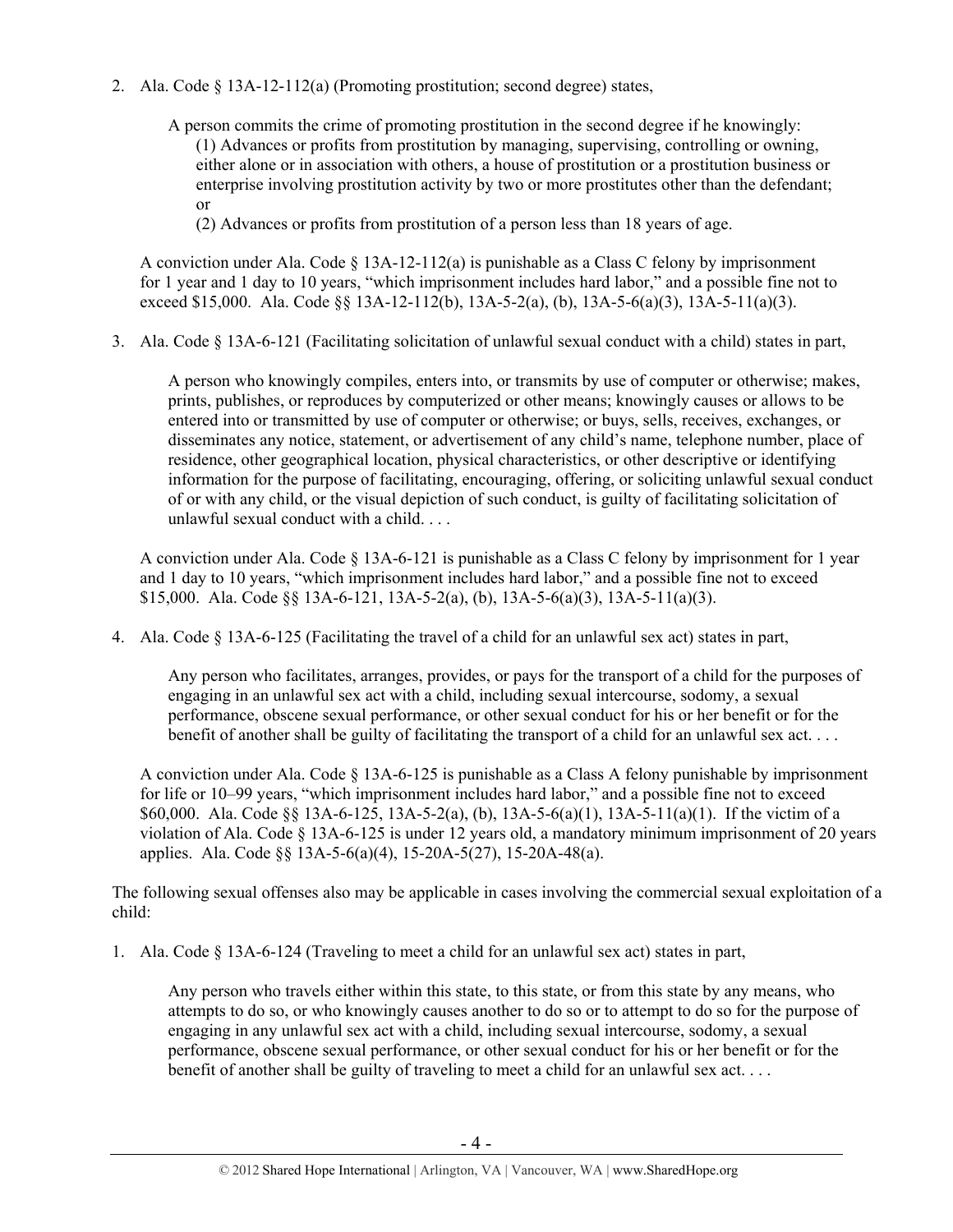2. Ala. Code § 13A-12-112(a) (Promoting prostitution; second degree) states,

   > A person commits the crime of promoting prostitution in the second degree if he knowingly:
   > (1) Advances or profits from prostitution by managing, supervising, controlling or owning, either alone or in association with others, a house of prostitution or a prostitution business or enterprise involving prostitution activity by two or more prostitutes other than the defendant; or
   > (2) Advances or profits from prostitution of a person less than 18 years of age.

   A conviction under Ala. Code § 13A-12-112(a) is punishable as a Class C felony by imprisonment for 1 year and 1 day to 10 years, "which imprisonment includes hard labor," and a possible fine not to exceed $15,000. Ala. Code §§ 13A-12-112(b), 13A-5-2(a), (b), 13A-5-6(a)(3), 13A-5-11(a)(3).

3. Ala. Code § 13A-6-121 (Facilitating solicitation of unlawful sexual conduct with a child) states in part,

   > A person who knowingly compiles, enters into, or transmits by use of computer or otherwise; makes, prints, publishes, or reproduces by computerized or other means; knowingly causes or allows to be entered into or transmitted by use of computer or otherwise; or buys, sells, receives, exchanges, or disseminates any notice, statement, or advertisement of any child's name, telephone number, place of residence, other geographical location, physical characteristics, or other descriptive or identifying information for the purpose of facilitating, encouraging, offering, or soliciting unlawful sexual conduct of or with any child, or the visual depiction of such conduct, is guilty of facilitating solicitation of unlawful sexual conduct with a child. . . .

   A conviction under Ala. Code § 13A-6-121 is punishable as a Class C felony by imprisonment for 1 year and 1 day to 10 years, "which imprisonment includes hard labor," and a possible fine not to exceed $15,000. Ala. Code §§ 13A-6-121, 13A-5-2(a), (b), 13A-5-6(a)(3), 13A-5-11(a)(3).

4. Ala. Code § 13A-6-125 (Facilitating the travel of a child for an unlawful sex act) states in part,

   > Any person who facilitates, arranges, provides, or pays for the transport of a child for the purposes of engaging in an unlawful sex act with a child, including sexual intercourse, sodomy, a sexual performance, obscene sexual performance, or other sexual conduct for his or her benefit or for the benefit of another shall be guilty of facilitating the transport of a child for an unlawful sex act. . . .

   A conviction under Ala. Code § 13A-6-125 is punishable as a Class A felony punishable by imprisonment for life or 10–99 years, "which imprisonment includes hard labor," and a possible fine not to exceed $60,000. Ala. Code §§ 13A-6-125, 13A-5-2(a), (b), 13A-5-6(a)(1), 13A-5-11(a)(1). If the victim of a violation of Ala. Code § 13A-6-125 is under 12 years old, a mandatory minimum imprisonment of 20 years applies. Ala. Code §§ 13A-5-6(a)(4), 15-20A-5(27), 15-20A-48(a).

The following sexual offenses also may be applicable in cases involving the commercial sexual exploitation of a child:

1. Ala. Code § 13A-6-124 (Traveling to meet a child for an unlawful sex act) states in part,

   > Any person who travels either within this state, to this state, or from this state by any means, who attempts to do so, or who knowingly causes another to do so or to attempt to do so for the purpose of engaging in any unlawful sex act with a child, including sexual intercourse, sodomy, a sexual performance, obscene sexual performance, or other sexual conduct for his or her benefit or for the benefit of another shall be guilty of traveling to meet a child for an unlawful sex act. . . .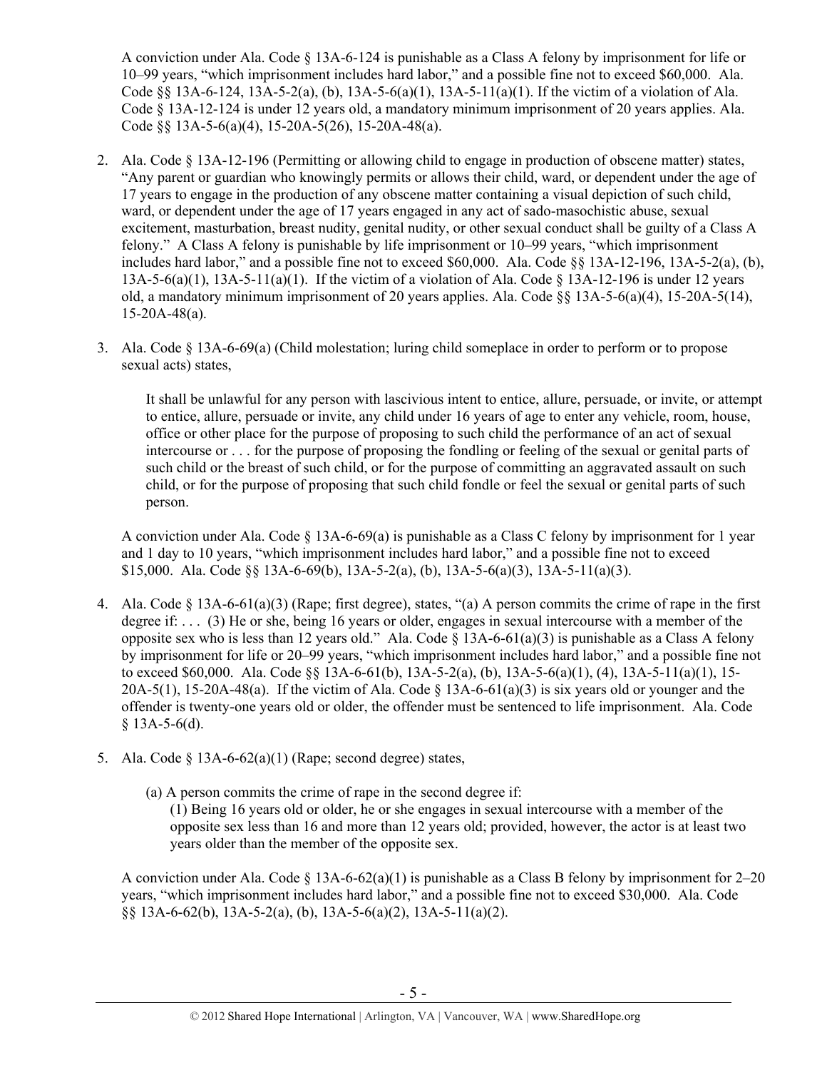A conviction under Ala. Code § 13A-6-124 is punishable as a Class A felony by imprisonment for life or 10–99 years, "which imprisonment includes hard labor," and a possible fine not to exceed $60,000. Ala. Code §§ 13A-6-124, 13A-5-2(a), (b), 13A-5-6(a)(1), 13A-5-11(a)(1). If the victim of a violation of Ala. Code § 13A-12-124 is under 12 years old, a mandatory minimum imprisonment of 20 years applies. Ala. Code §§ 13A-5-6(a)(4), 15-20A-5(26), 15-20A-48(a).

2. Ala. Code § 13A-12-196 (Permitting or allowing child to engage in production of obscene matter) states, "Any parent or guardian who knowingly permits or allows their child, ward, or dependent under the age of 17 years to engage in the production of any obscene matter containing a visual depiction of such child, ward, or dependent under the age of 17 years engaged in any act of sado-masochistic abuse, sexual excitement, masturbation, breast nudity, genital nudity, or other sexual conduct shall be guilty of a Class A felony." A Class A felony is punishable by life imprisonment or 10–99 years, "which imprisonment includes hard labor," and a possible fine not to exceed $60,000. Ala. Code §§ 13A-12-196, 13A-5-2(a), (b), 13A-5-6(a)(1), 13A-5-11(a)(1). If the victim of a violation of Ala. Code § 13A-12-196 is under 12 years old, a mandatory minimum imprisonment of 20 years applies. Ala. Code §§ 13A-5-6(a)(4), 15-20A-5(14), 15-20A-48(a).

3. Ala. Code § 13A-6-69(a) (Child molestation; luring child someplace in order to perform or to propose sexual acts) states,

   > It shall be unlawful for any person with lascivious intent to entice, allure, persuade, or invite, or attempt to entice, allure, persuade or invite, any child under 16 years of age to enter any vehicle, room, house, office or other place for the purpose of proposing to such child the performance of an act of sexual intercourse or . . . for the purpose of proposing the fondling or feeling of the sexual or genital parts of such child or the breast of such child, or for the purpose of committing an aggravated assault on such child, or for the purpose of proposing that such child fondle or feel the sexual or genital parts of such person.

   A conviction under Ala. Code § 13A-6-69(a) is punishable as a Class C felony by imprisonment for 1 year and 1 day to 10 years, "which imprisonment includes hard labor," and a possible fine not to exceed $15,000. Ala. Code §§ 13A-6-69(b), 13A-5-2(a), (b), 13A-5-6(a)(3), 13A-5-11(a)(3).

4. Ala. Code § 13A-6-61(a)(3) (Rape; first degree), states, "(a) A person commits the crime of rape in the first degree if: . . . (3) He or she, being 16 years or older, engages in sexual intercourse with a member of the opposite sex who is less than 12 years old." Ala. Code § 13A-6-61(a)(3) is punishable as a Class A felony by imprisonment for life or 20–99 years, "which imprisonment includes hard labor," and a possible fine not to exceed $60,000. Ala. Code §§ 13A-6-61(b), 13A-5-2(a), (b), 13A-5-6(a)(1), (4), 13A-5-11(a)(1), 15-20A-5(1), 15-20A-48(a). If the victim of Ala. Code § 13A-6-61(a)(3) is six years old or younger and the offender is twenty-one years old or older, the offender must be sentenced to life imprisonment. Ala. Code § 13A-5-6(d).

5. Ala. Code § 13A-6-62(a)(1) (Rape; second degree) states,

   > (a) A person commits the crime of rape in the second degree if:
   > (1) Being 16 years old or older, he or she engages in sexual intercourse with a member of the opposite sex less than 16 and more than 12 years old; provided, however, the actor is at least two years older than the member of the opposite sex.

   A conviction under Ala. Code § 13A-6-62(a)(1) is punishable as a Class B felony by imprisonment for 2–20 years, "which imprisonment includes hard labor," and a possible fine not to exceed $30,000. Ala. Code §§ 13A-6-62(b), 13A-5-2(a), (b), 13A-5-6(a)(2), 13A-5-11(a)(2).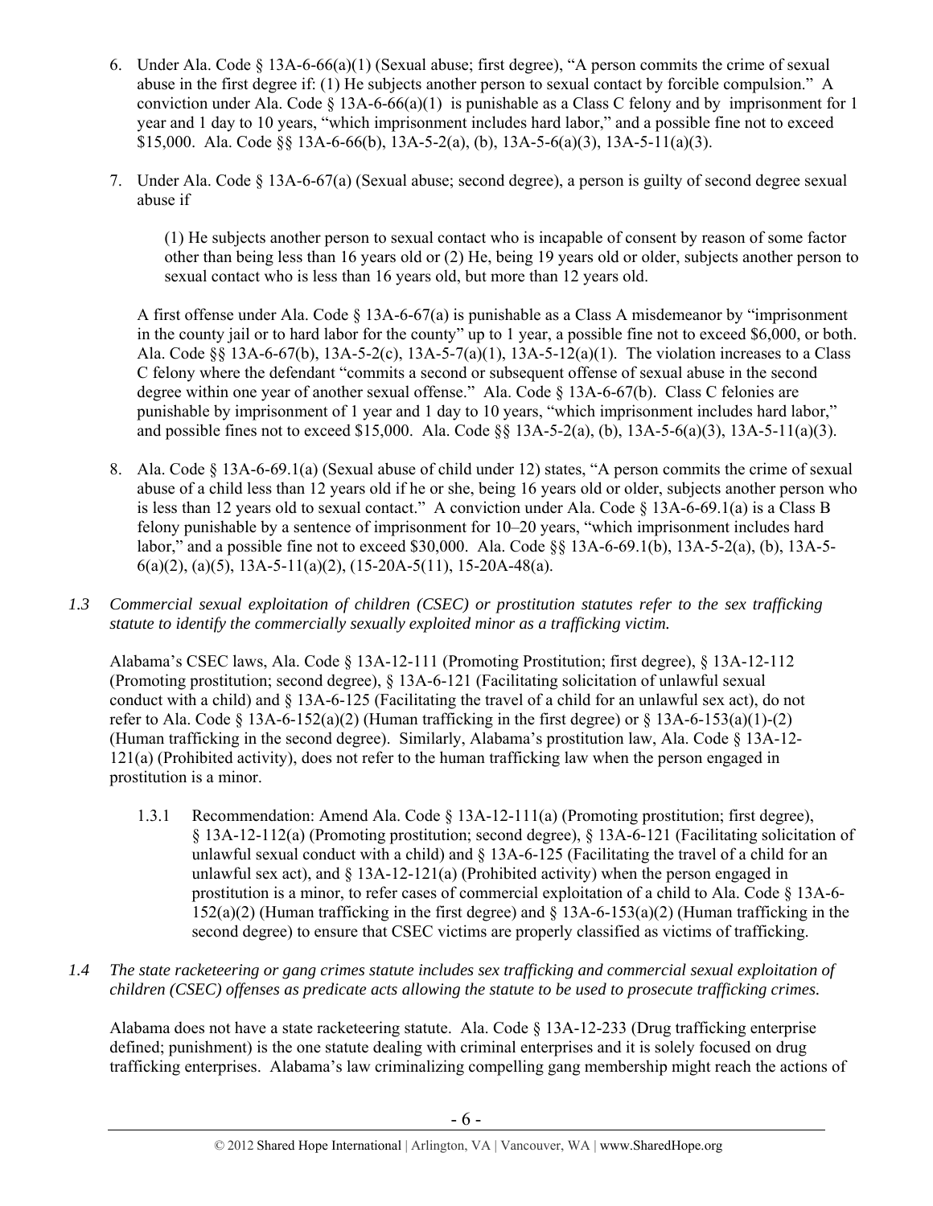6. Under Ala. Code § 13A-6-66(a)(1) (Sexual abuse; first degree), "A person commits the crime of sexual abuse in the first degree if: (1) He subjects another person to sexual contact by forcible compulsion." A conviction under Ala. Code § 13A-6-66(a)(1) is punishable as a Class C felony and by imprisonment for 1 year and 1 day to 10 years, "which imprisonment includes hard labor," and a possible fine not to exceed $15,000. Ala. Code §§ 13A-6-66(b), 13A-5-2(a), (b), 13A-5-6(a)(3), 13A-5-11(a)(3).

7. Under Ala. Code § 13A-6-67(a) (Sexual abuse; second degree), a person is guilty of second degree sexual abuse if

   > (1) He subjects another person to sexual contact who is incapable of consent by reason of some factor other than being less than 16 years old or (2) He, being 19 years old or older, subjects another person to sexual contact who is less than 16 years old, but more than 12 years old.

   A first offense under Ala. Code § 13A-6-67(a) is punishable as a Class A misdemeanor by "imprisonment in the county jail or to hard labor for the county" up to 1 year, a possible fine not to exceed $6,000, or both. Ala. Code §§ 13A-6-67(b), 13A-5-2(c), 13A-5-7(a)(1), 13A-5-12(a)(1). The violation increases to a Class C felony where the defendant "commits a second or subsequent offense of sexual abuse in the second degree within one year of another sexual offense." Ala. Code § 13A-6-67(b). Class C felonies are punishable by imprisonment of 1 year and 1 day to 10 years, "which imprisonment includes hard labor," and possible fines not to exceed $15,000. Ala. Code §§ 13A-5-2(a), (b), 13A-5-6(a)(3), 13A-5-11(a)(3).

8. Ala. Code § 13A-6-69.1(a) (Sexual abuse of child under 12) states, "A person commits the crime of sexual abuse of a child less than 12 years old if he or she, being 16 years old or older, subjects another person who is less than 12 years old to sexual contact." A conviction under Ala. Code § 13A-6-69.1(a) is a Class B felony punishable by a sentence of imprisonment for 10–20 years, "which imprisonment includes hard labor," and a possible fine not to exceed $30,000. Ala. Code §§ 13A-6-69.1(b), 13A-5-2(a), (b), 13A-5-6(a)(2), (a)(5), 13A-5-11(a)(2), (15-20A-5(11), 15-20A-48(a).

*1.3 Commercial sexual exploitation of children (CSEC) or prostitution statutes refer to the sex trafficking statute to identify the commercially sexually exploited minor as a trafficking victim.*

Alabama's CSEC laws, Ala. Code § 13A-12-111 (Promoting Prostitution; first degree), § 13A-12-112 (Promoting prostitution; second degree), § 13A-6-121 (Facilitating solicitation of unlawful sexual conduct with a child) and § 13A-6-125 (Facilitating the travel of a child for an unlawful sex act), do not refer to Ala. Code § 13A-6-152(a)(2) (Human trafficking in the first degree) or § 13A-6-153(a)(1)-(2) (Human trafficking in the second degree). Similarly, Alabama's prostitution law, Ala. Code § 13A-12-121(a) (Prohibited activity), does not refer to the human trafficking law when the person engaged in prostitution is a minor.

1.3.1 Recommendation: Amend Ala. Code § 13A-12-111(a) (Promoting prostitution; first degree), § 13A-12-112(a) (Promoting prostitution; second degree), § 13A-6-121 (Facilitating solicitation of unlawful sexual conduct with a child) and § 13A-6-125 (Facilitating the travel of a child for an unlawful sex act), and § 13A-12-121(a) (Prohibited activity) when the person engaged in prostitution is a minor, to refer cases of commercial exploitation of a child to Ala. Code § 13A-6-152(a)(2) (Human trafficking in the first degree) and § 13A-6-153(a)(2) (Human trafficking in the second degree) to ensure that CSEC victims are properly classified as victims of trafficking.

*1.4 The state racketeering or gang crimes statute includes sex trafficking and commercial sexual exploitation of children (CSEC) offenses as predicate acts allowing the statute to be used to prosecute trafficking crimes.*

Alabama does not have a state racketeering statute. Ala. Code § 13A-12-233 (Drug trafficking enterprise defined; punishment) is the one statute dealing with criminal enterprises and it is solely focused on drug trafficking enterprises. Alabama's law criminalizing compelling gang membership might reach the actions of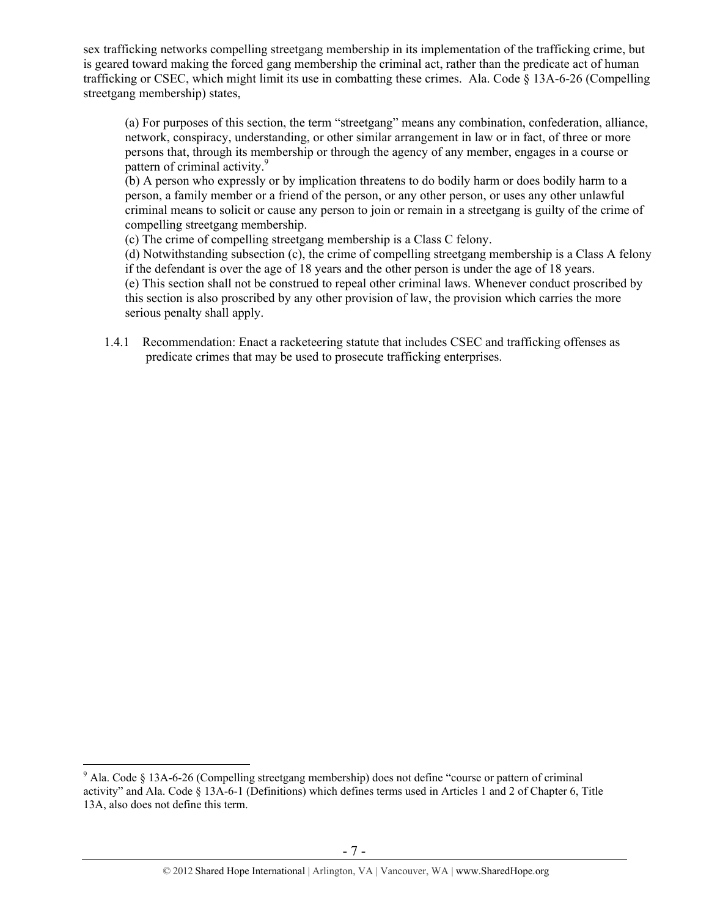sex trafficking networks compelling streetgang membership in its implementation of the trafficking crime, but is geared toward making the forced gang membership the criminal act, rather than the predicate act of human trafficking or CSEC, which might limit its use in combatting these crimes. Ala. Code § 13A-6-26 (Compelling streetgang membership) states,

> (a) For purposes of this section, the term "streetgang" means any combination, confederation, alliance, network, conspiracy, understanding, or other similar arrangement in law or in fact, of three or more persons that, through its membership or through the agency of any member, engages in a course or pattern of criminal activity.[9]
> (b) A person who expressly or by implication threatens to do bodily harm or does bodily harm to a person, a family member or a friend of the person, or any other person, or uses any other unlawful criminal means to solicit or cause any person to join or remain in a streetgang is guilty of the crime of compelling streetgang membership.
> (c) The crime of compelling streetgang membership is a Class C felony.
> (d) Notwithstanding subsection (c), the crime of compelling streetgang membership is a Class A felony if the defendant is over the age of 18 years and the other person is under the age of 18 years.
> (e) This section shall not be construed to repeal other criminal laws. Whenever conduct proscribed by this section is also proscribed by any other provision of law, the provision which carries the more serious penalty shall apply.

1.4.1 Recommendation: Enact a racketeering statute that includes CSEC and trafficking offenses as predicate crimes that may be used to prosecute trafficking enterprises.

---

[9] Ala. Code § 13A-6-26 (Compelling streetgang membership) does not define "course or pattern of criminal activity" and Ala. Code § 13A-6-1 (Definitions) which defines terms used in Articles 1 and 2 of Chapter 6, Title 13A, also does not define this term.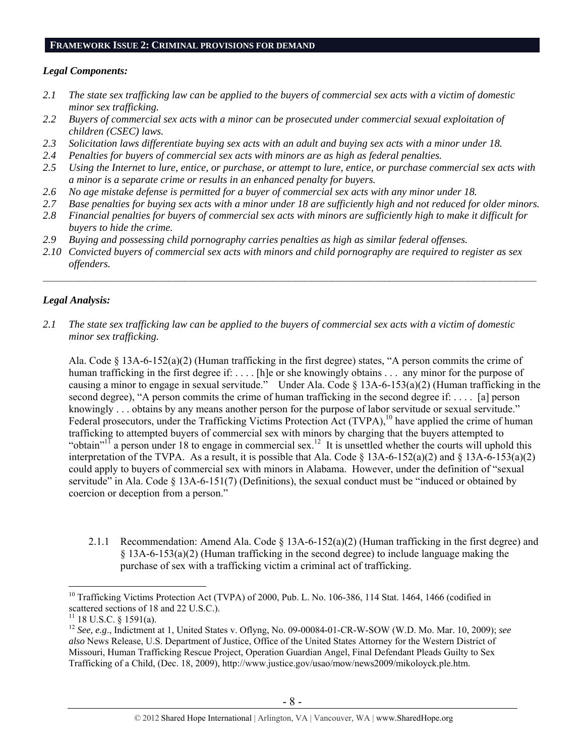## FRAMEWORK ISSUE 2: CRIMINAL PROVISIONS FOR DEMAND

### *Legal Components:*

*2.1 The state sex trafficking law can be applied to the buyers of commercial sex acts with a victim of domestic minor sex trafficking.*

*2.2 Buyers of commercial sex acts with a minor can be prosecuted under commercial sexual exploitation of children (CSEC) laws.*

*2.3 Solicitation laws differentiate buying sex acts with an adult and buying sex acts with a minor under 18.*

*2.4 Penalties for buyers of commercial sex acts with minors are as high as federal penalties.*

*2.5 Using the Internet to lure, entice, or purchase, or attempt to lure, entice, or purchase commercial sex acts with a minor is a separate crime or results in an enhanced penalty for buyers.*

*2.6 No age mistake defense is permitted for a buyer of commercial sex acts with any minor under 18.*

*2.7 Base penalties for buying sex acts with a minor under 18 are sufficiently high and not reduced for older minors.*

*2.8 Financial penalties for buyers of commercial sex acts with minors are sufficiently high to make it difficult for buyers to hide the crime.*

*2.9 Buying and possessing child pornography carries penalties as high as similar federal offenses.*

*2.10 Convicted buyers of commercial sex acts with minors and child pornography are required to register as sex offenders.*

---

### *Legal Analysis:*

*2.1 The state sex trafficking law can be applied to the buyers of commercial sex acts with a victim of domestic minor sex trafficking.*

Ala. Code § 13A-6-152(a)(2) (Human trafficking in the first degree) states, "A person commits the crime of human trafficking in the first degree if: . . . . [h]e or she knowingly obtains . . . any minor for the purpose of causing a minor to engage in sexual servitude." Under Ala. Code § 13A-6-153(a)(2) (Human trafficking in the second degree), "A person commits the crime of human trafficking in the second degree if: . . . . [a] person knowingly . . . obtains by any means another person for the purpose of labor servitude or sexual servitude." Federal prosecutors, under the Trafficking Victims Protection Act (TVPA),[10] have applied the crime of human trafficking to attempted buyers of commercial sex with minors by charging that the buyers attempted to "obtain"[11] a person under 18 to engage in commercial sex.[12] It is unsettled whether the courts will uphold this interpretation of the TVPA. As a result, it is possible that Ala. Code § 13A-6-152(a)(2) and § 13A-6-153(a)(2) could apply to buyers of commercial sex with minors in Alabama. However, under the definition of "sexual servitude" in Ala. Code § 13A-6-151(7) (Definitions), the sexual conduct must be "induced or obtained by coercion or deception from a person."

2.1.1 Recommendation: Amend Ala. Code § 13A-6-152(a)(2) (Human trafficking in the first degree) and § 13A-6-153(a)(2) (Human trafficking in the second degree) to include language making the purchase of sex with a trafficking victim a criminal act of trafficking.

---

[10] Trafficking Victims Protection Act (TVPA) of 2000, Pub. L. No. 106-386, 114 Stat. 1464, 1466 (codified in scattered sections of 18 and 22 U.S.C.).

[11] 18 U.S.C. § 1591(a).

[12] *See, e.g*., Indictment at 1, United States v. Oflyng, No. 09-00084-01-CR-W-SOW (W.D. Mo. Mar. 10, 2009); *see also* News Release, U.S. Department of Justice, Office of the United States Attorney for the Western District of Missouri, Human Trafficking Rescue Project, Operation Guardian Angel, Final Defendant Pleads Guilty to Sex Trafficking of a Child, (Dec. 18, 2009), http://www.justice.gov/usao/mow/news2009/mikoloyck.ple.htm.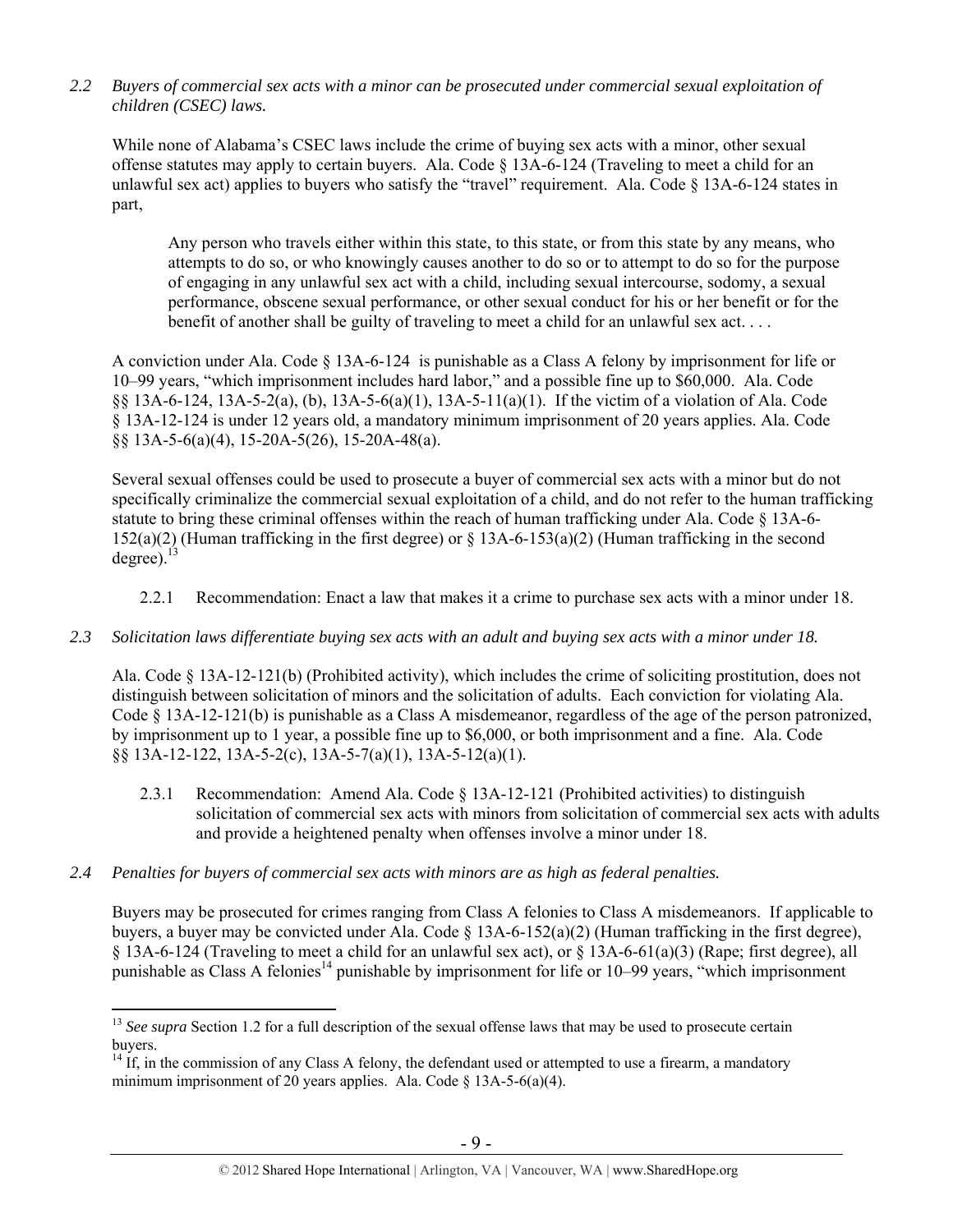*2.2 Buyers of commercial sex acts with a minor can be prosecuted under commercial sexual exploitation of children (CSEC) laws.*

While none of Alabama's CSEC laws include the crime of buying sex acts with a minor, other sexual offense statutes may apply to certain buyers. Ala. Code § 13A-6-124 (Traveling to meet a child for an unlawful sex act) applies to buyers who satisfy the "travel" requirement. Ala. Code § 13A-6-124 states in part,

> Any person who travels either within this state, to this state, or from this state by any means, who attempts to do so, or who knowingly causes another to do so or to attempt to do so for the purpose of engaging in any unlawful sex act with a child, including sexual intercourse, sodomy, a sexual performance, obscene sexual performance, or other sexual conduct for his or her benefit or for the benefit of another shall be guilty of traveling to meet a child for an unlawful sex act. . . .

A conviction under Ala. Code § 13A-6-124 is punishable as a Class A felony by imprisonment for life or 10–99 years, "which imprisonment includes hard labor," and a possible fine up to $60,000. Ala. Code §§ 13A-6-124, 13A-5-2(a), (b), 13A-5-6(a)(1), 13A-5-11(a)(1). If the victim of a violation of Ala. Code § 13A-12-124 is under 12 years old, a mandatory minimum imprisonment of 20 years applies. Ala. Code §§ 13A-5-6(a)(4), 15-20A-5(26), 15-20A-48(a).

Several sexual offenses could be used to prosecute a buyer of commercial sex acts with a minor but do not specifically criminalize the commercial sexual exploitation of a child, and do not refer to the human trafficking statute to bring these criminal offenses within the reach of human trafficking under Ala. Code § 13A-6-152(a)(2) (Human trafficking in the first degree) or § 13A-6-153(a)(2) (Human trafficking in the second degree).[13]

2.2.1 Recommendation: Enact a law that makes it a crime to purchase sex acts with a minor under 18.

*2.3 Solicitation laws differentiate buying sex acts with an adult and buying sex acts with a minor under 18.*

Ala. Code § 13A-12-121(b) (Prohibited activity), which includes the crime of soliciting prostitution, does not distinguish between solicitation of minors and the solicitation of adults. Each conviction for violating Ala. Code § 13A-12-121(b) is punishable as a Class A misdemeanor, regardless of the age of the person patronized, by imprisonment up to 1 year, a possible fine up to $6,000, or both imprisonment and a fine. Ala. Code §§ 13A-12-122, 13A-5-2(c), 13A-5-7(a)(1), 13A-5-12(a)(1).

2.3.1 Recommendation: Amend Ala. Code § 13A-12-121 (Prohibited activities) to distinguish solicitation of commercial sex acts with minors from solicitation of commercial sex acts with adults and provide a heightened penalty when offenses involve a minor under 18.

*2.4 Penalties for buyers of commercial sex acts with minors are as high as federal penalties.*

Buyers may be prosecuted for crimes ranging from Class A felonies to Class A misdemeanors. If applicable to buyers, a buyer may be convicted under Ala. Code § 13A-6-152(a)(2) (Human trafficking in the first degree), § 13A-6-124 (Traveling to meet a child for an unlawful sex act), or § 13A-6-61(a)(3) (Rape; first degree), all punishable as Class A felonies[14] punishable by imprisonment for life or 10–99 years, "which imprisonment

---

[13] *See supra* Section 1.2 for a full description of the sexual offense laws that may be used to prosecute certain buyers.

[14] If, in the commission of any Class A felony, the defendant used or attempted to use a firearm, a mandatory minimum imprisonment of 20 years applies. Ala. Code § 13A-5-6(a)(4).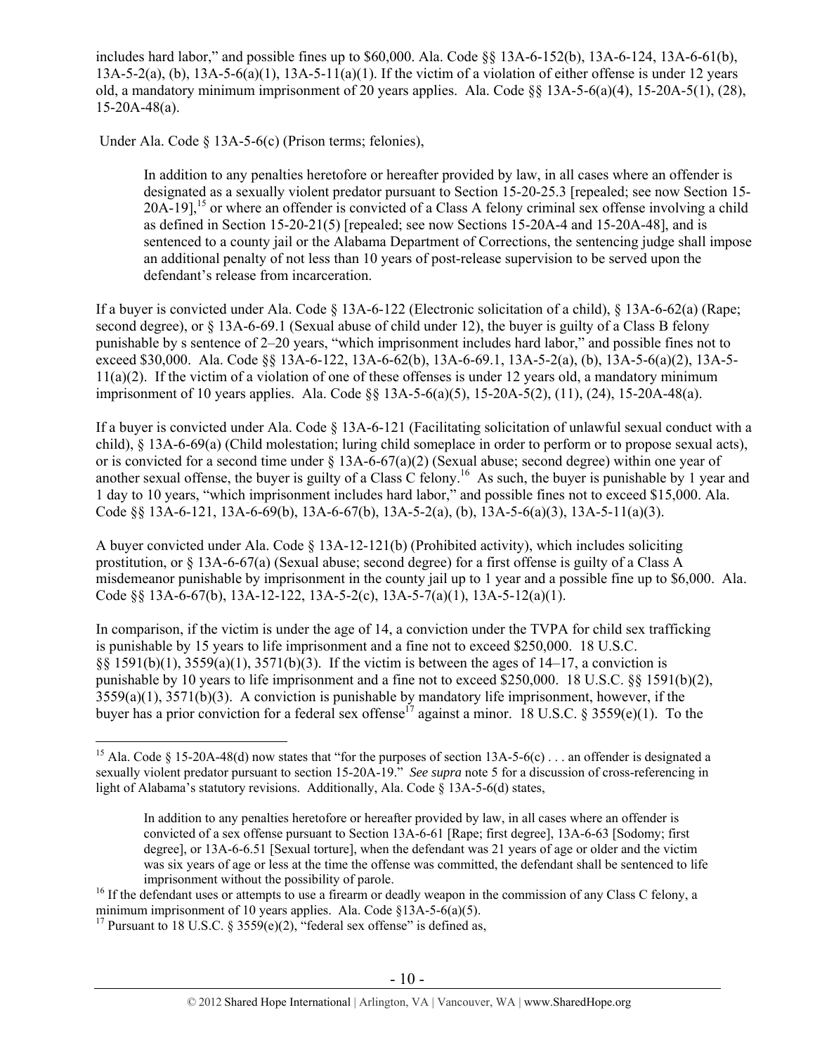includes hard labor," and possible fines up to $60,000. Ala. Code §§ 13A-6-152(b), 13A-6-124, 13A-6-61(b), 13A-5-2(a), (b), 13A-5-6(a)(1), 13A-5-11(a)(1). If the victim of a violation of either offense is under 12 years old, a mandatory minimum imprisonment of 20 years applies. Ala. Code §§ 13A-5-6(a)(4), 15-20A-5(1), (28), 15-20A-48(a).

Under Ala. Code § 13A-5-6(c) (Prison terms; felonies),

> In addition to any penalties heretofore or hereafter provided by law, in all cases where an offender is designated as a sexually violent predator pursuant to Section 15-20-25.3 [repealed; see now Section 15-20A-19],[15] or where an offender is convicted of a Class A felony criminal sex offense involving a child as defined in Section 15-20-21(5) [repealed; see now Sections 15-20A-4 and 15-20A-48], and is sentenced to a county jail or the Alabama Department of Corrections, the sentencing judge shall impose an additional penalty of not less than 10 years of post-release supervision to be served upon the defendant's release from incarceration.

If a buyer is convicted under Ala. Code § 13A-6-122 (Electronic solicitation of a child), § 13A-6-62(a) (Rape; second degree), or § 13A-6-69.1 (Sexual abuse of child under 12), the buyer is guilty of a Class B felony punishable by s sentence of 2–20 years, "which imprisonment includes hard labor," and possible fines not to exceed $30,000. Ala. Code §§ 13A-6-122, 13A-6-62(b), 13A-6-69.1, 13A-5-2(a), (b), 13A-5-6(a)(2), 13A-5-11(a)(2). If the victim of a violation of one of these offenses is under 12 years old, a mandatory minimum imprisonment of 10 years applies. Ala. Code §§ 13A-5-6(a)(5), 15-20A-5(2), (11), (24), 15-20A-48(a).

If a buyer is convicted under Ala. Code § 13A-6-121 (Facilitating solicitation of unlawful sexual conduct with a child), § 13A-6-69(a) (Child molestation; luring child someplace in order to perform or to propose sexual acts), or is convicted for a second time under § 13A-6-67(a)(2) (Sexual abuse; second degree) within one year of another sexual offense, the buyer is guilty of a Class C felony.[16] As such, the buyer is punishable by 1 year and 1 day to 10 years, "which imprisonment includes hard labor," and possible fines not to exceed $15,000. Ala. Code §§ 13A-6-121, 13A-6-69(b), 13A-6-67(b), 13A-5-2(a), (b), 13A-5-6(a)(3), 13A-5-11(a)(3).

A buyer convicted under Ala. Code § 13A-12-121(b) (Prohibited activity), which includes soliciting prostitution, or § 13A-6-67(a) (Sexual abuse; second degree) for a first offense is guilty of a Class A misdemeanor punishable by imprisonment in the county jail up to 1 year and a possible fine up to $6,000. Ala. Code §§ 13A-6-67(b), 13A-12-122, 13A-5-2(c), 13A-5-7(a)(1), 13A-5-12(a)(1).

In comparison, if the victim is under the age of 14, a conviction under the TVPA for child sex trafficking is punishable by 15 years to life imprisonment and a fine not to exceed $250,000. 18 U.S.C. §§ 1591(b)(1), 3559(a)(1), 3571(b)(3). If the victim is between the ages of 14–17, a conviction is punishable by 10 years to life imprisonment and a fine not to exceed $250,000. 18 U.S.C. §§ 1591(b)(2), 3559(a)(1), 3571(b)(3). A conviction is punishable by mandatory life imprisonment, however, if the buyer has a prior conviction for a federal sex offense[17] against a minor. 18 U.S.C. § 3559(e)(1). To the

---

[15] Ala. Code § 15-20A-48(d) now states that "for the purposes of section 13A-5-6(c) . . . an offender is designated a sexually violent predator pursuant to section 15-20A-19." *See supra* note 5 for a discussion of cross-referencing in light of Alabama's statutory revisions. Additionally, Ala. Code § 13A-5-6(d) states,

> In addition to any penalties heretofore or hereafter provided by law, in all cases where an offender is convicted of a sex offense pursuant to Section 13A-6-61 [Rape; first degree], 13A-6-63 [Sodomy; first degree], or 13A-6-6.51 [Sexual torture], when the defendant was 21 years of age or older and the victim was six years of age or less at the time the offense was committed, the defendant shall be sentenced to life imprisonment without the possibility of parole.

[16] If the defendant uses or attempts to use a firearm or deadly weapon in the commission of any Class C felony, a minimum imprisonment of 10 years applies. Ala. Code §13A-5-6(a)(5).

[17] Pursuant to 18 U.S.C. § 3559(e)(2), "federal sex offense" is defined as,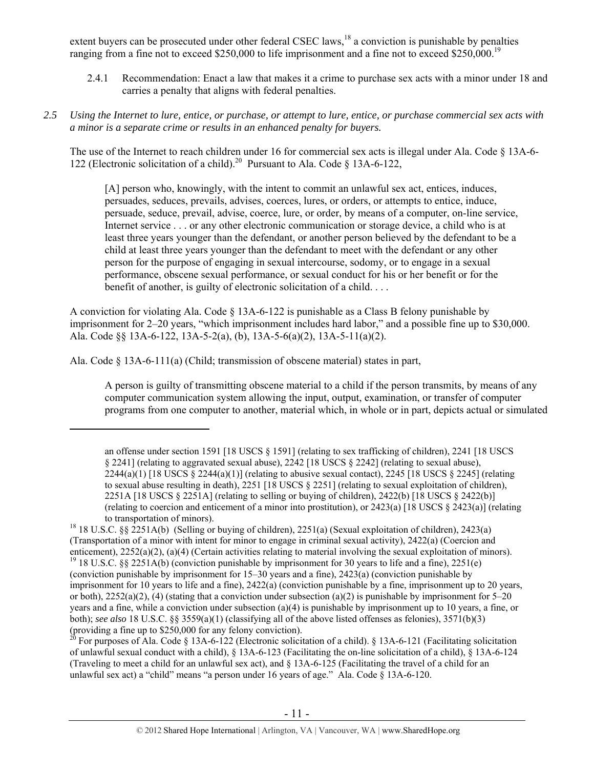extent buyers can be prosecuted under other federal CSEC laws,[18] a conviction is punishable by penalties ranging from a fine not to exceed $250,000 to life imprisonment and a fine not to exceed $250,000.[19]

2.4.1 Recommendation: Enact a law that makes it a crime to purchase sex acts with a minor under 18 and carries a penalty that aligns with federal penalties.

*2.5 Using the Internet to lure, entice, or purchase, or attempt to lure, entice, or purchase commercial sex acts with a minor is a separate crime or results in an enhanced penalty for buyers.*

The use of the Internet to reach children under 16 for commercial sex acts is illegal under Ala. Code § 13A-6-122 (Electronic solicitation of a child).[20] Pursuant to Ala. Code § 13A-6-122,

> [A] person who, knowingly, with the intent to commit an unlawful sex act, entices, induces, persuades, seduces, prevails, advises, coerces, lures, or orders, or attempts to entice, induce, persuade, seduce, prevail, advise, coerce, lure, or order, by means of a computer, on-line service, Internet service . . . or any other electronic communication or storage device, a child who is at least three years younger than the defendant, or another person believed by the defendant to be a child at least three years younger than the defendant to meet with the defendant or any other person for the purpose of engaging in sexual intercourse, sodomy, or to engage in a sexual performance, obscene sexual performance, or sexual conduct for his or her benefit or for the benefit of another, is guilty of electronic solicitation of a child. . . .

A conviction for violating Ala. Code § 13A-6-122 is punishable as a Class B felony punishable by imprisonment for 2–20 years, "which imprisonment includes hard labor," and a possible fine up to $30,000. Ala. Code §§ 13A-6-122, 13A-5-2(a), (b), 13A-5-6(a)(2), 13A-5-11(a)(2).

Ala. Code § 13A-6-111(a) (Child; transmission of obscene material) states in part,

> A person is guilty of transmitting obscene material to a child if the person transmits, by means of any computer communication system allowing the input, output, examination, or transfer of computer programs from one computer to another, material which, in whole or in part, depicts actual or simulated

---

an offense under section 1591 [18 USCS § 1591] (relating to sex trafficking of children), 2241 [18 USCS § 2241] (relating to aggravated sexual abuse), 2242 [18 USCS § 2242] (relating to sexual abuse), 2244(a)(1) [18 USCS § 2244(a)(1)] (relating to abusive sexual contact), 2245 [18 USCS § 2245] (relating to sexual abuse resulting in death), 2251 [18 USCS § 2251] (relating to sexual exploitation of children), 2251A [18 USCS § 2251A] (relating to selling or buying of children), 2422(b) [18 USCS § 2422(b)] (relating to coercion and enticement of a minor into prostitution), or 2423(a) [18 USCS § 2423(a)] (relating to transportation of minors).

[18] 18 U.S.C. §§ 2251A(b) (Selling or buying of children), 2251(a) (Sexual exploitation of children), 2423(a) (Transportation of a minor with intent for minor to engage in criminal sexual activity), 2422(a) (Coercion and enticement), 2252(a)(2), (a)(4) (Certain activities relating to material involving the sexual exploitation of minors).

[19] 18 U.S.C. §§ 2251A(b) (conviction punishable by imprisonment for 30 years to life and a fine), 2251(e) (conviction punishable by imprisonment for 15–30 years and a fine), 2423(a) (conviction punishable by imprisonment for 10 years to life and a fine), 2422(a) (conviction punishable by a fine, imprisonment up to 20 years, or both), 2252(a)(2), (4) (stating that a conviction under subsection (a)(2) is punishable by imprisonment for 5–20 years and a fine, while a conviction under subsection (a)(4) is punishable by imprisonment up to 10 years, a fine, or both); *see also* 18 U.S.C. §§ 3559(a)(1) (classifying all of the above listed offenses as felonies), 3571(b)(3) (providing a fine up to $250,000 for any felony conviction).

[20] For purposes of Ala. Code § 13A-6-122 (Electronic solicitation of a child). § 13A-6-121 (Facilitating solicitation of unlawful sexual conduct with a child), § 13A-6-123 (Facilitating the on-line solicitation of a child), § 13A-6-124 (Traveling to meet a child for an unlawful sex act), and § 13A-6-125 (Facilitating the travel of a child for an unlawful sex act) a "child" means "a person under 16 years of age." Ala. Code § 13A-6-120.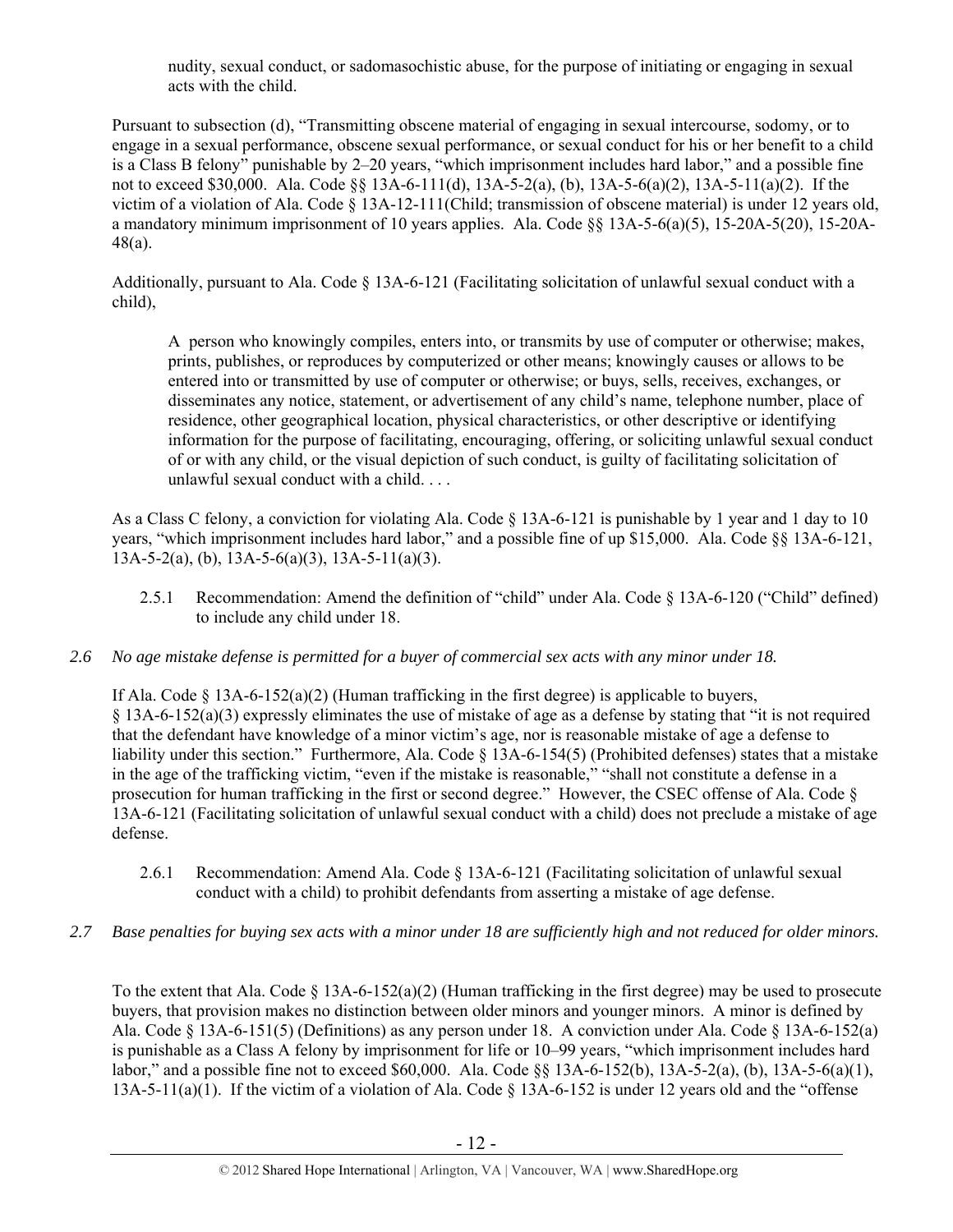nudity, sexual conduct, or sadomasochistic abuse, for the purpose of initiating or engaging in sexual acts with the child.

Pursuant to subsection (d), "Transmitting obscene material of engaging in sexual intercourse, sodomy, or to engage in a sexual performance, obscene sexual performance, or sexual conduct for his or her benefit to a child is a Class B felony" punishable by 2–20 years, "which imprisonment includes hard labor," and a possible fine not to exceed $30,000. Ala. Code §§ 13A-6-111(d), 13A-5-2(a), (b), 13A-5-6(a)(2), 13A-5-11(a)(2). If the victim of a violation of Ala. Code § 13A-12-111(Child; transmission of obscene material) is under 12 years old, a mandatory minimum imprisonment of 10 years applies. Ala. Code §§ 13A-5-6(a)(5), 15-20A-5(20), 15-20A-48(a).

Additionally, pursuant to Ala. Code § 13A-6-121 (Facilitating solicitation of unlawful sexual conduct with a child),

> A person who knowingly compiles, enters into, or transmits by use of computer or otherwise; makes, prints, publishes, or reproduces by computerized or other means; knowingly causes or allows to be entered into or transmitted by use of computer or otherwise; or buys, sells, receives, exchanges, or disseminates any notice, statement, or advertisement of any child's name, telephone number, place of residence, other geographical location, physical characteristics, or other descriptive or identifying information for the purpose of facilitating, encouraging, offering, or soliciting unlawful sexual conduct of or with any child, or the visual depiction of such conduct, is guilty of facilitating solicitation of unlawful sexual conduct with a child. . . .

As a Class C felony, a conviction for violating Ala. Code § 13A-6-121 is punishable by 1 year and 1 day to 10 years, "which imprisonment includes hard labor," and a possible fine of up $15,000. Ala. Code §§ 13A-6-121, 13A-5-2(a), (b), 13A-5-6(a)(3), 13A-5-11(a)(3).

> 2.5.1 Recommendation: Amend the definition of "child" under Ala. Code § 13A-6-120 ("Child" defined) to include any child under 18.

*2.6 No age mistake defense is permitted for a buyer of commercial sex acts with any minor under 18.*

If Ala. Code § 13A-6-152(a)(2) (Human trafficking in the first degree) is applicable to buyers, § 13A-6-152(a)(3) expressly eliminates the use of mistake of age as a defense by stating that "it is not required that the defendant have knowledge of a minor victim's age, nor is reasonable mistake of age a defense to liability under this section." Furthermore, Ala. Code § 13A-6-154(5) (Prohibited defenses) states that a mistake in the age of the trafficking victim, "even if the mistake is reasonable," "shall not constitute a defense in a prosecution for human trafficking in the first or second degree." However, the CSEC offense of Ala. Code § 13A-6-121 (Facilitating solicitation of unlawful sexual conduct with a child) does not preclude a mistake of age defense.

> 2.6.1 Recommendation: Amend Ala. Code § 13A-6-121 (Facilitating solicitation of unlawful sexual conduct with a child) to prohibit defendants from asserting a mistake of age defense.

*2.7 Base penalties for buying sex acts with a minor under 18 are sufficiently high and not reduced for older minors.*

To the extent that Ala. Code § 13A-6-152(a)(2) (Human trafficking in the first degree) may be used to prosecute buyers, that provision makes no distinction between older minors and younger minors. A minor is defined by Ala. Code § 13A-6-151(5) (Definitions) as any person under 18. A conviction under Ala. Code § 13A-6-152(a) is punishable as a Class A felony by imprisonment for life or 10–99 years, "which imprisonment includes hard labor," and a possible fine not to exceed $60,000. Ala. Code §§ 13A-6-152(b), 13A-5-2(a), (b), 13A-5-6(a)(1), 13A-5-11(a)(1). If the victim of a violation of Ala. Code § 13A-6-152 is under 12 years old and the "offense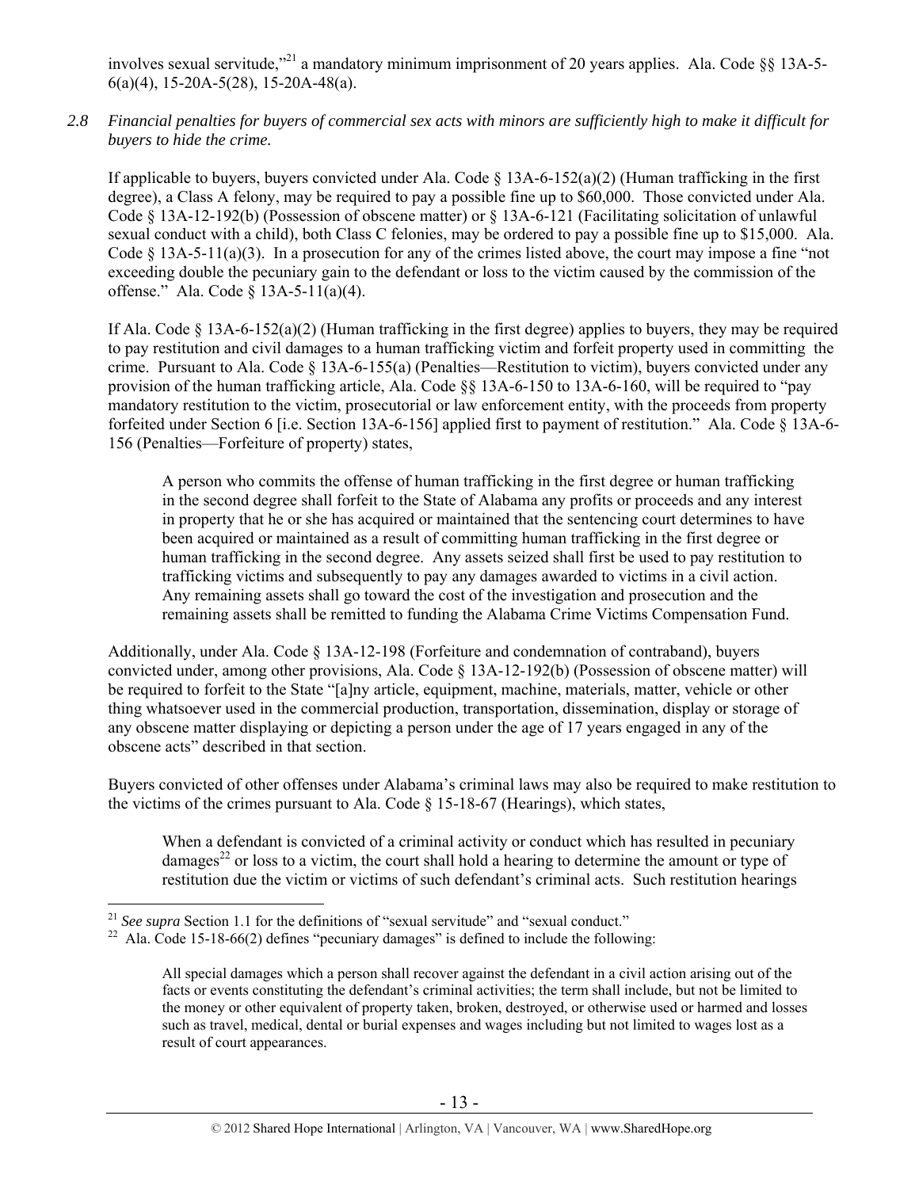involves sexual servitude,"[21] a mandatory minimum imprisonment of 20 years applies. Ala. Code §§ 13A-5-6(a)(4), 15-20A-5(28), 15-20A-48(a).

*2.8 Financial penalties for buyers of commercial sex acts with minors are sufficiently high to make it difficult for buyers to hide the crime.*

If applicable to buyers, buyers convicted under Ala. Code § 13A-6-152(a)(2) (Human trafficking in the first degree), a Class A felony, may be required to pay a possible fine up to $60,000. Those convicted under Ala. Code § 13A-12-192(b) (Possession of obscene matter) or § 13A-6-121 (Facilitating solicitation of unlawful sexual conduct with a child), both Class C felonies, may be ordered to pay a possible fine up to $15,000. Ala. Code § 13A-5-11(a)(3). In a prosecution for any of the crimes listed above, the court may impose a fine "not exceeding double the pecuniary gain to the defendant or loss to the victim caused by the commission of the offense." Ala. Code § 13A-5-11(a)(4).

If Ala. Code § 13A-6-152(a)(2) (Human trafficking in the first degree) applies to buyers, they may be required to pay restitution and civil damages to a human trafficking victim and forfeit property used in committing the crime. Pursuant to Ala. Code § 13A-6-155(a) (Penalties—Restitution to victim), buyers convicted under any provision of the human trafficking article, Ala. Code §§ 13A-6-150 to 13A-6-160, will be required to "pay mandatory restitution to the victim, prosecutorial or law enforcement entity, with the proceeds from property forfeited under Section 6 [i.e. Section 13A-6-156] applied first to payment of restitution." Ala. Code § 13A-6-156 (Penalties—Forfeiture of property) states,

> A person who commits the offense of human trafficking in the first degree or human trafficking in the second degree shall forfeit to the State of Alabama any profits or proceeds and any interest in property that he or she has acquired or maintained that the sentencing court determines to have been acquired or maintained as a result of committing human trafficking in the first degree or human trafficking in the second degree. Any assets seized shall first be used to pay restitution to trafficking victims and subsequently to pay any damages awarded to victims in a civil action. Any remaining assets shall go toward the cost of the investigation and prosecution and the remaining assets shall be remitted to funding the Alabama Crime Victims Compensation Fund.

Additionally, under Ala. Code § 13A-12-198 (Forfeiture and condemnation of contraband), buyers convicted under, among other provisions, Ala. Code § 13A-12-192(b) (Possession of obscene matter) will be required to forfeit to the State "[a]ny article, equipment, machine, materials, matter, vehicle or other thing whatsoever used in the commercial production, transportation, dissemination, display or storage of any obscene matter displaying or depicting a person under the age of 17 years engaged in any of the obscene acts" described in that section.

Buyers convicted of other offenses under Alabama's criminal laws may also be required to make restitution to the victims of the crimes pursuant to Ala. Code § 15-18-67 (Hearings), which states,

> When a defendant is convicted of a criminal activity or conduct which has resulted in pecuniary damages[22] or loss to a victim, the court shall hold a hearing to determine the amount or type of restitution due the victim or victims of such defendant's criminal acts. Such restitution hearings

---

[21] *See supra* Section 1.1 for the definitions of "sexual servitude" and "sexual conduct."

[22] Ala. Code 15-18-66(2) defines "pecuniary damages" is defined to include the following:

> All special damages which a person shall recover against the defendant in a civil action arising out of the facts or events constituting the defendant's criminal activities; the term shall include, but not be limited to the money or other equivalent of property taken, broken, destroyed, or otherwise used or harmed and losses such as travel, medical, dental or burial expenses and wages including but not limited to wages lost as a result of court appearances.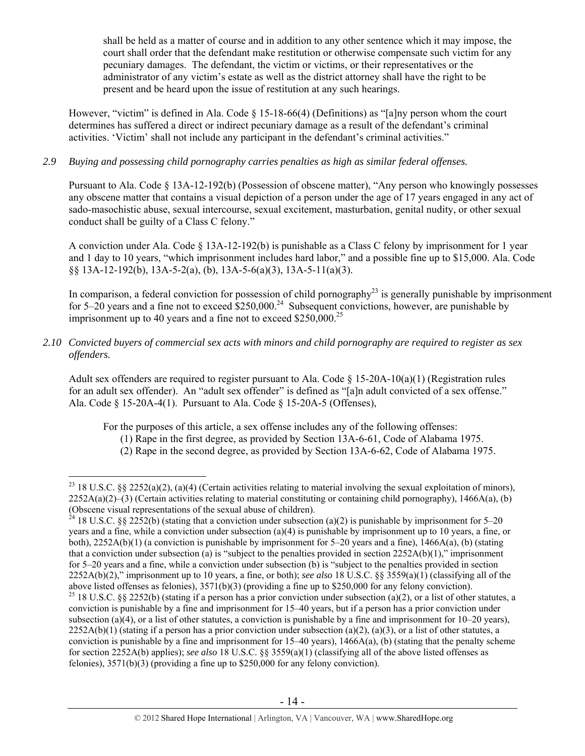> shall be held as a matter of course and in addition to any other sentence which it may impose, the court shall order that the defendant make restitution or otherwise compensate such victim for any pecuniary damages. The defendant, the victim or victims, or their representatives or the administrator of any victim's estate as well as the district attorney shall have the right to be present and be heard upon the issue of restitution at any such hearings.

However, "victim" is defined in Ala. Code § 15-18-66(4) (Definitions) as "[a]ny person whom the court determines has suffered a direct or indirect pecuniary damage as a result of the defendant's criminal activities. 'Victim' shall not include any participant in the defendant's criminal activities."

*2.9 Buying and possessing child pornography carries penalties as high as similar federal offenses.*

Pursuant to Ala. Code § 13A-12-192(b) (Possession of obscene matter), "Any person who knowingly possesses any obscene matter that contains a visual depiction of a person under the age of 17 years engaged in any act of sado-masochistic abuse, sexual intercourse, sexual excitement, masturbation, genital nudity, or other sexual conduct shall be guilty of a Class C felony."

A conviction under Ala. Code § 13A-12-192(b) is punishable as a Class C felony by imprisonment for 1 year and 1 day to 10 years, "which imprisonment includes hard labor," and a possible fine up to $15,000. Ala. Code §§ 13A-12-192(b), 13A-5-2(a), (b), 13A-5-6(a)(3), 13A-5-11(a)(3).

In comparison, a federal conviction for possession of child pornography[23] is generally punishable by imprisonment for 5–20 years and a fine not to exceed $250,000.[24] Subsequent convictions, however, are punishable by imprisonment up to 40 years and a fine not to exceed $250,000.[25]

*2.10 Convicted buyers of commercial sex acts with minors and child pornography are required to register as sex offenders.*

Adult sex offenders are required to register pursuant to Ala. Code § 15-20A-10(a)(1) (Registration rules for an adult sex offender). An "adult sex offender" is defined as "[a]n adult convicted of a sex offense." Ala. Code § 15-20A-4(1). Pursuant to Ala. Code § 15-20A-5 (Offenses),

> For the purposes of this article, a sex offense includes any of the following offenses:
> (1) Rape in the first degree, as provided by Section 13A-6-61, Code of Alabama 1975.
> (2) Rape in the second degree, as provided by Section 13A-6-62, Code of Alabama 1975.

---

[23] 18 U.S.C. §§ 2252(a)(2), (a)(4) (Certain activities relating to material involving the sexual exploitation of minors), 2252A(a)(2)–(3) (Certain activities relating to material constituting or containing child pornography), 1466A(a), (b) (Obscene visual representations of the sexual abuse of children).

[24] 18 U.S.C. §§ 2252(b) (stating that a conviction under subsection (a)(2) is punishable by imprisonment for 5–20 years and a fine, while a conviction under subsection (a)(4) is punishable by imprisonment up to 10 years, a fine, or both), 2252A(b)(1) (a conviction is punishable by imprisonment for 5–20 years and a fine), 1466A(a), (b) (stating that a conviction under subsection (a) is "subject to the penalties provided in section 2252A(b)(1)," imprisonment for 5–20 years and a fine, while a conviction under subsection (b) is "subject to the penalties provided in section 2252A(b)(2)," imprisonment up to 10 years, a fine, or both); *see also* 18 U.S.C. §§ 3559(a)(1) (classifying all of the above listed offenses as felonies), 3571(b)(3) (providing a fine up to $250,000 for any felony conviction).

[25] 18 U.S.C. §§ 2252(b) (stating if a person has a prior conviction under subsection (a)(2), or a list of other statutes, a conviction is punishable by a fine and imprisonment for 15–40 years, but if a person has a prior conviction under subsection (a)(4), or a list of other statutes, a conviction is punishable by a fine and imprisonment for 10–20 years), 2252A(b)(1) (stating if a person has a prior conviction under subsection (a)(2), (a)(3), or a list of other statutes, a conviction is punishable by a fine and imprisonment for 15–40 years), 1466A(a), (b) (stating that the penalty scheme for section 2252A(b) applies); *see also* 18 U.S.C. §§ 3559(a)(1) (classifying all of the above listed offenses as felonies), 3571(b)(3) (providing a fine up to $250,000 for any felony conviction).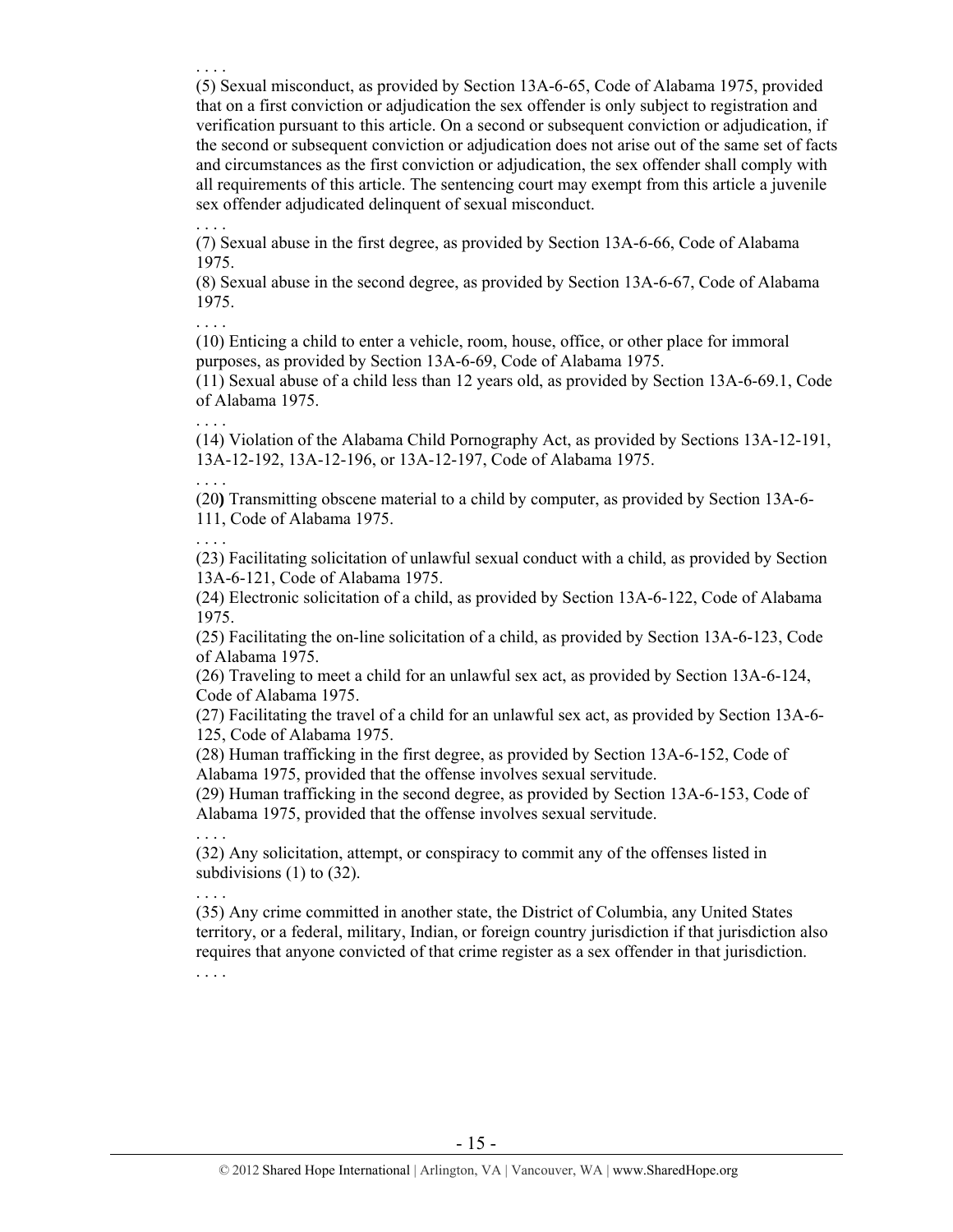. . . .

(5) Sexual misconduct, as provided by Section 13A-6-65, Code of Alabama 1975, provided that on a first conviction or adjudication the sex offender is only subject to registration and verification pursuant to this article. On a second or subsequent conviction or adjudication, if the second or subsequent conviction or adjudication does not arise out of the same set of facts and circumstances as the first conviction or adjudication, the sex offender shall comply with all requirements of this article. The sentencing court may exempt from this article a juvenile sex offender adjudicated delinquent of sexual misconduct.

. . . .

(7) Sexual abuse in the first degree, as provided by Section 13A-6-66, Code of Alabama 1975.

(8) Sexual abuse in the second degree, as provided by Section 13A-6-67, Code of Alabama 1975.

. . . .

(10) Enticing a child to enter a vehicle, room, house, office, or other place for immoral purposes, as provided by Section 13A-6-69, Code of Alabama 1975.

(11) Sexual abuse of a child less than 12 years old, as provided by Section 13A-6-69.1, Code of Alabama 1975.

. . . .

(14) Violation of the Alabama Child Pornography Act, as provided by Sections 13A-12-191, 13A-12-192, 13A-12-196, or 13A-12-197, Code of Alabama 1975.

. . . .

(20**)** Transmitting obscene material to a child by computer, as provided by Section 13A-6-111, Code of Alabama 1975.

. . . .

(23) Facilitating solicitation of unlawful sexual conduct with a child, as provided by Section 13A-6-121, Code of Alabama 1975.

(24) Electronic solicitation of a child, as provided by Section 13A-6-122, Code of Alabama 1975.

(25) Facilitating the on-line solicitation of a child, as provided by Section 13A-6-123, Code of Alabama 1975.

(26) Traveling to meet a child for an unlawful sex act, as provided by Section 13A-6-124, Code of Alabama 1975.

(27) Facilitating the travel of a child for an unlawful sex act, as provided by Section 13A-6-125, Code of Alabama 1975.

(28) Human trafficking in the first degree, as provided by Section 13A-6-152, Code of Alabama 1975, provided that the offense involves sexual servitude.

(29) Human trafficking in the second degree, as provided by Section 13A-6-153, Code of Alabama 1975, provided that the offense involves sexual servitude.

. . . .

(32) Any solicitation, attempt, or conspiracy to commit any of the offenses listed in subdivisions (1) to (32).

. . . .

(35) Any crime committed in another state, the District of Columbia, any United States territory, or a federal, military, Indian, or foreign country jurisdiction if that jurisdiction also requires that anyone convicted of that crime register as a sex offender in that jurisdiction.

. . . .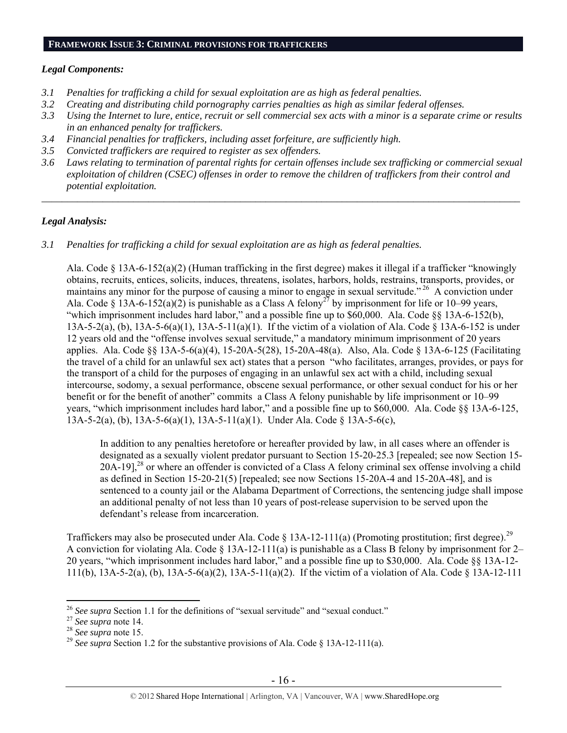**FRAMEWORK ISSUE 3: CRIMINAL PROVISIONS FOR TRAFFICKERS**

***Legal Components:***

*3.1 Penalties for trafficking a child for sexual exploitation are as high as federal penalties.*
*3.2 Creating and distributing child pornography carries penalties as high as similar federal offenses.*
*3.3 Using the Internet to lure, entice, recruit or sell commercial sex acts with a minor is a separate crime or results in an enhanced penalty for traffickers.*
*3.4 Financial penalties for traffickers, including asset forfeiture, are sufficiently high.*
*3.5 Convicted traffickers are required to register as sex offenders.*
*3.6 Laws relating to termination of parental rights for certain offenses include sex trafficking or commercial sexual exploitation of children (CSEC) offenses in order to remove the children of traffickers from their control and potential exploitation.*

---

***Legal Analysis:***

*3.1 Penalties for trafficking a child for sexual exploitation are as high as federal penalties.*

Ala. Code § 13A-6-152(a)(2) (Human trafficking in the first degree) makes it illegal if a trafficker "knowingly obtains, recruits, entices, solicits, induces, threatens, isolates, harbors, holds, restrains, transports, provides, or maintains any minor for the purpose of causing a minor to engage in sexual servitude."[26] A conviction under Ala. Code § 13A-6-152(a)(2) is punishable as a Class A felony[27] by imprisonment for life or 10–99 years, "which imprisonment includes hard labor," and a possible fine up to $60,000. Ala. Code §§ 13A-6-152(b), 13A-5-2(a), (b), 13A-5-6(a)(1), 13A-5-11(a)(1). If the victim of a violation of Ala. Code § 13A-6-152 is under 12 years old and the "offense involves sexual servitude," a mandatory minimum imprisonment of 20 years applies. Ala. Code §§ 13A-5-6(a)(4), 15-20A-5(28), 15-20A-48(a). Also, Ala. Code § 13A-6-125 (Facilitating the travel of a child for an unlawful sex act) states that a person "who facilitates, arranges, provides, or pays for the transport of a child for the purposes of engaging in an unlawful sex act with a child, including sexual intercourse, sodomy, a sexual performance, obscene sexual performance, or other sexual conduct for his or her benefit or for the benefit of another" commits a Class A felony punishable by life imprisonment or 10–99 years, "which imprisonment includes hard labor," and a possible fine up to $60,000. Ala. Code §§ 13A-6-125, 13A-5-2(a), (b), 13A-5-6(a)(1), 13A-5-11(a)(1). Under Ala. Code § 13A-5-6(c),

> In addition to any penalties heretofore or hereafter provided by law, in all cases where an offender is designated as a sexually violent predator pursuant to Section 15-20-25.3 [repealed; see now Section 15-20A-19],[28] or where an offender is convicted of a Class A felony criminal sex offense involving a child as defined in Section 15-20-21(5) [repealed; see now Sections 15-20A-4 and 15-20A-48], and is sentenced to a county jail or the Alabama Department of Corrections, the sentencing judge shall impose an additional penalty of not less than 10 years of post-release supervision to be served upon the defendant's release from incarceration.

Traffickers may also be prosecuted under Ala. Code § 13A-12-111(a) (Promoting prostitution; first degree).[29] A conviction for violating Ala. Code § 13A-12-111(a) is punishable as a Class B felony by imprisonment for 2–20 years, "which imprisonment includes hard labor," and a possible fine up to $30,000. Ala. Code §§ 13A-12-111(b), 13A-5-2(a), (b), 13A-5-6(a)(2), 13A-5-11(a)(2). If the victim of a violation of Ala. Code § 13A-12-111

---

[26] *See supra* Section 1.1 for the definitions of "sexual servitude" and "sexual conduct."
[27] *See supra* note 14.
[28] *See supra* note 15.
[29] *See supra* Section 1.2 for the substantive provisions of Ala. Code § 13A-12-111(a).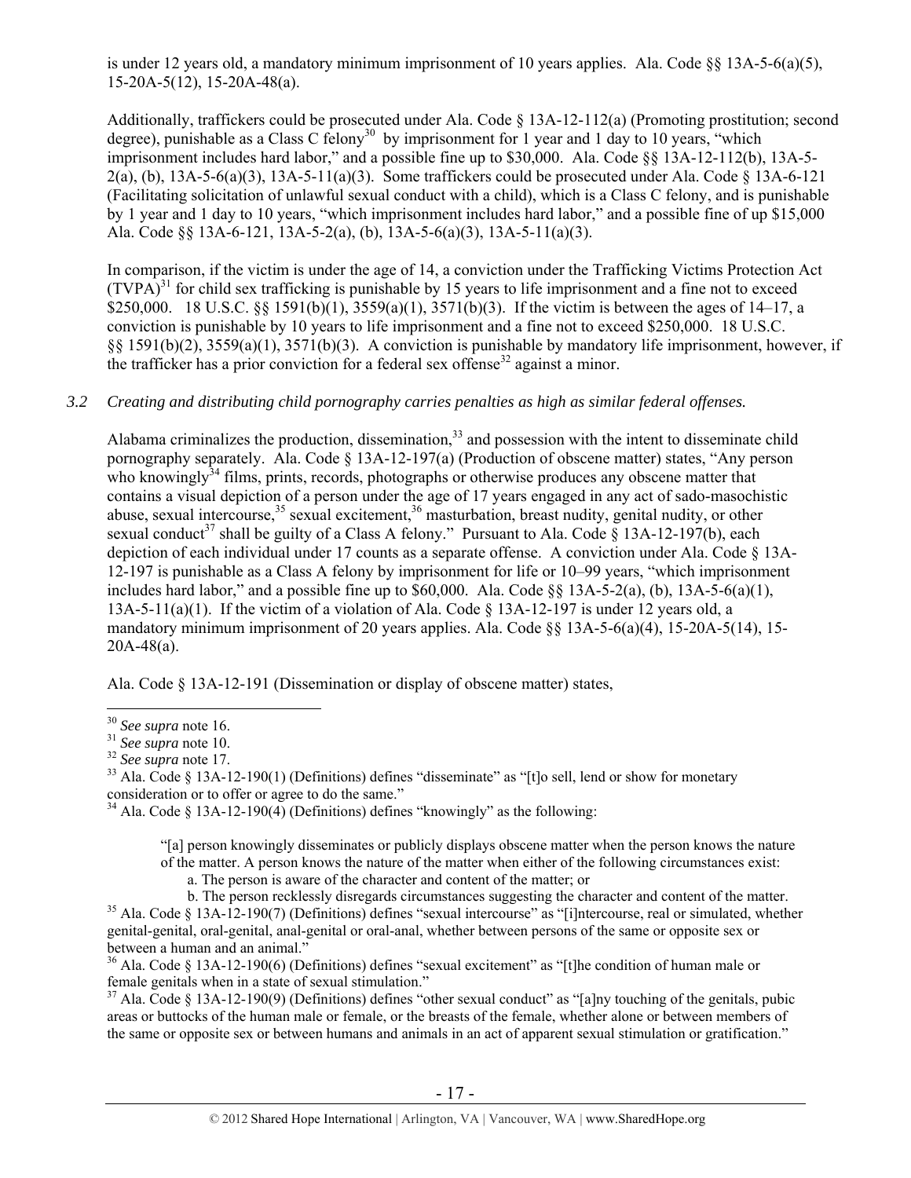is under 12 years old, a mandatory minimum imprisonment of 10 years applies. Ala. Code §§ 13A-5-6(a)(5), 15-20A-5(12), 15-20A-48(a).

Additionally, traffickers could be prosecuted under Ala. Code § 13A-12-112(a) (Promoting prostitution; second degree), punishable as a Class C felony[30] by imprisonment for 1 year and 1 day to 10 years, "which imprisonment includes hard labor," and a possible fine up to $30,000. Ala. Code §§ 13A-12-112(b), 13A-5-2(a), (b), 13A-5-6(a)(3), 13A-5-11(a)(3). Some traffickers could be prosecuted under Ala. Code § 13A-6-121 (Facilitating solicitation of unlawful sexual conduct with a child), which is a Class C felony, and is punishable by 1 year and 1 day to 10 years, "which imprisonment includes hard labor," and a possible fine of up $15,000 Ala. Code §§ 13A-6-121, 13A-5-2(a), (b), 13A-5-6(a)(3), 13A-5-11(a)(3).

In comparison, if the victim is under the age of 14, a conviction under the Trafficking Victims Protection Act (TVPA)[31] for child sex trafficking is punishable by 15 years to life imprisonment and a fine not to exceed $250,000. 18 U.S.C. §§ 1591(b)(1), 3559(a)(1), 3571(b)(3). If the victim is between the ages of 14–17, a conviction is punishable by 10 years to life imprisonment and a fine not to exceed $250,000. 18 U.S.C. §§ 1591(b)(2), 3559(a)(1), 3571(b)(3). A conviction is punishable by mandatory life imprisonment, however, if the trafficker has a prior conviction for a federal sex offense[32] against a minor.

*3.2 Creating and distributing child pornography carries penalties as high as similar federal offenses.*

Alabama criminalizes the production, dissemination,[33] and possession with the intent to disseminate child pornography separately. Ala. Code § 13A-12-197(a) (Production of obscene matter) states, "Any person who knowingly[34] films, prints, records, photographs or otherwise produces any obscene matter that contains a visual depiction of a person under the age of 17 years engaged in any act of sado-masochistic abuse, sexual intercourse,[35] sexual excitement,[36] masturbation, breast nudity, genital nudity, or other sexual conduct[37] shall be guilty of a Class A felony." Pursuant to Ala. Code § 13A-12-197(b), each depiction of each individual under 17 counts as a separate offense. A conviction under Ala. Code § 13A-12-197 is punishable as a Class A felony by imprisonment for life or 10–99 years, "which imprisonment includes hard labor," and a possible fine up to $60,000. Ala. Code §§ 13A-5-2(a), (b), 13A-5-6(a)(1), 13A-5-11(a)(1). If the victim of a violation of Ala. Code § 13A-12-197 is under 12 years old, a mandatory minimum imprisonment of 20 years applies. Ala. Code §§ 13A-5-6(a)(4), 15-20A-5(14), 15-20A-48(a).

Ala. Code § 13A-12-191 (Dissemination or display of obscene matter) states,

---

[30] *See supra* note 16.

[31] *See supra* note 10.

[32] *See supra* note 17.

[33] Ala. Code § 13A-12-190(1) (Definitions) defines "disseminate" as "[t]o sell, lend or show for monetary consideration or to offer or agree to do the same."

[34] Ala. Code § 13A-12-190(4) (Definitions) defines "knowingly" as the following:

> "[a] person knowingly disseminates or publicly displays obscene matter when the person knows the nature of the matter. A person knows the nature of the matter when either of the following circumstances exist:
> a. The person is aware of the character and content of the matter; or
> b. The person recklessly disregards circumstances suggesting the character and content of the matter.

[35] Ala. Code § 13A-12-190(7) (Definitions) defines "sexual intercourse" as "[i]ntercourse, real or simulated, whether genital-genital, oral-genital, anal-genital or oral-anal, whether between persons of the same or opposite sex or between a human and an animal."

[36] Ala. Code § 13A-12-190(6) (Definitions) defines "sexual excitement" as "[t]he condition of human male or female genitals when in a state of sexual stimulation."

[37] Ala. Code § 13A-12-190(9) (Definitions) defines "other sexual conduct" as "[a]ny touching of the genitals, pubic areas or buttocks of the human male or female, or the breasts of the female, whether alone or between members of the same or opposite sex or between humans and animals in an act of apparent sexual stimulation or gratification."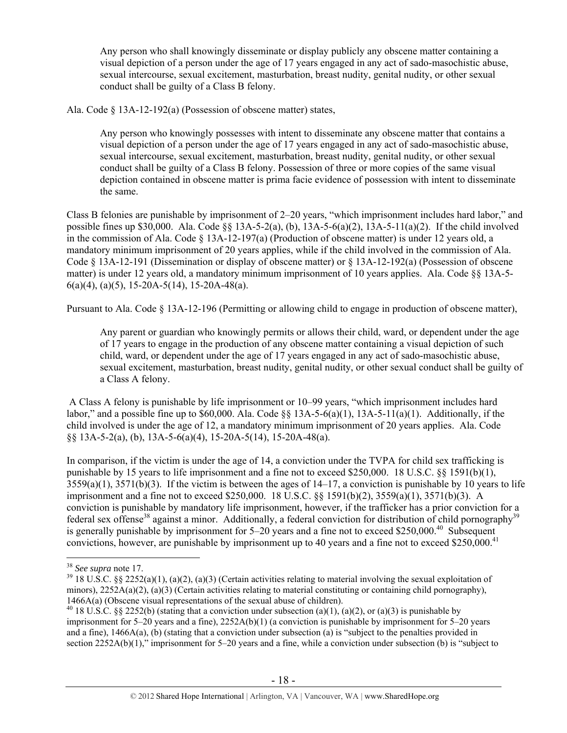> Any person who shall knowingly disseminate or display publicly any obscene matter containing a visual depiction of a person under the age of 17 years engaged in any act of sado-masochistic abuse, sexual intercourse, sexual excitement, masturbation, breast nudity, genital nudity, or other sexual conduct shall be guilty of a Class B felony.

Ala. Code § 13A-12-192(a) (Possession of obscene matter) states,

> Any person who knowingly possesses with intent to disseminate any obscene matter that contains a visual depiction of a person under the age of 17 years engaged in any act of sado-masochistic abuse, sexual intercourse, sexual excitement, masturbation, breast nudity, genital nudity, or other sexual conduct shall be guilty of a Class B felony. Possession of three or more copies of the same visual depiction contained in obscene matter is prima facie evidence of possession with intent to disseminate the same.

Class B felonies are punishable by imprisonment of 2–20 years, "which imprisonment includes hard labor," and possible fines up $30,000. Ala. Code §§ 13A-5-2(a), (b), 13A-5-6(a)(2), 13A-5-11(a)(2). If the child involved in the commission of Ala. Code § 13A-12-197(a) (Production of obscene matter) is under 12 years old, a mandatory minimum imprisonment of 20 years applies, while if the child involved in the commission of Ala. Code § 13A-12-191 (Dissemination or display of obscene matter) or § 13A-12-192(a) (Possession of obscene matter) is under 12 years old, a mandatory minimum imprisonment of 10 years applies. Ala. Code §§ 13A-5-6(a)(4), (a)(5), 15-20A-5(14), 15-20A-48(a).

Pursuant to Ala. Code § 13A-12-196 (Permitting or allowing child to engage in production of obscene matter),

> Any parent or guardian who knowingly permits or allows their child, ward, or dependent under the age of 17 years to engage in the production of any obscene matter containing a visual depiction of such child, ward, or dependent under the age of 17 years engaged in any act of sado-masochistic abuse, sexual excitement, masturbation, breast nudity, genital nudity, or other sexual conduct shall be guilty of a Class A felony.

A Class A felony is punishable by life imprisonment or 10–99 years, "which imprisonment includes hard labor," and a possible fine up to $60,000. Ala. Code §§ 13A-5-6(a)(1), 13A-5-11(a)(1). Additionally, if the child involved is under the age of 12, a mandatory minimum imprisonment of 20 years applies. Ala. Code §§ 13A-5-2(a), (b), 13A-5-6(a)(4), 15-20A-5(14), 15-20A-48(a).

In comparison, if the victim is under the age of 14, a conviction under the TVPA for child sex trafficking is punishable by 15 years to life imprisonment and a fine not to exceed $250,000. 18 U.S.C. §§ 1591(b)(1), 3559(a)(1), 3571(b)(3). If the victim is between the ages of 14–17, a conviction is punishable by 10 years to life imprisonment and a fine not to exceed $250,000. 18 U.S.C. §§ 1591(b)(2), 3559(a)(1), 3571(b)(3). A conviction is punishable by mandatory life imprisonment, however, if the trafficker has a prior conviction for a federal sex offense[38] against a minor. Additionally, a federal conviction for distribution of child pornography[39] is generally punishable by imprisonment for 5–20 years and a fine not to exceed $250,000.[40] Subsequent convictions, however, are punishable by imprisonment up to 40 years and a fine not to exceed $250,000.[41]

---

[38] *See supra* note 17.

[39] 18 U.S.C. §§ 2252(a)(1), (a)(2), (a)(3) (Certain activities relating to material involving the sexual exploitation of minors), 2252A(a)(2), (a)(3) (Certain activities relating to material constituting or containing child pornography), 1466A(a) (Obscene visual representations of the sexual abuse of children).

[40] 18 U.S.C. §§ 2252(b) (stating that a conviction under subsection (a)(1), (a)(2), or (a)(3) is punishable by imprisonment for 5–20 years and a fine), 2252A(b)(1) (a conviction is punishable by imprisonment for 5–20 years and a fine), 1466A(a), (b) (stating that a conviction under subsection (a) is "subject to the penalties provided in section 2252A(b)(1)," imprisonment for 5–20 years and a fine, while a conviction under subsection (b) is "subject to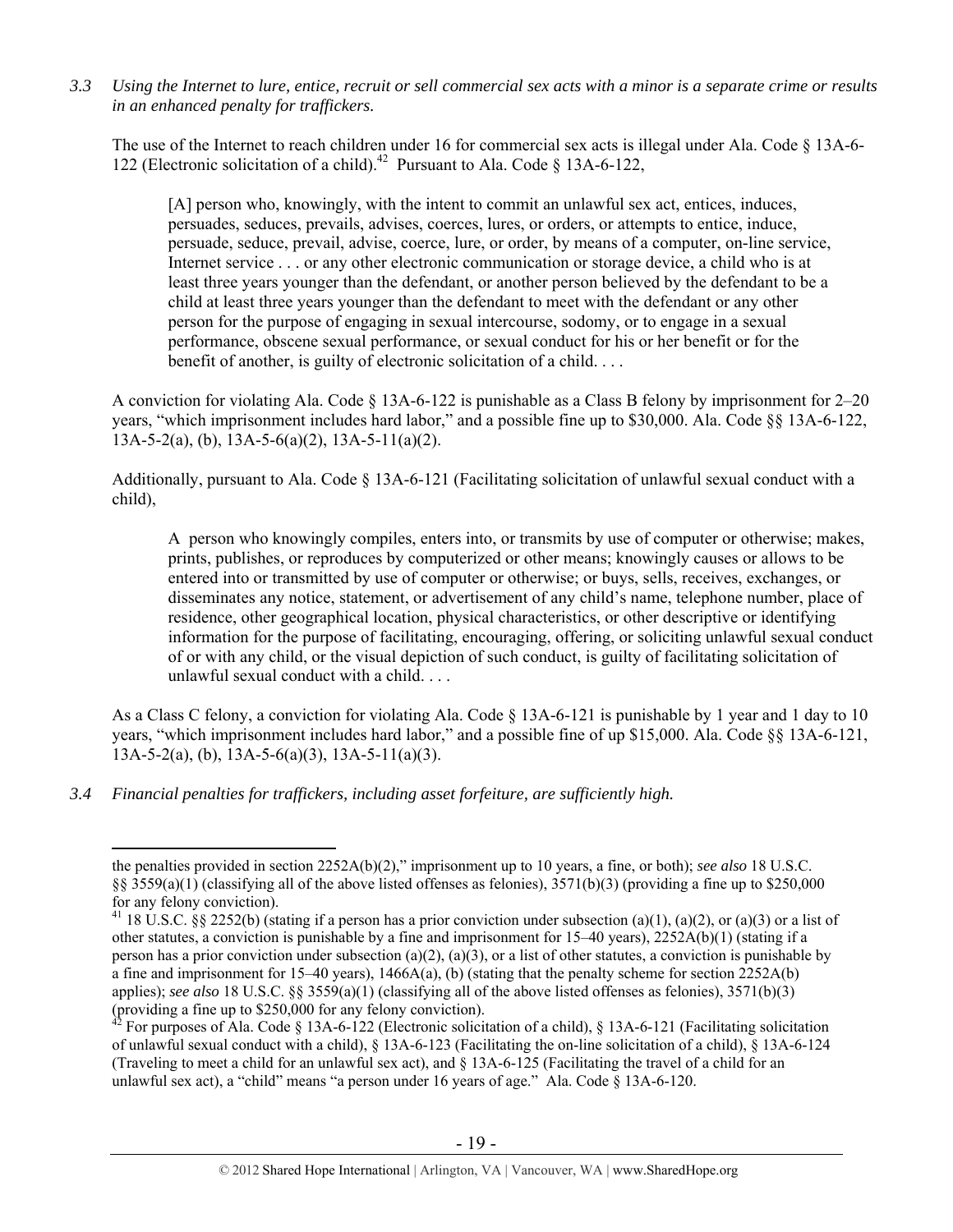*3.3 Using the Internet to lure, entice, recruit or sell commercial sex acts with a minor is a separate crime or results in an enhanced penalty for traffickers.*

The use of the Internet to reach children under 16 for commercial sex acts is illegal under Ala. Code § 13A-6-122 (Electronic solicitation of a child).[42] Pursuant to Ala. Code § 13A-6-122,

> [A] person who, knowingly, with the intent to commit an unlawful sex act, entices, induces, persuades, seduces, prevails, advises, coerces, lures, or orders, or attempts to entice, induce, persuade, seduce, prevail, advise, coerce, lure, or order, by means of a computer, on-line service, Internet service . . . or any other electronic communication or storage device, a child who is at least three years younger than the defendant, or another person believed by the defendant to be a child at least three years younger than the defendant to meet with the defendant or any other person for the purpose of engaging in sexual intercourse, sodomy, or to engage in a sexual performance, obscene sexual performance, or sexual conduct for his or her benefit or for the benefit of another, is guilty of electronic solicitation of a child. . . .

A conviction for violating Ala. Code § 13A-6-122 is punishable as a Class B felony by imprisonment for 2–20 years, "which imprisonment includes hard labor," and a possible fine up to $30,000. Ala. Code §§ 13A-6-122, 13A-5-2(a), (b), 13A-5-6(a)(2), 13A-5-11(a)(2).

Additionally, pursuant to Ala. Code § 13A-6-121 (Facilitating solicitation of unlawful sexual conduct with a child),

> A person who knowingly compiles, enters into, or transmits by use of computer or otherwise; makes, prints, publishes, or reproduces by computerized or other means; knowingly causes or allows to be entered into or transmitted by use of computer or otherwise; or buys, sells, receives, exchanges, or disseminates any notice, statement, or advertisement of any child's name, telephone number, place of residence, other geographical location, physical characteristics, or other descriptive or identifying information for the purpose of facilitating, encouraging, offering, or soliciting unlawful sexual conduct of or with any child, or the visual depiction of such conduct, is guilty of facilitating solicitation of unlawful sexual conduct with a child. . . .

As a Class C felony, a conviction for violating Ala. Code § 13A-6-121 is punishable by 1 year and 1 day to 10 years, "which imprisonment includes hard labor," and a possible fine of up $15,000. Ala. Code §§ 13A-6-121, 13A-5-2(a), (b), 13A-5-6(a)(3), 13A-5-11(a)(3).

*3.4 Financial penalties for traffickers, including asset forfeiture, are sufficiently high.*

---

the penalties provided in section 2252A(b)(2)," imprisonment up to 10 years, a fine, or both); *see also* 18 U.S.C. §§ 3559(a)(1) (classifying all of the above listed offenses as felonies), 3571(b)(3) (providing a fine up to $250,000 for any felony conviction).

[41] 18 U.S.C. §§ 2252(b) (stating if a person has a prior conviction under subsection (a)(1), (a)(2), or (a)(3) or a list of other statutes, a conviction is punishable by a fine and imprisonment for 15–40 years), 2252A(b)(1) (stating if a person has a prior conviction under subsection (a)(2), (a)(3), or a list of other statutes, a conviction is punishable by a fine and imprisonment for 15–40 years), 1466A(a), (b) (stating that the penalty scheme for section 2252A(b) applies); *see also* 18 U.S.C. §§ 3559(a)(1) (classifying all of the above listed offenses as felonies), 3571(b)(3) (providing a fine up to $250,000 for any felony conviction).

[42] For purposes of Ala. Code § 13A-6-122 (Electronic solicitation of a child), § 13A-6-121 (Facilitating solicitation of unlawful sexual conduct with a child), § 13A-6-123 (Facilitating the on-line solicitation of a child), § 13A-6-124 (Traveling to meet a child for an unlawful sex act), and § 13A-6-125 (Facilitating the travel of a child for an unlawful sex act), a "child" means "a person under 16 years of age." Ala. Code § 13A-6-120.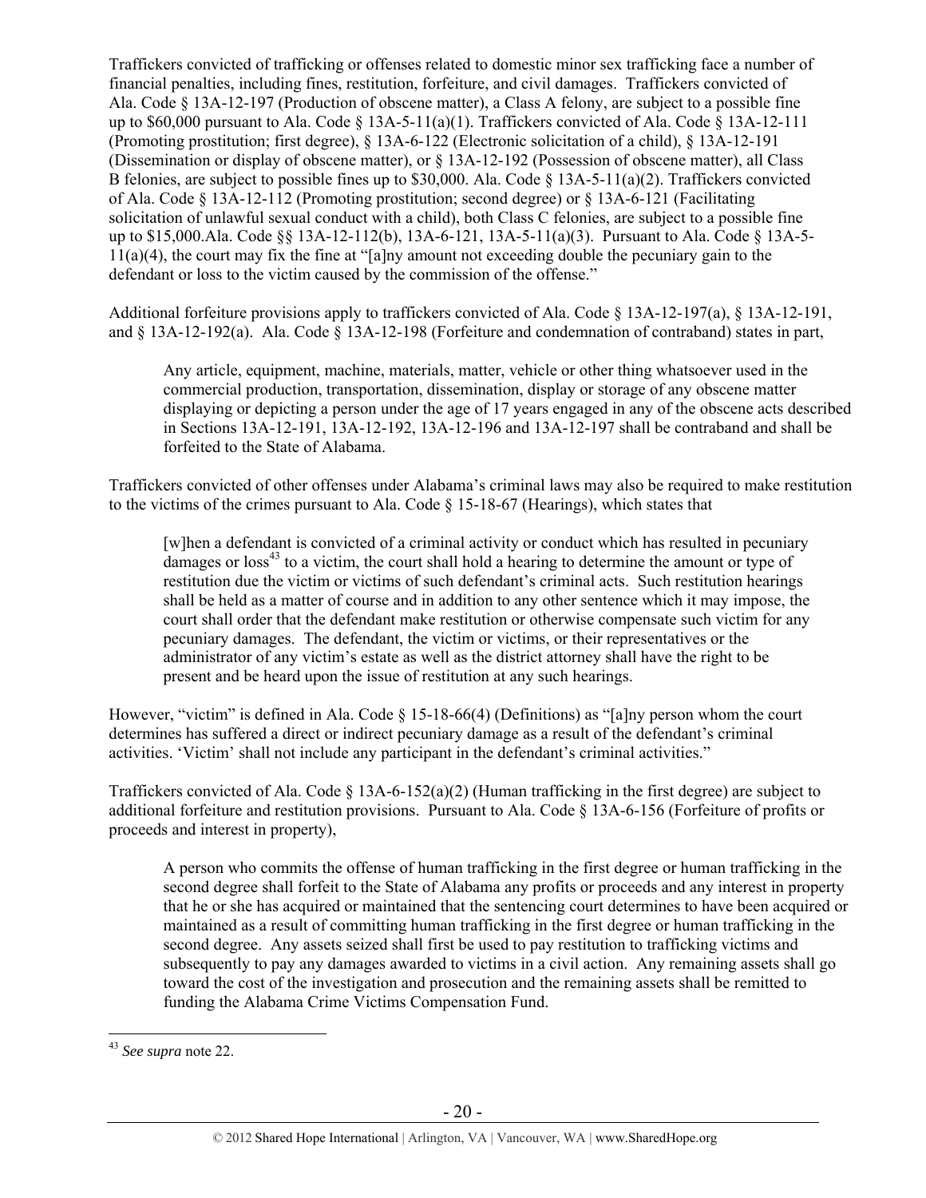Traffickers convicted of trafficking or offenses related to domestic minor sex trafficking face a number of financial penalties, including fines, restitution, forfeiture, and civil damages. Traffickers convicted of Ala. Code § 13A-12-197 (Production of obscene matter), a Class A felony, are subject to a possible fine up to $60,000 pursuant to Ala. Code § 13A-5-11(a)(1). Traffickers convicted of Ala. Code § 13A-12-111 (Promoting prostitution; first degree), § 13A-6-122 (Electronic solicitation of a child), § 13A-12-191 (Dissemination or display of obscene matter), or § 13A-12-192 (Possession of obscene matter), all Class B felonies, are subject to possible fines up to $30,000. Ala. Code § 13A-5-11(a)(2). Traffickers convicted of Ala. Code § 13A-12-112 (Promoting prostitution; second degree) or § 13A-6-121 (Facilitating solicitation of unlawful sexual conduct with a child), both Class C felonies, are subject to a possible fine up to $15,000.Ala. Code §§ 13A-12-112(b), 13A-6-121, 13A-5-11(a)(3). Pursuant to Ala. Code § 13A-5-11(a)(4), the court may fix the fine at "[a]ny amount not exceeding double the pecuniary gain to the defendant or loss to the victim caused by the commission of the offense."

Additional forfeiture provisions apply to traffickers convicted of Ala. Code § 13A-12-197(a), § 13A-12-191, and § 13A-12-192(a). Ala. Code § 13A-12-198 (Forfeiture and condemnation of contraband) states in part,

> Any article, equipment, machine, materials, matter, vehicle or other thing whatsoever used in the commercial production, transportation, dissemination, display or storage of any obscene matter displaying or depicting a person under the age of 17 years engaged in any of the obscene acts described in Sections 13A-12-191, 13A-12-192, 13A-12-196 and 13A-12-197 shall be contraband and shall be forfeited to the State of Alabama.

Traffickers convicted of other offenses under Alabama's criminal laws may also be required to make restitution to the victims of the crimes pursuant to Ala. Code § 15-18-67 (Hearings), which states that

> [w]hen a defendant is convicted of a criminal activity or conduct which has resulted in pecuniary damages or loss[43] to a victim, the court shall hold a hearing to determine the amount or type of restitution due the victim or victims of such defendant's criminal acts. Such restitution hearings shall be held as a matter of course and in addition to any other sentence which it may impose, the court shall order that the defendant make restitution or otherwise compensate such victim for any pecuniary damages. The defendant, the victim or victims, or their representatives or the administrator of any victim's estate as well as the district attorney shall have the right to be present and be heard upon the issue of restitution at any such hearings.

However, "victim" is defined in Ala. Code § 15-18-66(4) (Definitions) as "[a]ny person whom the court determines has suffered a direct or indirect pecuniary damage as a result of the defendant's criminal activities. 'Victim' shall not include any participant in the defendant's criminal activities."

Traffickers convicted of Ala. Code § 13A-6-152(a)(2) (Human trafficking in the first degree) are subject to additional forfeiture and restitution provisions. Pursuant to Ala. Code § 13A-6-156 (Forfeiture of profits or proceeds and interest in property),

> A person who commits the offense of human trafficking in the first degree or human trafficking in the second degree shall forfeit to the State of Alabama any profits or proceeds and any interest in property that he or she has acquired or maintained that the sentencing court determines to have been acquired or maintained as a result of committing human trafficking in the first degree or human trafficking in the second degree. Any assets seized shall first be used to pay restitution to trafficking victims and subsequently to pay any damages awarded to victims in a civil action. Any remaining assets shall go toward the cost of the investigation and prosecution and the remaining assets shall be remitted to funding the Alabama Crime Victims Compensation Fund.

---

[43] *See supra* note 22.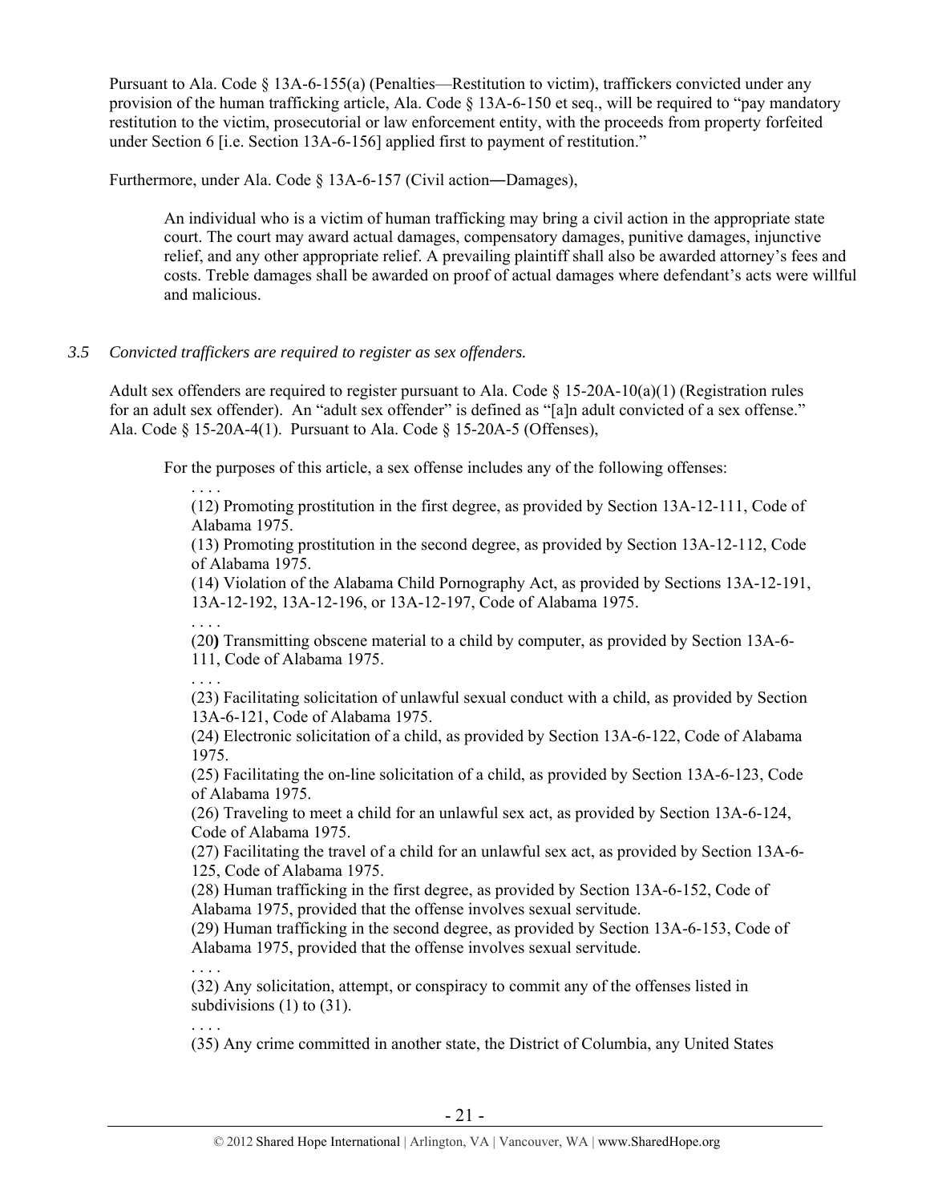Pursuant to Ala. Code § 13A-6-155(a) (Penalties—Restitution to victim), traffickers convicted under any provision of the human trafficking article, Ala. Code § 13A-6-150 et seq., will be required to "pay mandatory restitution to the victim, prosecutorial or law enforcement entity, with the proceeds from property forfeited under Section 6 [i.e. Section 13A-6-156] applied first to payment of restitution."

Furthermore, under Ala. Code § 13A-6-157 (Civil action―Damages),

> An individual who is a victim of human trafficking may bring a civil action in the appropriate state court. The court may award actual damages, compensatory damages, punitive damages, injunctive relief, and any other appropriate relief. A prevailing plaintiff shall also be awarded attorney's fees and costs. Treble damages shall be awarded on proof of actual damages where defendant's acts were willful and malicious.

*3.5 Convicted traffickers are required to register as sex offenders.*

Adult sex offenders are required to register pursuant to Ala. Code § 15-20A-10(a)(1) (Registration rules for an adult sex offender). An "adult sex offender" is defined as "[a]n adult convicted of a sex offense." Ala. Code § 15-20A-4(1). Pursuant to Ala. Code § 15-20A-5 (Offenses),

> For the purposes of this article, a sex offense includes any of the following offenses:
>
> . . . .
>
> (12) Promoting prostitution in the first degree, as provided by Section 13A-12-111, Code of Alabama 1975.
>
> (13) Promoting prostitution in the second degree, as provided by Section 13A-12-112, Code of Alabama 1975.
>
> (14) Violation of the Alabama Child Pornography Act, as provided by Sections 13A-12-191, 13A-12-192, 13A-12-196, or 13A-12-197, Code of Alabama 1975.
>
> . . . .
>
> (20**)** Transmitting obscene material to a child by computer, as provided by Section 13A-6-111, Code of Alabama 1975.
>
> . . . .
>
> (23) Facilitating solicitation of unlawful sexual conduct with a child, as provided by Section 13A-6-121, Code of Alabama 1975.
>
> (24) Electronic solicitation of a child, as provided by Section 13A-6-122, Code of Alabama 1975.
>
> (25) Facilitating the on-line solicitation of a child, as provided by Section 13A-6-123, Code of Alabama 1975.
>
> (26) Traveling to meet a child for an unlawful sex act, as provided by Section 13A-6-124, Code of Alabama 1975.
>
> (27) Facilitating the travel of a child for an unlawful sex act, as provided by Section 13A-6-125, Code of Alabama 1975.
>
> (28) Human trafficking in the first degree, as provided by Section 13A-6-152, Code of Alabama 1975, provided that the offense involves sexual servitude.
>
> (29) Human trafficking in the second degree, as provided by Section 13A-6-153, Code of Alabama 1975, provided that the offense involves sexual servitude.
>
> . . . .
>
> (32) Any solicitation, attempt, or conspiracy to commit any of the offenses listed in subdivisions (1) to (31).
>
> . . . .
>
> (35) Any crime committed in another state, the District of Columbia, any United States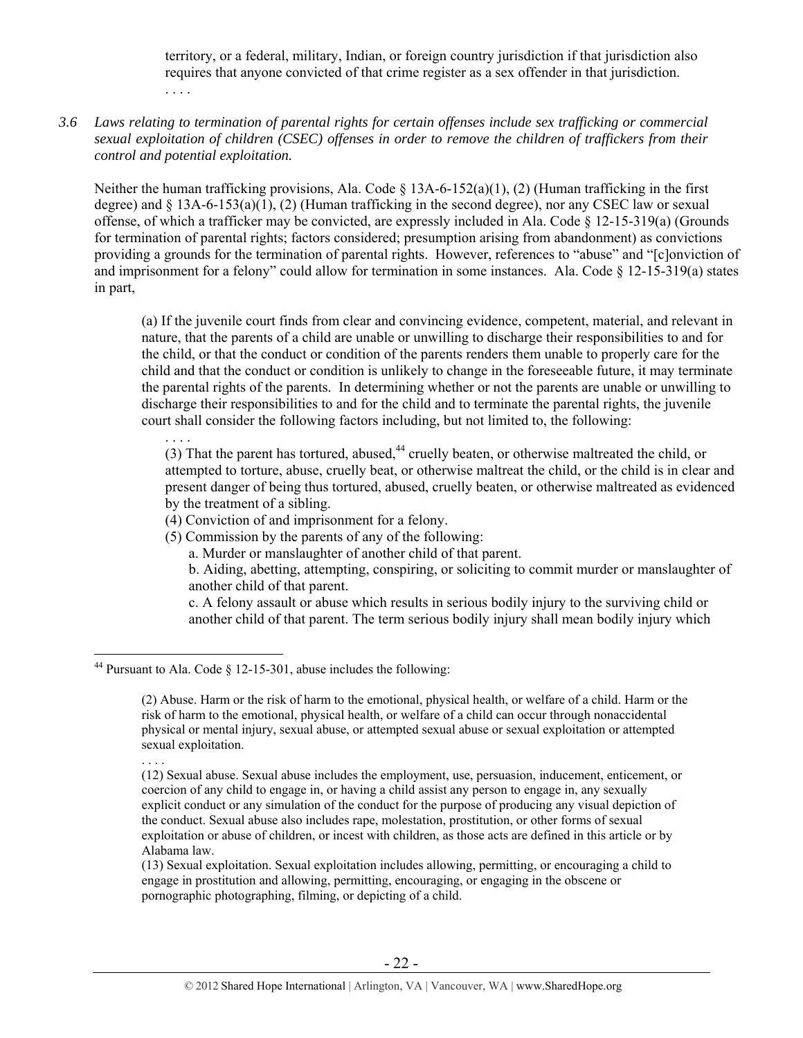territory, or a federal, military, Indian, or foreign country jurisdiction if that jurisdiction also requires that anyone convicted of that crime register as a sex offender in that jurisdiction.

. . . .

*3.6 Laws relating to termination of parental rights for certain offenses include sex trafficking or commercial sexual exploitation of children (CSEC) offenses in order to remove the children of traffickers from their control and potential exploitation.*

Neither the human trafficking provisions, Ala. Code § 13A-6-152(a)(1), (2) (Human trafficking in the first degree) and § 13A-6-153(a)(1), (2) (Human trafficking in the second degree), nor any CSEC law or sexual offense, of which a trafficker may be convicted, are expressly included in Ala. Code § 12-15-319(a) (Grounds for termination of parental rights; factors considered; presumption arising from abandonment) as convictions providing a grounds for the termination of parental rights. However, references to "abuse" and "[c]onviction of and imprisonment for a felony" could allow for termination in some instances. Ala. Code § 12-15-319(a) states in part,

> (a) If the juvenile court finds from clear and convincing evidence, competent, material, and relevant in nature, that the parents of a child are unable or unwilling to discharge their responsibilities to and for the child, or that the conduct or condition of the parents renders them unable to properly care for the child and that the conduct or condition is unlikely to change in the foreseeable future, it may terminate the parental rights of the parents. In determining whether or not the parents are unable or unwilling to discharge their responsibilities to and for the child and to terminate the parental rights, the juvenile court shall consider the following factors including, but not limited to, the following:
>
> . . . .
>
> (3) That the parent has tortured, abused,[44] cruelly beaten, or otherwise maltreated the child, or attempted to torture, abuse, cruelly beat, or otherwise maltreat the child, or the child is in clear and present danger of being thus tortured, abused, cruelly beaten, or otherwise maltreated as evidenced by the treatment of a sibling.
>
> (4) Conviction of and imprisonment for a felony.
>
> (5) Commission by the parents of any of the following:
>
> a. Murder or manslaughter of another child of that parent.
>
> b. Aiding, abetting, attempting, conspiring, or soliciting to commit murder or manslaughter of another child of that parent.
>
> c. A felony assault or abuse which results in serious bodily injury to the surviving child or another child of that parent. The term serious bodily injury shall mean bodily injury which

---

[44] Pursuant to Ala. Code § 12-15-301, abuse includes the following:

> (2) Abuse. Harm or the risk of harm to the emotional, physical health, or welfare of a child. Harm or the risk of harm to the emotional, physical health, or welfare of a child can occur through nonaccidental physical or mental injury, sexual abuse, or attempted sexual abuse or sexual exploitation or attempted sexual exploitation.
>
> . . . .
>
> (12) Sexual abuse. Sexual abuse includes the employment, use, persuasion, inducement, enticement, or coercion of any child to engage in, or having a child assist any person to engage in, any sexually explicit conduct or any simulation of the conduct for the purpose of producing any visual depiction of the conduct. Sexual abuse also includes rape, molestation, prostitution, or other forms of sexual exploitation or abuse of children, or incest with children, as those acts are defined in this article or by Alabama law.
>
> (13) Sexual exploitation. Sexual exploitation includes allowing, permitting, or encouraging a child to engage in prostitution and allowing, permitting, encouraging, or engaging in the obscene or pornographic photographing, filming, or depicting of a child.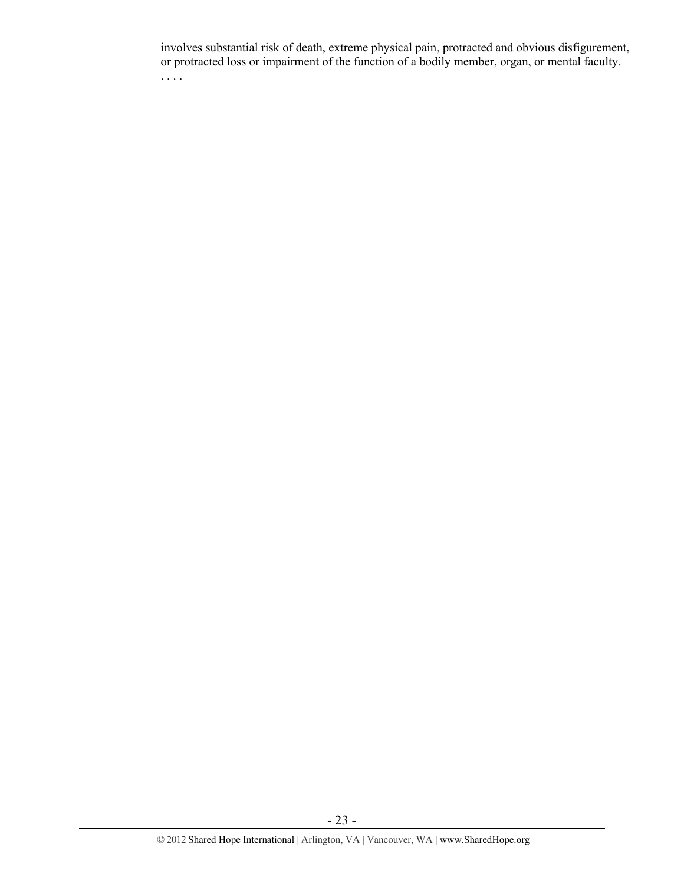involves substantial risk of death, extreme physical pain, protracted and obvious disfigurement, or protracted loss or impairment of the function of a bodily member, organ, or mental faculty.
. . . .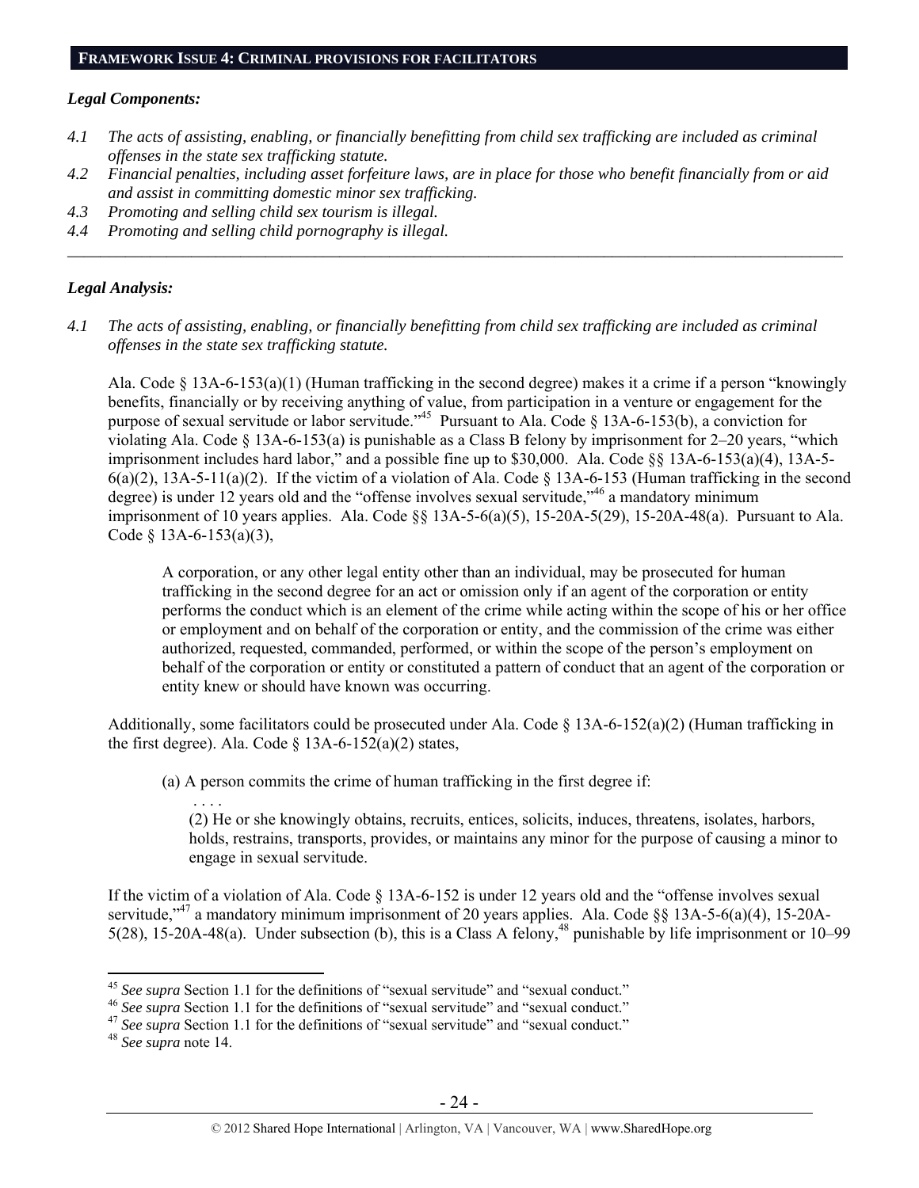## FRAMEWORK ISSUE 4: CRIMINAL PROVISIONS FOR FACILITATORS

### *Legal Components:*

*4.1 The acts of assisting, enabling, or financially benefitting from child sex trafficking are included as criminal offenses in the state sex trafficking statute.*

*4.2 Financial penalties, including asset forfeiture laws, are in place for those who benefit financially from or aid and assist in committing domestic minor sex trafficking.*

*4.3 Promoting and selling child sex tourism is illegal.*

*4.4 Promoting and selling child pornography is illegal.*

---

### *Legal Analysis:*

*4.1 The acts of assisting, enabling, or financially benefitting from child sex trafficking are included as criminal offenses in the state sex trafficking statute.*

Ala. Code § 13A-6-153(a)(1) (Human trafficking in the second degree) makes it a crime if a person "knowingly benefits, financially or by receiving anything of value, from participation in a venture or engagement for the purpose of sexual servitude or labor servitude."[45] Pursuant to Ala. Code § 13A-6-153(b), a conviction for violating Ala. Code § 13A-6-153(a) is punishable as a Class B felony by imprisonment for 2–20 years, "which imprisonment includes hard labor," and a possible fine up to $30,000. Ala. Code §§ 13A-6-153(a)(4), 13A-5-6(a)(2), 13A-5-11(a)(2). If the victim of a violation of Ala. Code § 13A-6-153 (Human trafficking in the second degree) is under 12 years old and the "offense involves sexual servitude,"[46] a mandatory minimum imprisonment of 10 years applies. Ala. Code §§ 13A-5-6(a)(5), 15-20A-5(29), 15-20A-48(a). Pursuant to Ala. Code § 13A-6-153(a)(3),

> A corporation, or any other legal entity other than an individual, may be prosecuted for human trafficking in the second degree for an act or omission only if an agent of the corporation or entity performs the conduct which is an element of the crime while acting within the scope of his or her office or employment and on behalf of the corporation or entity, and the commission of the crime was either authorized, requested, commanded, performed, or within the scope of the person's employment on behalf of the corporation or entity or constituted a pattern of conduct that an agent of the corporation or entity knew or should have known was occurring.

Additionally, some facilitators could be prosecuted under Ala. Code § 13A-6-152(a)(2) (Human trafficking in the first degree). Ala. Code § 13A-6-152(a)(2) states,

> (a) A person commits the crime of human trafficking in the first degree if:
>
> . . . .
>
> (2) He or she knowingly obtains, recruits, entices, solicits, induces, threatens, isolates, harbors, holds, restrains, transports, provides, or maintains any minor for the purpose of causing a minor to engage in sexual servitude.

If the victim of a violation of Ala. Code § 13A-6-152 is under 12 years old and the "offense involves sexual servitude,"[47] a mandatory minimum imprisonment of 20 years applies. Ala. Code §§ 13A-5-6(a)(4), 15-20A-5(28), 15-20A-48(a). Under subsection (b), this is a Class A felony,[48] punishable by life imprisonment or 10–99

---

[45] *See supra* Section 1.1 for the definitions of "sexual servitude" and "sexual conduct."

[46] *See supra* Section 1.1 for the definitions of "sexual servitude" and "sexual conduct."

[47] *See supra* Section 1.1 for the definitions of "sexual servitude" and "sexual conduct."

[48] *See supra* note 14.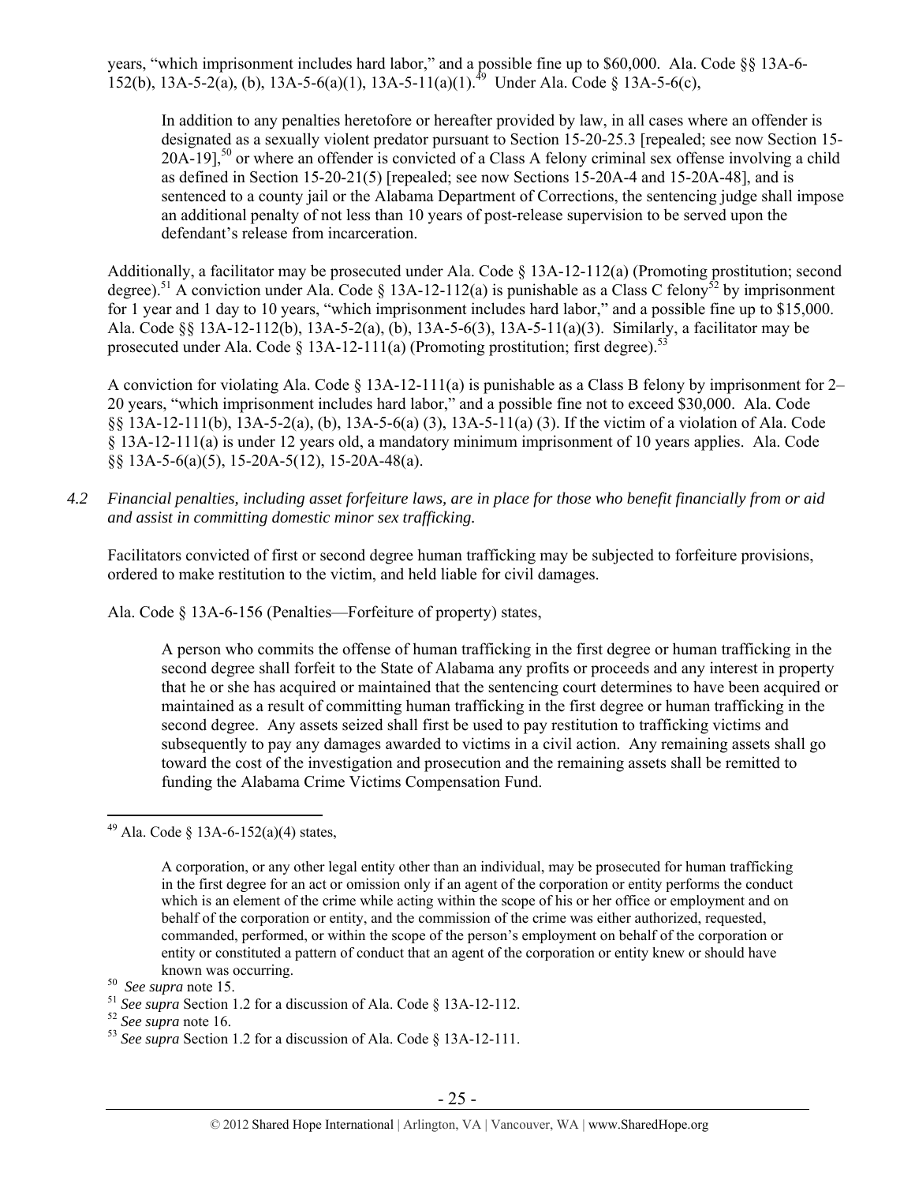years, "which imprisonment includes hard labor," and a possible fine up to $60,000. Ala. Code §§ 13A-6-152(b), 13A-5-2(a), (b), 13A-5-6(a)(1), 13A-5-11(a)(1).[49] Under Ala. Code § 13A-5-6(c),

> In addition to any penalties heretofore or hereafter provided by law, in all cases where an offender is designated as a sexually violent predator pursuant to Section 15-20-25.3 [repealed; see now Section 15-20A-19],[50] or where an offender is convicted of a Class A felony criminal sex offense involving a child as defined in Section 15-20-21(5) [repealed; see now Sections 15-20A-4 and 15-20A-48], and is sentenced to a county jail or the Alabama Department of Corrections, the sentencing judge shall impose an additional penalty of not less than 10 years of post-release supervision to be served upon the defendant's release from incarceration.

Additionally, a facilitator may be prosecuted under Ala. Code § 13A-12-112(a) (Promoting prostitution; second degree).[51] A conviction under Ala. Code § 13A-12-112(a) is punishable as a Class C felony[52] by imprisonment for 1 year and 1 day to 10 years, "which imprisonment includes hard labor," and a possible fine up to $15,000. Ala. Code §§ 13A-12-112(b), 13A-5-2(a), (b), 13A-5-6(3), 13A-5-11(a)(3). Similarly, a facilitator may be prosecuted under Ala. Code § 13A-12-111(a) (Promoting prostitution; first degree).[53]

A conviction for violating Ala. Code § 13A-12-111(a) is punishable as a Class B felony by imprisonment for 2–20 years, "which imprisonment includes hard labor," and a possible fine not to exceed $30,000. Ala. Code §§ 13A-12-111(b), 13A-5-2(a), (b), 13A-5-6(a) (3), 13A-5-11(a) (3). If the victim of a violation of Ala. Code § 13A-12-111(a) is under 12 years old, a mandatory minimum imprisonment of 10 years applies. Ala. Code §§ 13A-5-6(a)(5), 15-20A-5(12), 15-20A-48(a).

*4.2 Financial penalties, including asset forfeiture laws, are in place for those who benefit financially from or aid and assist in committing domestic minor sex trafficking.*

Facilitators convicted of first or second degree human trafficking may be subjected to forfeiture provisions, ordered to make restitution to the victim, and held liable for civil damages.

Ala. Code § 13A-6-156 (Penalties—Forfeiture of property) states,

> A person who commits the offense of human trafficking in the first degree or human trafficking in the second degree shall forfeit to the State of Alabama any profits or proceeds and any interest in property that he or she has acquired or maintained that the sentencing court determines to have been acquired or maintained as a result of committing human trafficking in the first degree or human trafficking in the second degree. Any assets seized shall first be used to pay restitution to trafficking victims and subsequently to pay any damages awarded to victims in a civil action. Any remaining assets shall go toward the cost of the investigation and prosecution and the remaining assets shall be remitted to funding the Alabama Crime Victims Compensation Fund.

---

[49] Ala. Code § 13A-6-152(a)(4) states,

> A corporation, or any other legal entity other than an individual, may be prosecuted for human trafficking in the first degree for an act or omission only if an agent of the corporation or entity performs the conduct which is an element of the crime while acting within the scope of his or her office or employment and on behalf of the corporation or entity, and the commission of the crime was either authorized, requested, commanded, performed, or within the scope of the person's employment on behalf of the corporation or entity or constituted a pattern of conduct that an agent of the corporation or entity knew or should have known was occurring.

[50] *See supra* note 15.

[51] *See supra* Section 1.2 for a discussion of Ala. Code § 13A-12-112.

[52] *See supra* note 16.

[53] *See supra* Section 1.2 for a discussion of Ala. Code § 13A-12-111.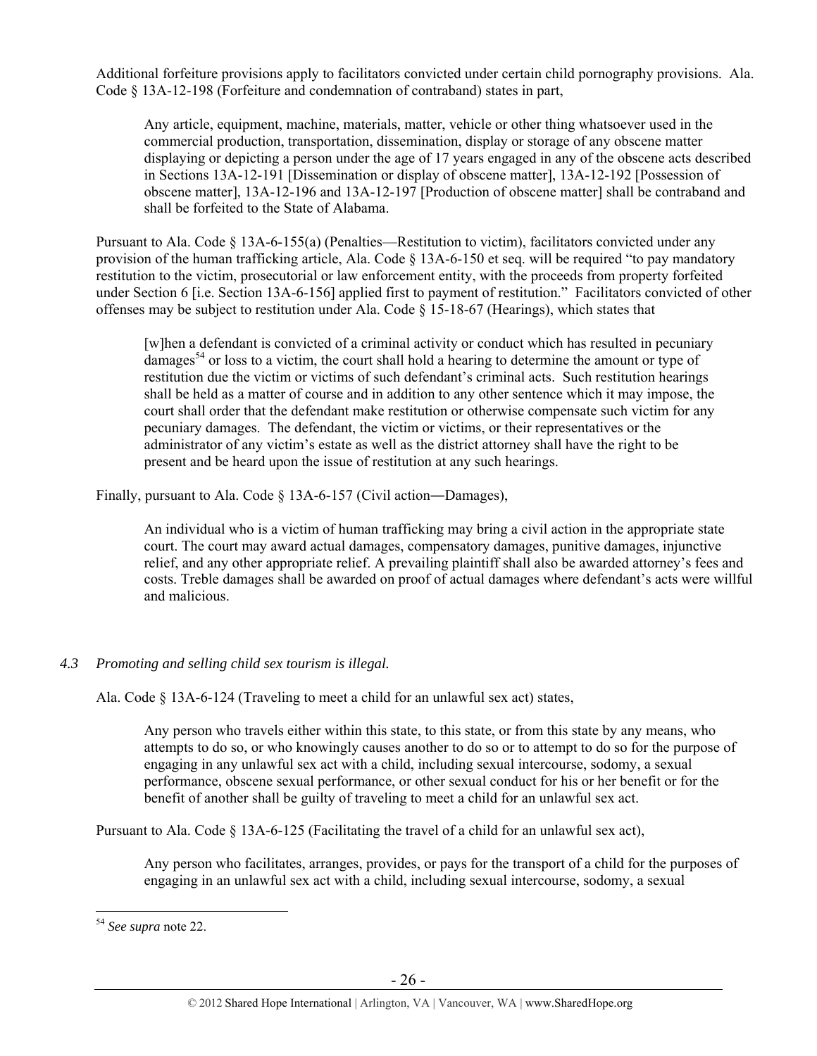Additional forfeiture provisions apply to facilitators convicted under certain child pornography provisions. Ala. Code § 13A-12-198 (Forfeiture and condemnation of contraband) states in part,

> Any article, equipment, machine, materials, matter, vehicle or other thing whatsoever used in the commercial production, transportation, dissemination, display or storage of any obscene matter displaying or depicting a person under the age of 17 years engaged in any of the obscene acts described in Sections 13A-12-191 [Dissemination or display of obscene matter], 13A-12-192 [Possession of obscene matter], 13A-12-196 and 13A-12-197 [Production of obscene matter] shall be contraband and shall be forfeited to the State of Alabama.

Pursuant to Ala. Code § 13A-6-155(a) (Penalties—Restitution to victim), facilitators convicted under any provision of the human trafficking article, Ala. Code § 13A-6-150 et seq. will be required "to pay mandatory restitution to the victim, prosecutorial or law enforcement entity, with the proceeds from property forfeited under Section 6 [i.e. Section 13A-6-156] applied first to payment of restitution." Facilitators convicted of other offenses may be subject to restitution under Ala. Code § 15-18-67 (Hearings), which states that

> [w]hen a defendant is convicted of a criminal activity or conduct which has resulted in pecuniary damages[54] or loss to a victim, the court shall hold a hearing to determine the amount or type of restitution due the victim or victims of such defendant's criminal acts. Such restitution hearings shall be held as a matter of course and in addition to any other sentence which it may impose, the court shall order that the defendant make restitution or otherwise compensate such victim for any pecuniary damages. The defendant, the victim or victims, or their representatives or the administrator of any victim's estate as well as the district attorney shall have the right to be present and be heard upon the issue of restitution at any such hearings.

Finally, pursuant to Ala. Code § 13A-6-157 (Civil action―Damages),

> An individual who is a victim of human trafficking may bring a civil action in the appropriate state court. The court may award actual damages, compensatory damages, punitive damages, injunctive relief, and any other appropriate relief. A prevailing plaintiff shall also be awarded attorney's fees and costs. Treble damages shall be awarded on proof of actual damages where defendant's acts were willful and malicious.

### 4.3 *Promoting and selling child sex tourism is illegal.*

Ala. Code § 13A-6-124 (Traveling to meet a child for an unlawful sex act) states,

> Any person who travels either within this state, to this state, or from this state by any means, who attempts to do so, or who knowingly causes another to do so or to attempt to do so for the purpose of engaging in any unlawful sex act with a child, including sexual intercourse, sodomy, a sexual performance, obscene sexual performance, or other sexual conduct for his or her benefit or for the benefit of another shall be guilty of traveling to meet a child for an unlawful sex act.

Pursuant to Ala. Code § 13A-6-125 (Facilitating the travel of a child for an unlawful sex act),

> Any person who facilitates, arranges, provides, or pays for the transport of a child for the purposes of engaging in an unlawful sex act with a child, including sexual intercourse, sodomy, a sexual

---

[54] *See supra* note 22.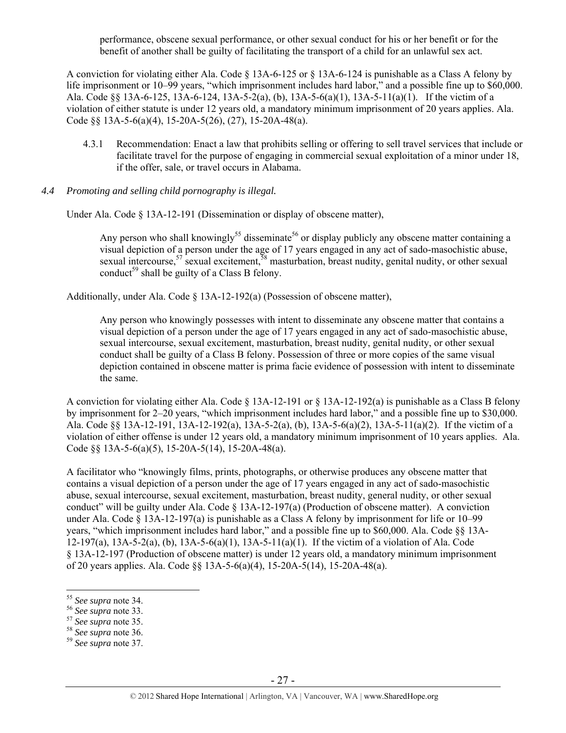performance, obscene sexual performance, or other sexual conduct for his or her benefit or for the benefit of another shall be guilty of facilitating the transport of a child for an unlawful sex act.

A conviction for violating either Ala. Code § 13A-6-125 or § 13A-6-124 is punishable as a Class A felony by life imprisonment or 10–99 years, "which imprisonment includes hard labor," and a possible fine up to $60,000. Ala. Code §§ 13A-6-125, 13A-6-124, 13A-5-2(a), (b), 13A-5-6(a)(1), 13A-5-11(a)(1). If the victim of a violation of either statute is under 12 years old, a mandatory minimum imprisonment of 20 years applies. Ala. Code §§ 13A-5-6(a)(4), 15-20A-5(26), (27), 15-20A-48(a).

4.3.1 Recommendation: Enact a law that prohibits selling or offering to sell travel services that include or facilitate travel for the purpose of engaging in commercial sexual exploitation of a minor under 18, if the offer, sale, or travel occurs in Alabama.

*4.4 Promoting and selling child pornography is illegal.*

Under Ala. Code § 13A-12-191 (Dissemination or display of obscene matter),

> Any person who shall knowingly[55] disseminate[56] or display publicly any obscene matter containing a visual depiction of a person under the age of 17 years engaged in any act of sado-masochistic abuse, sexual intercourse,[57] sexual excitement,[58] masturbation, breast nudity, genital nudity, or other sexual conduct[59] shall be guilty of a Class B felony.

Additionally, under Ala. Code § 13A-12-192(a) (Possession of obscene matter),

> Any person who knowingly possesses with intent to disseminate any obscene matter that contains a visual depiction of a person under the age of 17 years engaged in any act of sado-masochistic abuse, sexual intercourse, sexual excitement, masturbation, breast nudity, genital nudity, or other sexual conduct shall be guilty of a Class B felony. Possession of three or more copies of the same visual depiction contained in obscene matter is prima facie evidence of possession with intent to disseminate the same.

A conviction for violating either Ala. Code § 13A-12-191 or § 13A-12-192(a) is punishable as a Class B felony by imprisonment for 2–20 years, "which imprisonment includes hard labor," and a possible fine up to $30,000. Ala. Code §§ 13A-12-191, 13A-12-192(a), 13A-5-2(a), (b), 13A-5-6(a)(2), 13A-5-11(a)(2). If the victim of a violation of either offense is under 12 years old, a mandatory minimum imprisonment of 10 years applies. Ala. Code §§ 13A-5-6(a)(5), 15-20A-5(14), 15-20A-48(a).

A facilitator who "knowingly films, prints, photographs, or otherwise produces any obscene matter that contains a visual depiction of a person under the age of 17 years engaged in any act of sado-masochistic abuse, sexual intercourse, sexual excitement, masturbation, breast nudity, general nudity, or other sexual conduct" will be guilty under Ala. Code § 13A-12-197(a) (Production of obscene matter). A conviction under Ala. Code § 13A-12-197(a) is punishable as a Class A felony by imprisonment for life or 10–99 years, "which imprisonment includes hard labor," and a possible fine up to $60,000. Ala. Code §§ 13A-12-197(a), 13A-5-2(a), (b), 13A-5-6(a)(1), 13A-5-11(a)(1). If the victim of a violation of Ala. Code § 13A-12-197 (Production of obscene matter) is under 12 years old, a mandatory minimum imprisonment of 20 years applies. Ala. Code §§ 13A-5-6(a)(4), 15-20A-5(14), 15-20A-48(a).

---

[55] *See supra* note 34.
[56] *See supra* note 33.
[57] *See supra* note 35.
[58] *See supra* note 36.
[59] *See supra* note 37.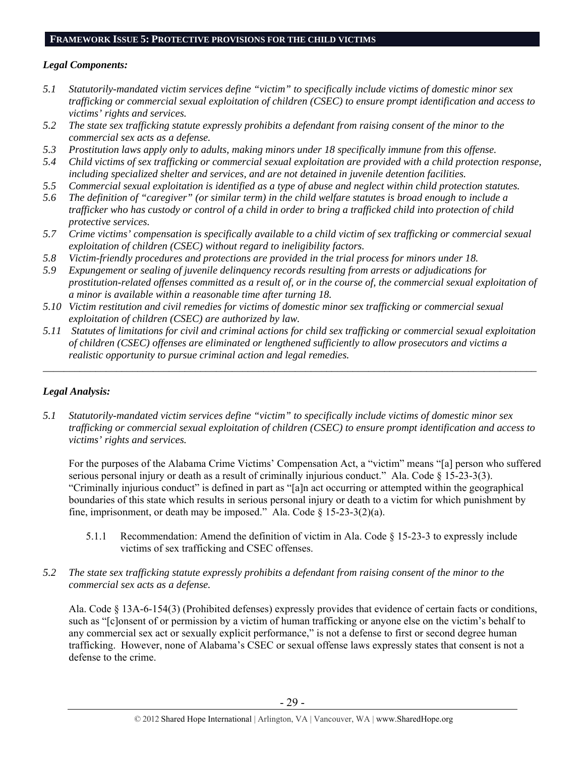## FRAMEWORK ISSUE 5: PROTECTIVE PROVISIONS FOR THE CHILD VICTIMS

### *Legal Components:*

*5.1 Statutorily-mandated victim services define "victim" to specifically include victims of domestic minor sex trafficking or commercial sexual exploitation of children (CSEC) to ensure prompt identification and access to victims' rights and services.*

*5.2 The state sex trafficking statute expressly prohibits a defendant from raising consent of the minor to the commercial sex acts as a defense.*

*5.3 Prostitution laws apply only to adults, making minors under 18 specifically immune from this offense.*

*5.4 Child victims of sex trafficking or commercial sexual exploitation are provided with a child protection response, including specialized shelter and services, and are not detained in juvenile detention facilities.*

*5.5 Commercial sexual exploitation is identified as a type of abuse and neglect within child protection statutes.*

*5.6 The definition of "caregiver" (or similar term) in the child welfare statutes is broad enough to include a trafficker who has custody or control of a child in order to bring a trafficked child into protection of child protective services.*

*5.7 Crime victims' compensation is specifically available to a child victim of sex trafficking or commercial sexual exploitation of children (CSEC) without regard to ineligibility factors.*

*5.8 Victim-friendly procedures and protections are provided in the trial process for minors under 18.*

*5.9 Expungement or sealing of juvenile delinquency records resulting from arrests or adjudications for prostitution-related offenses committed as a result of, or in the course of, the commercial sexual exploitation of a minor is available within a reasonable time after turning 18.*

*5.10 Victim restitution and civil remedies for victims of domestic minor sex trafficking or commercial sexual exploitation of children (CSEC) are authorized by law.*

*5.11 Statutes of limitations for civil and criminal actions for child sex trafficking or commercial sexual exploitation of children (CSEC) offenses are eliminated or lengthened sufficiently to allow prosecutors and victims a realistic opportunity to pursue criminal action and legal remedies.*

---

### *Legal Analysis:*

*5.1 Statutorily-mandated victim services define "victim" to specifically include victims of domestic minor sex trafficking or commercial sexual exploitation of children (CSEC) to ensure prompt identification and access to victims' rights and services.*

For the purposes of the Alabama Crime Victims' Compensation Act, a "victim" means "[a] person who suffered serious personal injury or death as a result of criminally injurious conduct." Ala. Code § 15-23-3(3). "Criminally injurious conduct" is defined in part as "[a]n act occurring or attempted within the geographical boundaries of this state which results in serious personal injury or death to a victim for which punishment by fine, imprisonment, or death may be imposed." Ala. Code § 15-23-3(2)(a).

5.1.1 Recommendation: Amend the definition of victim in Ala. Code § 15-23-3 to expressly include victims of sex trafficking and CSEC offenses.

*5.2 The state sex trafficking statute expressly prohibits a defendant from raising consent of the minor to the commercial sex acts as a defense.*

Ala. Code § 13A-6-154(3) (Prohibited defenses) expressly provides that evidence of certain facts or conditions, such as "[c]onsent of or permission by a victim of human trafficking or anyone else on the victim's behalf to any commercial sex act or sexually explicit performance," is not a defense to first or second degree human trafficking. However, none of Alabama's CSEC or sexual offense laws expressly states that consent is not a defense to the crime.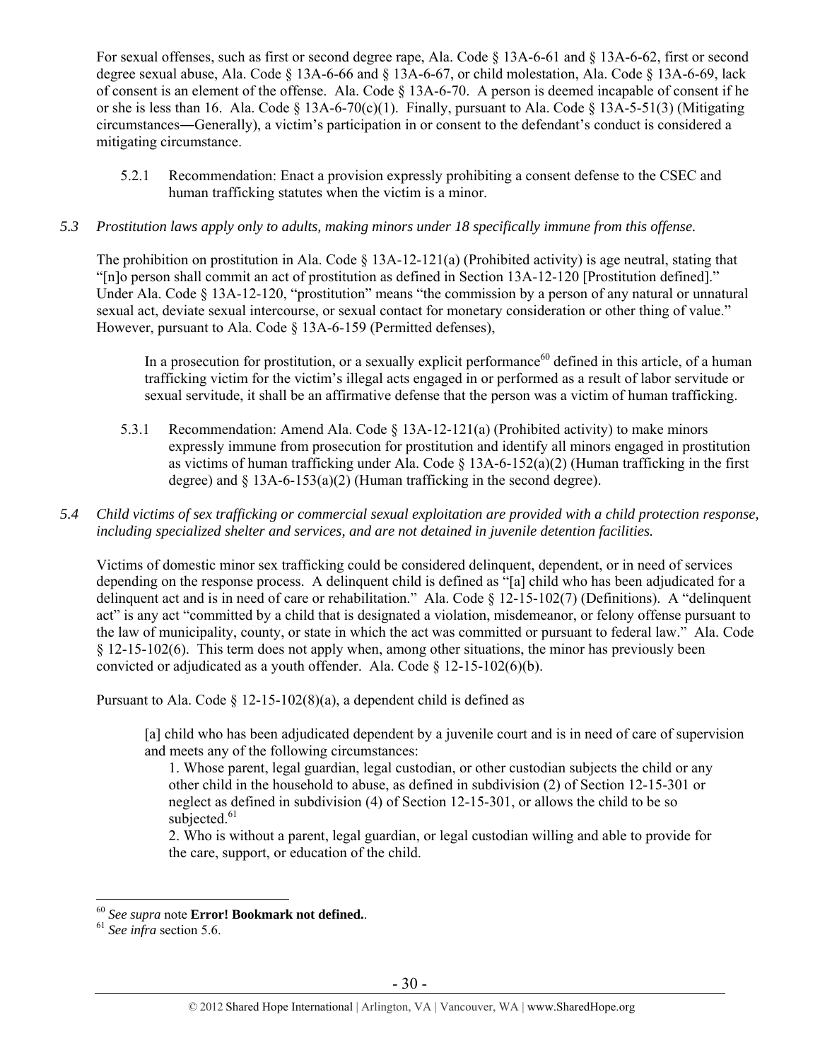For sexual offenses, such as first or second degree rape, Ala. Code § 13A-6-61 and § 13A-6-62, first or second degree sexual abuse, Ala. Code § 13A-6-66 and § 13A-6-67, or child molestation, Ala. Code § 13A-6-69, lack of consent is an element of the offense. Ala. Code § 13A-6-70. A person is deemed incapable of consent if he or she is less than 16. Ala. Code § 13A-6-70(c)(1). Finally, pursuant to Ala. Code § 13A-5-51(3) (Mitigating circumstances―Generally), a victim's participation in or consent to the defendant's conduct is considered a mitigating circumstance.

5.2.1 Recommendation: Enact a provision expressly prohibiting a consent defense to the CSEC and human trafficking statutes when the victim is a minor.

*5.3 Prostitution laws apply only to adults, making minors under 18 specifically immune from this offense.*

The prohibition on prostitution in Ala. Code § 13A-12-121(a) (Prohibited activity) is age neutral, stating that "[n]o person shall commit an act of prostitution as defined in Section 13A-12-120 [Prostitution defined]." Under Ala. Code § 13A-12-120, "prostitution" means "the commission by a person of any natural or unnatural sexual act, deviate sexual intercourse, or sexual contact for monetary consideration or other thing of value." However, pursuant to Ala. Code § 13A-6-159 (Permitted defenses),

> In a prosecution for prostitution, or a sexually explicit performance[60] defined in this article, of a human trafficking victim for the victim's illegal acts engaged in or performed as a result of labor servitude or sexual servitude, it shall be an affirmative defense that the person was a victim of human trafficking.

5.3.1 Recommendation: Amend Ala. Code § 13A-12-121(a) (Prohibited activity) to make minors expressly immune from prosecution for prostitution and identify all minors engaged in prostitution as victims of human trafficking under Ala. Code § 13A-6-152(a)(2) (Human trafficking in the first degree) and § 13A-6-153(a)(2) (Human trafficking in the second degree).

*5.4 Child victims of sex trafficking or commercial sexual exploitation are provided with a child protection response, including specialized shelter and services, and are not detained in juvenile detention facilities.*

Victims of domestic minor sex trafficking could be considered delinquent, dependent, or in need of services depending on the response process. A delinquent child is defined as "[a] child who has been adjudicated for a delinquent act and is in need of care or rehabilitation." Ala. Code § 12-15-102(7) (Definitions). A "delinquent act" is any act "committed by a child that is designated a violation, misdemeanor, or felony offense pursuant to the law of municipality, county, or state in which the act was committed or pursuant to federal law." Ala. Code § 12-15-102(6). This term does not apply when, among other situations, the minor has previously been convicted or adjudicated as a youth offender. Ala. Code § 12-15-102(6)(b).

Pursuant to Ala. Code § 12-15-102(8)(a), a dependent child is defined as

> [a] child who has been adjudicated dependent by a juvenile court and is in need of care of supervision and meets any of the following circumstances:
>
> 1. Whose parent, legal guardian, legal custodian, or other custodian subjects the child or any other child in the household to abuse, as defined in subdivision (2) of Section 12-15-301 or neglect as defined in subdivision (4) of Section 12-15-301, or allows the child to be so subjected.[61]
> 2. Who is without a parent, legal guardian, or legal custodian willing and able to provide for the care, support, or education of the child.

---

[60] *See supra* note **Error! Bookmark not defined.**.

[61] *See infra* section 5.6.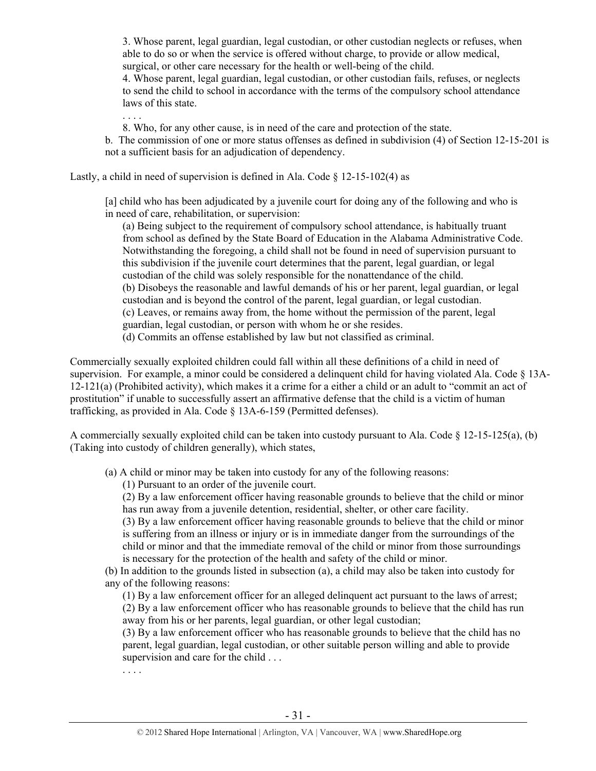3. Whose parent, legal guardian, legal custodian, or other custodian neglects or refuses, when able to do so or when the service is offered without charge, to provide or allow medical, surgical, or other care necessary for the health or well-being of the child.

4. Whose parent, legal guardian, legal custodian, or other custodian fails, refuses, or neglects to send the child to school in accordance with the terms of the compulsory school attendance laws of this state.

. . . .

8. Who, for any other cause, is in need of the care and protection of the state.

b. The commission of one or more status offenses as defined in subdivision (4) of Section 12-15-201 is not a sufficient basis for an adjudication of dependency.

Lastly, a child in need of supervision is defined in Ala. Code § 12-15-102(4) as

> [a] child who has been adjudicated by a juvenile court for doing any of the following and who is in need of care, rehabilitation, or supervision:
>
> (a) Being subject to the requirement of compulsory school attendance, is habitually truant from school as defined by the State Board of Education in the Alabama Administrative Code. Notwithstanding the foregoing, a child shall not be found in need of supervision pursuant to this subdivision if the juvenile court determines that the parent, legal guardian, or legal custodian of the child was solely responsible for the nonattendance of the child.
> (b) Disobeys the reasonable and lawful demands of his or her parent, legal guardian, or legal custodian and is beyond the control of the parent, legal guardian, or legal custodian.
> (c) Leaves, or remains away from, the home without the permission of the parent, legal guardian, legal custodian, or person with whom he or she resides.
> (d) Commits an offense established by law but not classified as criminal.

Commercially sexually exploited children could fall within all these definitions of a child in need of supervision. For example, a minor could be considered a delinquent child for having violated Ala. Code § 13A-12-121(a) (Prohibited activity), which makes it a crime for a either a child or an adult to "commit an act of prostitution" if unable to successfully assert an affirmative defense that the child is a victim of human trafficking, as provided in Ala. Code § 13A-6-159 (Permitted defenses).

A commercially sexually exploited child can be taken into custody pursuant to Ala. Code § 12-15-125(a), (b) (Taking into custody of children generally), which states,

> (a) A child or minor may be taken into custody for any of the following reasons:
> (1) Pursuant to an order of the juvenile court.
> (2) By a law enforcement officer having reasonable grounds to believe that the child or minor has run away from a juvenile detention, residential, shelter, or other care facility.
> (3) By a law enforcement officer having reasonable grounds to believe that the child or minor is suffering from an illness or injury or is in immediate danger from the surroundings of the child or minor and that the immediate removal of the child or minor from those surroundings is necessary for the protection of the health and safety of the child or minor.
>
> (b) In addition to the grounds listed in subsection (a), a child may also be taken into custody for any of the following reasons:
> (1) By a law enforcement officer for an alleged delinquent act pursuant to the laws of arrest;
> (2) By a law enforcement officer who has reasonable grounds to believe that the child has run away from his or her parents, legal guardian, or other legal custodian;
> (3) By a law enforcement officer who has reasonable grounds to believe that the child has no parent, legal guardian, legal custodian, or other suitable person willing and able to provide supervision and care for the child . . .
>
> . . . .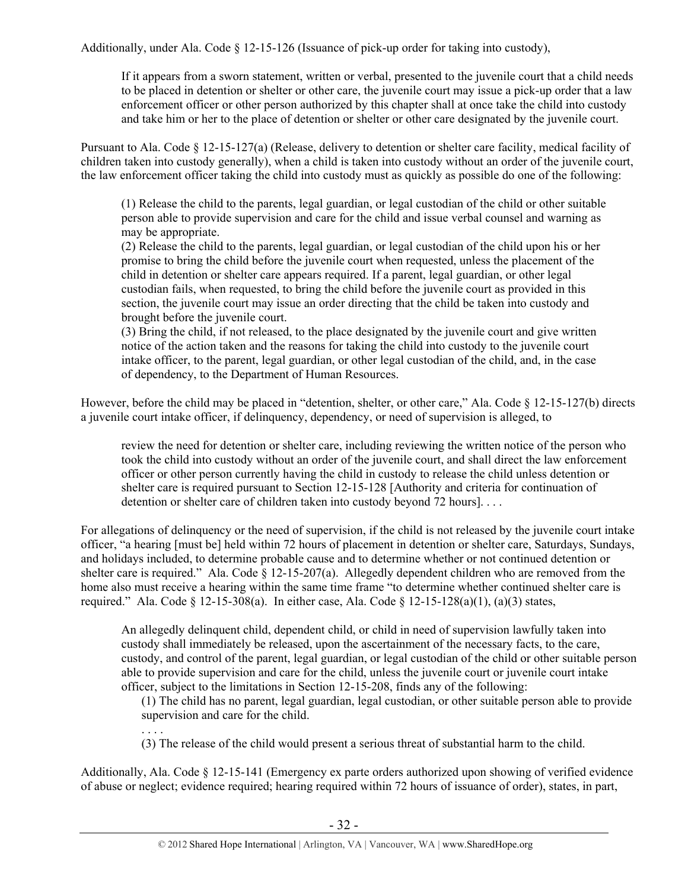Additionally, under Ala. Code § 12-15-126 (Issuance of pick-up order for taking into custody),

> If it appears from a sworn statement, written or verbal, presented to the juvenile court that a child needs to be placed in detention or shelter or other care, the juvenile court may issue a pick-up order that a law enforcement officer or other person authorized by this chapter shall at once take the child into custody and take him or her to the place of detention or shelter or other care designated by the juvenile court.

Pursuant to Ala. Code § 12-15-127(a) (Release, delivery to detention or shelter care facility, medical facility of children taken into custody generally), when a child is taken into custody without an order of the juvenile court, the law enforcement officer taking the child into custody must as quickly as possible do one of the following:

> (1) Release the child to the parents, legal guardian, or legal custodian of the child or other suitable person able to provide supervision and care for the child and issue verbal counsel and warning as may be appropriate.
> (2) Release the child to the parents, legal guardian, or legal custodian of the child upon his or her promise to bring the child before the juvenile court when requested, unless the placement of the child in detention or shelter care appears required. If a parent, legal guardian, or other legal custodian fails, when requested, to bring the child before the juvenile court as provided in this section, the juvenile court may issue an order directing that the child be taken into custody and brought before the juvenile court.
> (3) Bring the child, if not released, to the place designated by the juvenile court and give written notice of the action taken and the reasons for taking the child into custody to the juvenile court intake officer, to the parent, legal guardian, or other legal custodian of the child, and, in the case of dependency, to the Department of Human Resources.

However, before the child may be placed in "detention, shelter, or other care," Ala. Code § 12-15-127(b) directs a juvenile court intake officer, if delinquency, dependency, or need of supervision is alleged, to

> review the need for detention or shelter care, including reviewing the written notice of the person who took the child into custody without an order of the juvenile court, and shall direct the law enforcement officer or other person currently having the child in custody to release the child unless detention or shelter care is required pursuant to Section 12-15-128 [Authority and criteria for continuation of detention or shelter care of children taken into custody beyond 72 hours]. . . .

For allegations of delinquency or the need of supervision, if the child is not released by the juvenile court intake officer, "a hearing [must be] held within 72 hours of placement in detention or shelter care, Saturdays, Sundays, and holidays included, to determine probable cause and to determine whether or not continued detention or shelter care is required." Ala. Code § 12-15-207(a). Allegedly dependent children who are removed from the home also must receive a hearing within the same time frame "to determine whether continued shelter care is required." Ala. Code § 12-15-308(a). In either case, Ala. Code § 12-15-128(a)(1), (a)(3) states,

> An allegedly delinquent child, dependent child, or child in need of supervision lawfully taken into custody shall immediately be released, upon the ascertainment of the necessary facts, to the care, custody, and control of the parent, legal guardian, or legal custodian of the child or other suitable person able to provide supervision and care for the child, unless the juvenile court or juvenile court intake officer, subject to the limitations in Section 12-15-208, finds any of the following:
>
> (1) The child has no parent, legal guardian, legal custodian, or other suitable person able to provide supervision and care for the child.
>
> . . . .
>
> (3) The release of the child would present a serious threat of substantial harm to the child.

Additionally, Ala. Code § 12-15-141 (Emergency ex parte orders authorized upon showing of verified evidence of abuse or neglect; evidence required; hearing required within 72 hours of issuance of order), states, in part,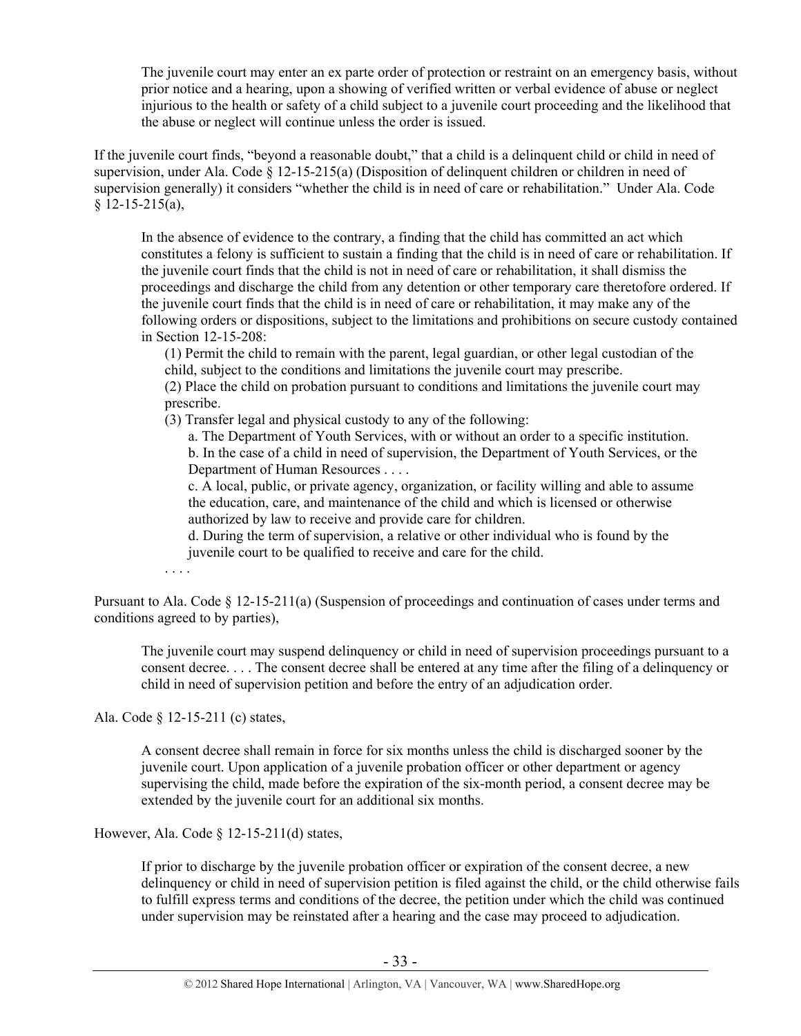> The juvenile court may enter an ex parte order of protection or restraint on an emergency basis, without prior notice and a hearing, upon a showing of verified written or verbal evidence of abuse or neglect injurious to the health or safety of a child subject to a juvenile court proceeding and the likelihood that the abuse or neglect will continue unless the order is issued.

If the juvenile court finds, "beyond a reasonable doubt," that a child is a delinquent child or child in need of supervision, under Ala. Code § 12-15-215(a) (Disposition of delinquent children or children in need of supervision generally) it considers "whether the child is in need of care or rehabilitation." Under Ala. Code § 12-15-215(a),

> In the absence of evidence to the contrary, a finding that the child has committed an act which constitutes a felony is sufficient to sustain a finding that the child is in need of care or rehabilitation. If the juvenile court finds that the child is not in need of care or rehabilitation, it shall dismiss the proceedings and discharge the child from any detention or other temporary care theretofore ordered. If the juvenile court finds that the child is in need of care or rehabilitation, it may make any of the following orders or dispositions, subject to the limitations and prohibitions on secure custody contained in Section 12-15-208:
>
> (1) Permit the child to remain with the parent, legal guardian, or other legal custodian of the child, subject to the conditions and limitations the juvenile court may prescribe.
> (2) Place the child on probation pursuant to conditions and limitations the juvenile court may prescribe.
> (3) Transfer legal and physical custody to any of the following:
>
> a. The Department of Youth Services, with or without an order to a specific institution.
> b. In the case of a child in need of supervision, the Department of Youth Services, or the Department of Human Resources . . . .
> c. A local, public, or private agency, organization, or facility willing and able to assume the education, care, and maintenance of the child and which is licensed or otherwise authorized by law to receive and provide care for children.
> d. During the term of supervision, a relative or other individual who is found by the juvenile court to be qualified to receive and care for the child.
>
> . . . .

Pursuant to Ala. Code § 12-15-211(a) (Suspension of proceedings and continuation of cases under terms and conditions agreed to by parties),

> The juvenile court may suspend delinquency or child in need of supervision proceedings pursuant to a consent decree. . . . The consent decree shall be entered at any time after the filing of a delinquency or child in need of supervision petition and before the entry of an adjudication order.

Ala. Code § 12-15-211 (c) states,

> A consent decree shall remain in force for six months unless the child is discharged sooner by the juvenile court. Upon application of a juvenile probation officer or other department or agency supervising the child, made before the expiration of the six-month period, a consent decree may be extended by the juvenile court for an additional six months.

However, Ala. Code § 12-15-211(d) states,

> If prior to discharge by the juvenile probation officer or expiration of the consent decree, a new delinquency or child in need of supervision petition is filed against the child, or the child otherwise fails to fulfill express terms and conditions of the decree, the petition under which the child was continued under supervision may be reinstated after a hearing and the case may proceed to adjudication.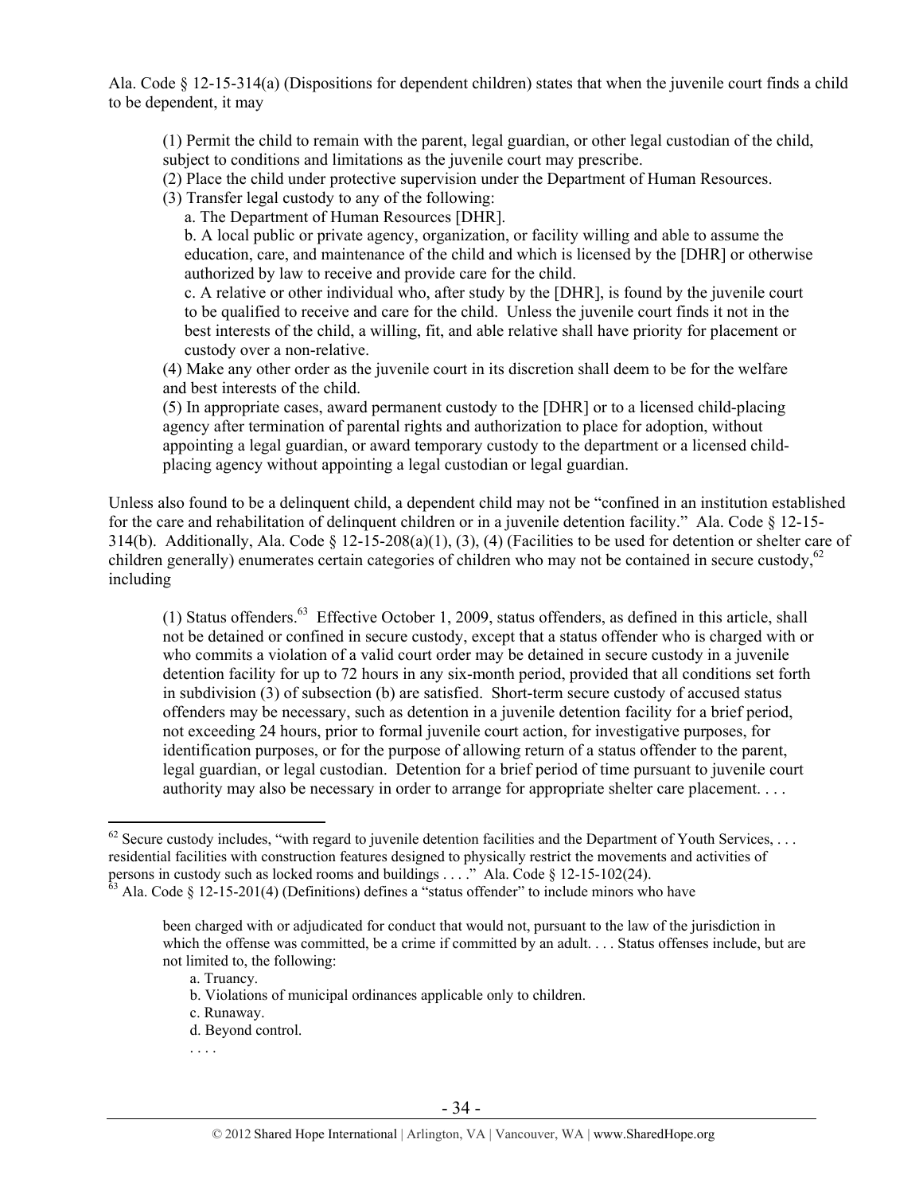Ala. Code § 12-15-314(a) (Dispositions for dependent children) states that when the juvenile court finds a child to be dependent, it may

> (1) Permit the child to remain with the parent, legal guardian, or other legal custodian of the child, subject to conditions and limitations as the juvenile court may prescribe.
> (2) Place the child under protective supervision under the Department of Human Resources.
> (3) Transfer legal custody to any of the following:
>
> a. The Department of Human Resources [DHR].
>
> b. A local public or private agency, organization, or facility willing and able to assume the education, care, and maintenance of the child and which is licensed by the [DHR] or otherwise authorized by law to receive and provide care for the child.
>
> c. A relative or other individual who, after study by the [DHR], is found by the juvenile court to be qualified to receive and care for the child. Unless the juvenile court finds it not in the best interests of the child, a willing, fit, and able relative shall have priority for placement or custody over a non-relative.
>
> (4) Make any other order as the juvenile court in its discretion shall deem to be for the welfare and best interests of the child.
> (5) In appropriate cases, award permanent custody to the [DHR] or to a licensed child-placing agency after termination of parental rights and authorization to place for adoption, without appointing a legal guardian, or award temporary custody to the department or a licensed child-placing agency without appointing a legal custodian or legal guardian.

Unless also found to be a delinquent child, a dependent child may not be "confined in an institution established for the care and rehabilitation of delinquent children or in a juvenile detention facility." Ala. Code § 12-15-314(b). Additionally, Ala. Code § 12-15-208(a)(1), (3), (4) (Facilities to be used for detention or shelter care of children generally) enumerates certain categories of children who may not be contained in secure custody,[62] including

> (1) Status offenders.[63] Effective October 1, 2009, status offenders, as defined in this article, shall not be detained or confined in secure custody, except that a status offender who is charged with or who commits a violation of a valid court order may be detained in secure custody in a juvenile detention facility for up to 72 hours in any six-month period, provided that all conditions set forth in subdivision (3) of subsection (b) are satisfied. Short-term secure custody of accused status offenders may be necessary, such as detention in a juvenile detention facility for a brief period, not exceeding 24 hours, prior to formal juvenile court action, for investigative purposes, for identification purposes, or for the purpose of allowing return of a status offender to the parent, legal guardian, or legal custodian. Detention for a brief period of time pursuant to juvenile court authority may also be necessary in order to arrange for appropriate shelter care placement. . . .

---

[62] Secure custody includes, "with regard to juvenile detention facilities and the Department of Youth Services, . . . residential facilities with construction features designed to physically restrict the movements and activities of persons in custody such as locked rooms and buildings . . . ." Ala. Code § 12-15-102(24).

[63] Ala. Code § 12-15-201(4) (Definitions) defines a "status offender" to include minors who have

> been charged with or adjudicated for conduct that would not, pursuant to the law of the jurisdiction in which the offense was committed, be a crime if committed by an adult. . . . Status offenses include, but are not limited to, the following:
>
> a. Truancy.
>
> b. Violations of municipal ordinances applicable only to children.
>
> c. Runaway.
>
> d. Beyond control.
>
> . . . .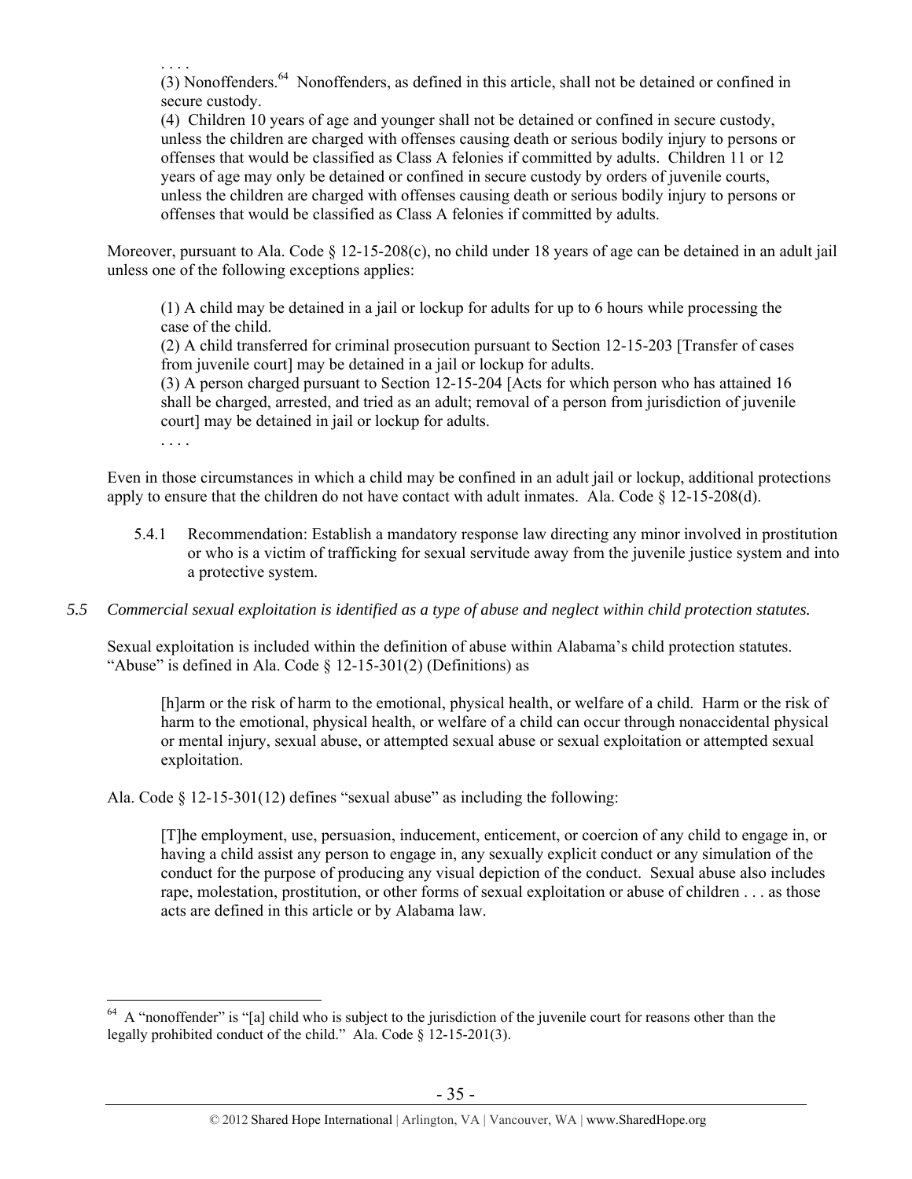. . . .

(3) Nonoffenders.[64] Nonoffenders, as defined in this article, shall not be detained or confined in secure custody.

(4) Children 10 years of age and younger shall not be detained or confined in secure custody, unless the children are charged with offenses causing death or serious bodily injury to persons or offenses that would be classified as Class A felonies if committed by adults. Children 11 or 12 years of age may only be detained or confined in secure custody by orders of juvenile courts, unless the children are charged with offenses causing death or serious bodily injury to persons or offenses that would be classified as Class A felonies if committed by adults.

Moreover, pursuant to Ala. Code § 12-15-208(c), no child under 18 years of age can be detained in an adult jail unless one of the following exceptions applies:

> (1) A child may be detained in a jail or lockup for adults for up to 6 hours while processing the case of the child.
>
> (2) A child transferred for criminal prosecution pursuant to Section 12-15-203 [Transfer of cases from juvenile court] may be detained in a jail or lockup for adults.
>
> (3) A person charged pursuant to Section 12-15-204 [Acts for which person who has attained 16 shall be charged, arrested, and tried as an adult; removal of a person from jurisdiction of juvenile court] may be detained in jail or lockup for adults.
>
> . . . .

Even in those circumstances in which a child may be confined in an adult jail or lockup, additional protections apply to ensure that the children do not have contact with adult inmates. Ala. Code § 12-15-208(d).

5.4.1 Recommendation: Establish a mandatory response law directing any minor involved in prostitution or who is a victim of trafficking for sexual servitude away from the juvenile justice system and into a protective system.

*5.5 Commercial sexual exploitation is identified as a type of abuse and neglect within child protection statutes.*

Sexual exploitation is included within the definition of abuse within Alabama's child protection statutes. "Abuse" is defined in Ala. Code § 12-15-301(2) (Definitions) as

> [h]arm or the risk of harm to the emotional, physical health, or welfare of a child. Harm or the risk of harm to the emotional, physical health, or welfare of a child can occur through nonaccidental physical or mental injury, sexual abuse, or attempted sexual abuse or sexual exploitation or attempted sexual exploitation.

Ala. Code § 12-15-301(12) defines "sexual abuse" as including the following:

> [T]he employment, use, persuasion, inducement, enticement, or coercion of any child to engage in, or having a child assist any person to engage in, any sexually explicit conduct or any simulation of the conduct for the purpose of producing any visual depiction of the conduct. Sexual abuse also includes rape, molestation, prostitution, or other forms of sexual exploitation or abuse of children . . . as those acts are defined in this article or by Alabama law.

---

[64] A "nonoffender" is "[a] child who is subject to the jurisdiction of the juvenile court for reasons other than the legally prohibited conduct of the child." Ala. Code § 12-15-201(3).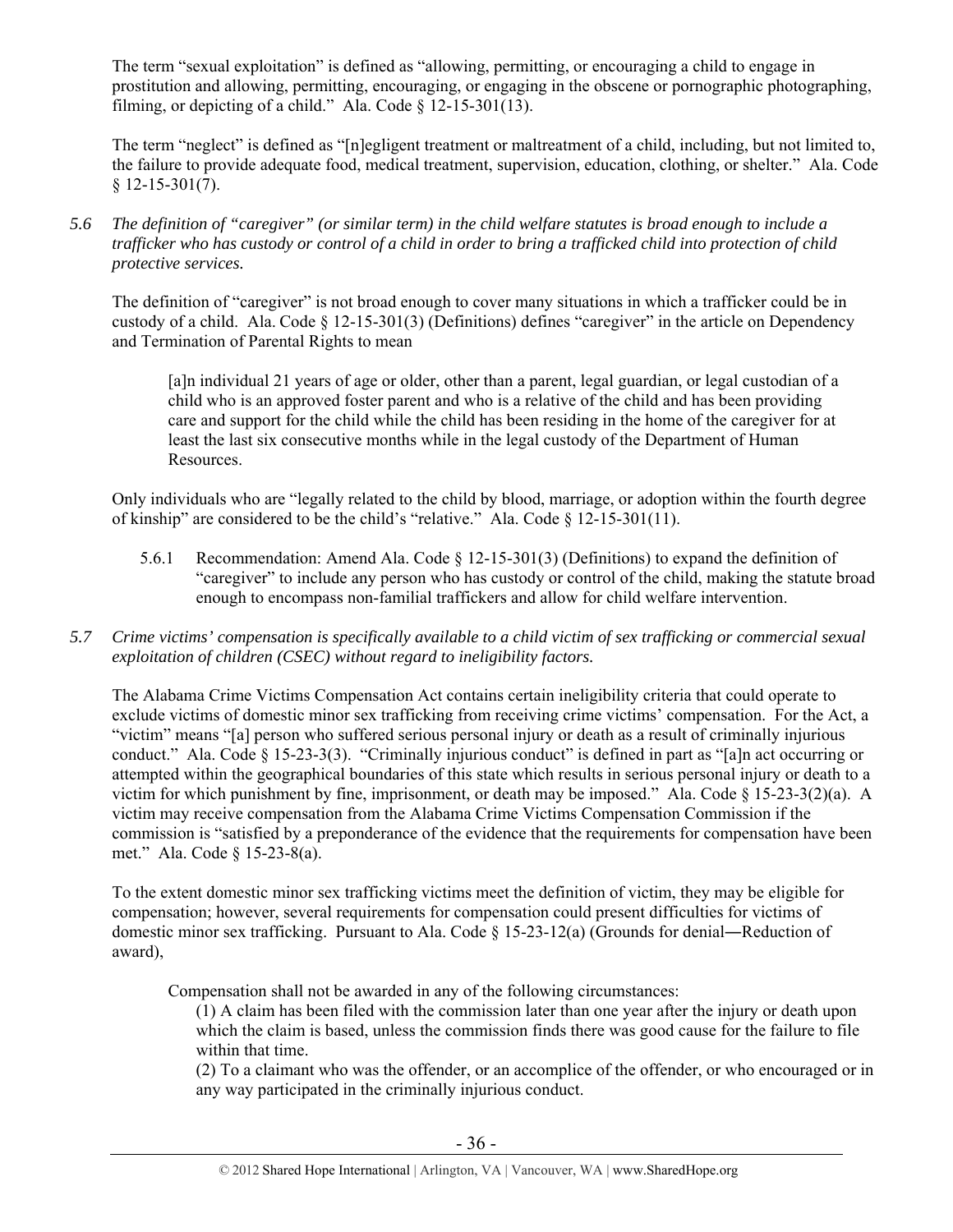The term "sexual exploitation" is defined as "allowing, permitting, or encouraging a child to engage in prostitution and allowing, permitting, encouraging, or engaging in the obscene or pornographic photographing, filming, or depicting of a child." Ala. Code § 12-15-301(13).

The term "neglect" is defined as "[n]egligent treatment or maltreatment of a child, including, but not limited to, the failure to provide adequate food, medical treatment, supervision, education, clothing, or shelter." Ala. Code § 12-15-301(7).

*5.6 The definition of "caregiver" (or similar term) in the child welfare statutes is broad enough to include a trafficker who has custody or control of a child in order to bring a trafficked child into protection of child protective services.*

The definition of "caregiver" is not broad enough to cover many situations in which a trafficker could be in custody of a child. Ala. Code § 12-15-301(3) (Definitions) defines "caregiver" in the article on Dependency and Termination of Parental Rights to mean

> [a]n individual 21 years of age or older, other than a parent, legal guardian, or legal custodian of a child who is an approved foster parent and who is a relative of the child and has been providing care and support for the child while the child has been residing in the home of the caregiver for at least the last six consecutive months while in the legal custody of the Department of Human Resources.

Only individuals who are "legally related to the child by blood, marriage, or adoption within the fourth degree of kinship" are considered to be the child's "relative." Ala. Code § 12-15-301(11).

5.6.1 Recommendation: Amend Ala. Code § 12-15-301(3) (Definitions) to expand the definition of "caregiver" to include any person who has custody or control of the child, making the statute broad enough to encompass non-familial traffickers and allow for child welfare intervention.

*5.7 Crime victims' compensation is specifically available to a child victim of sex trafficking or commercial sexual exploitation of children (CSEC) without regard to ineligibility factors.*

The Alabama Crime Victims Compensation Act contains certain ineligibility criteria that could operate to exclude victims of domestic minor sex trafficking from receiving crime victims' compensation. For the Act, a "victim" means "[a] person who suffered serious personal injury or death as a result of criminally injurious conduct." Ala. Code § 15-23-3(3). "Criminally injurious conduct" is defined in part as "[a]n act occurring or attempted within the geographical boundaries of this state which results in serious personal injury or death to a victim for which punishment by fine, imprisonment, or death may be imposed." Ala. Code § 15-23-3(2)(a). A victim may receive compensation from the Alabama Crime Victims Compensation Commission if the commission is "satisfied by a preponderance of the evidence that the requirements for compensation have been met." Ala. Code § 15-23-8(a).

To the extent domestic minor sex trafficking victims meet the definition of victim, they may be eligible for compensation; however, several requirements for compensation could present difficulties for victims of domestic minor sex trafficking. Pursuant to Ala. Code § 15-23-12(a) (Grounds for denial―Reduction of award),

> Compensation shall not be awarded in any of the following circumstances:
>
> (1) A claim has been filed with the commission later than one year after the injury or death upon which the claim is based, unless the commission finds there was good cause for the failure to file within that time.
>
> (2) To a claimant who was the offender, or an accomplice of the offender, or who encouraged or in any way participated in the criminally injurious conduct.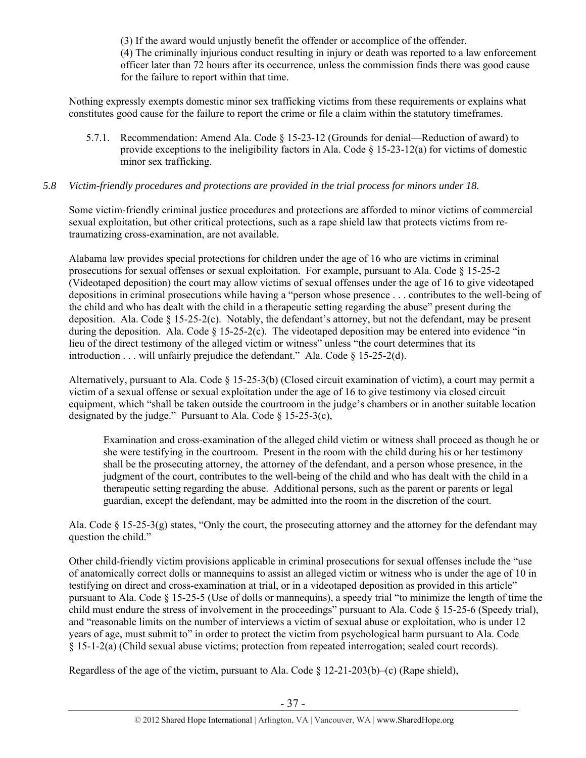(3) If the award would unjustly benefit the offender or accomplice of the offender.
(4) The criminally injurious conduct resulting in injury or death was reported to a law enforcement officer later than 72 hours after its occurrence, unless the commission finds there was good cause for the failure to report within that time.

Nothing expressly exempts domestic minor sex trafficking victims from these requirements or explains what constitutes good cause for the failure to report the crime or file a claim within the statutory timeframes.

5.7.1. Recommendation: Amend Ala. Code § 15-23-12 (Grounds for denial—Reduction of award) to provide exceptions to the ineligibility factors in Ala. Code § 15-23-12(a) for victims of domestic minor sex trafficking.

*5.8 Victim-friendly procedures and protections are provided in the trial process for minors under 18.*

Some victim-friendly criminal justice procedures and protections are afforded to minor victims of commercial sexual exploitation, but other critical protections, such as a rape shield law that protects victims from re-traumatizing cross-examination, are not available.

Alabama law provides special protections for children under the age of 16 who are victims in criminal prosecutions for sexual offenses or sexual exploitation. For example, pursuant to Ala. Code § 15-25-2 (Videotaped deposition) the court may allow victims of sexual offenses under the age of 16 to give videotaped depositions in criminal prosecutions while having a "person whose presence . . . contributes to the well-being of the child and who has dealt with the child in a therapeutic setting regarding the abuse" present during the deposition. Ala. Code § 15-25-2(c). Notably, the defendant's attorney, but not the defendant, may be present during the deposition. Ala. Code § 15-25-2(c). The videotaped deposition may be entered into evidence "in lieu of the direct testimony of the alleged victim or witness" unless "the court determines that its introduction . . . will unfairly prejudice the defendant." Ala. Code § 15-25-2(d).

Alternatively, pursuant to Ala. Code § 15-25-3(b) (Closed circuit examination of victim), a court may permit a victim of a sexual offense or sexual exploitation under the age of 16 to give testimony via closed circuit equipment, which "shall be taken outside the courtroom in the judge's chambers or in another suitable location designated by the judge." Pursuant to Ala. Code § 15-25-3(c),

> Examination and cross-examination of the alleged child victim or witness shall proceed as though he or she were testifying in the courtroom. Present in the room with the child during his or her testimony shall be the prosecuting attorney, the attorney of the defendant, and a person whose presence, in the judgment of the court, contributes to the well-being of the child and who has dealt with the child in a therapeutic setting regarding the abuse. Additional persons, such as the parent or parents or legal guardian, except the defendant, may be admitted into the room in the discretion of the court.

Ala. Code § 15-25-3(g) states, "Only the court, the prosecuting attorney and the attorney for the defendant may question the child."

Other child-friendly victim provisions applicable in criminal prosecutions for sexual offenses include the "use of anatomically correct dolls or mannequins to assist an alleged victim or witness who is under the age of 10 in testifying on direct and cross-examination at trial, or in a videotaped deposition as provided in this article" pursuant to Ala. Code § 15-25-5 (Use of dolls or mannequins), a speedy trial "to minimize the length of time the child must endure the stress of involvement in the proceedings" pursuant to Ala. Code § 15-25-6 (Speedy trial), and "reasonable limits on the number of interviews a victim of sexual abuse or exploitation, who is under 12 years of age, must submit to" in order to protect the victim from psychological harm pursuant to Ala. Code § 15-1-2(a) (Child sexual abuse victims; protection from repeated interrogation; sealed court records).

Regardless of the age of the victim, pursuant to Ala. Code § 12-21-203(b)–(c) (Rape shield),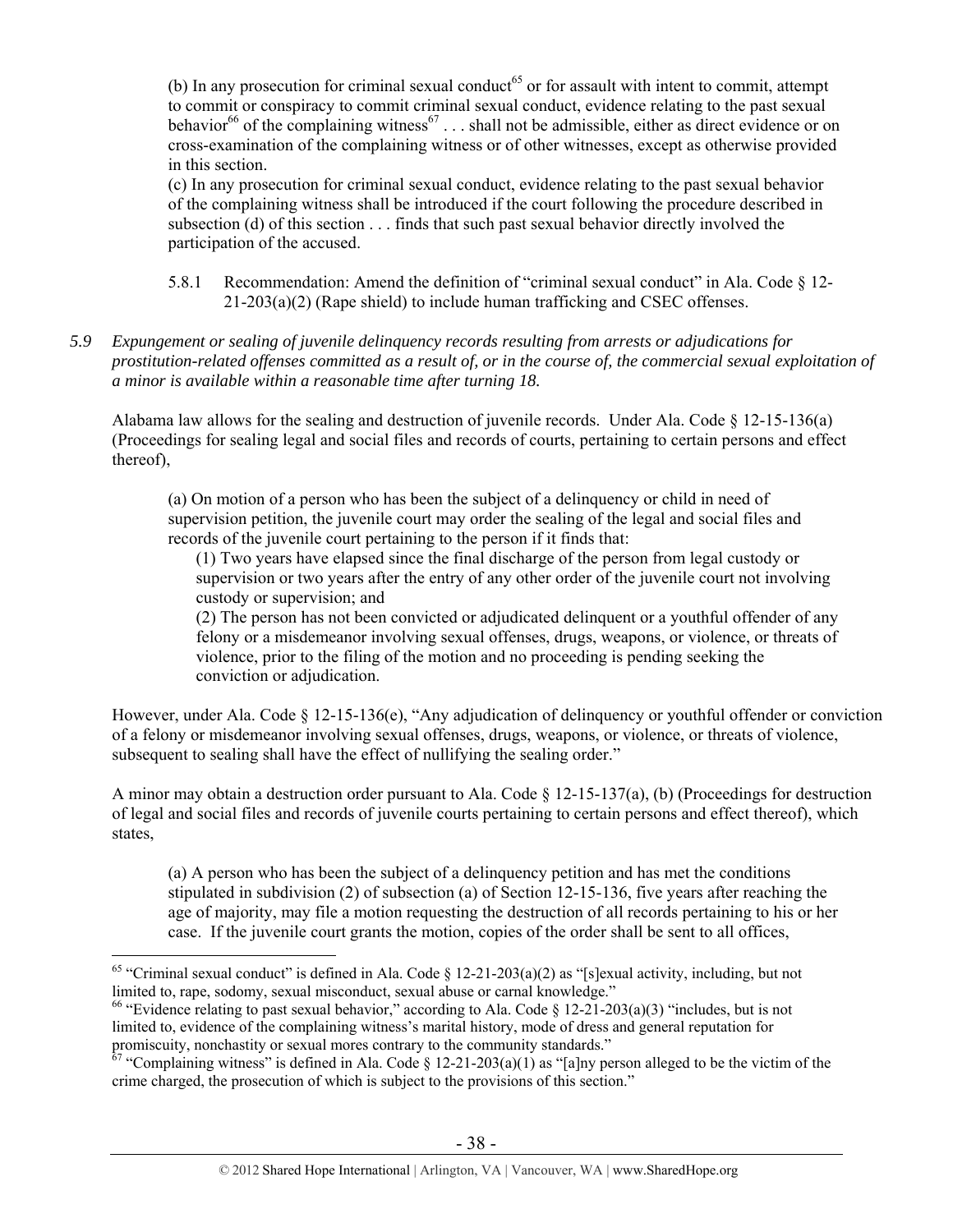> (b) In any prosecution for criminal sexual conduct[65] or for assault with intent to commit, attempt to commit or conspiracy to commit criminal sexual conduct, evidence relating to the past sexual behavior[66] of the complaining witness[67] . . . shall not be admissible, either as direct evidence or on cross-examination of the complaining witness or of other witnesses, except as otherwise provided in this section.
>
> (c) In any prosecution for criminal sexual conduct, evidence relating to the past sexual behavior of the complaining witness shall be introduced if the court following the procedure described in subsection (d) of this section . . . finds that such past sexual behavior directly involved the participation of the accused.

5.8.1 Recommendation: Amend the definition of "criminal sexual conduct" in Ala. Code § 12-21-203(a)(2) (Rape shield) to include human trafficking and CSEC offenses.

*5.9 Expungement or sealing of juvenile delinquency records resulting from arrests or adjudications for prostitution-related offenses committed as a result of, or in the course of, the commercial sexual exploitation of a minor is available within a reasonable time after turning 18.*

Alabama law allows for the sealing and destruction of juvenile records. Under Ala. Code § 12-15-136(a) (Proceedings for sealing legal and social files and records of courts, pertaining to certain persons and effect thereof),

> (a) On motion of a person who has been the subject of a delinquency or child in need of supervision petition, the juvenile court may order the sealing of the legal and social files and records of the juvenile court pertaining to the person if it finds that:
>
> (1) Two years have elapsed since the final discharge of the person from legal custody or supervision or two years after the entry of any other order of the juvenile court not involving custody or supervision; and
>
> (2) The person has not been convicted or adjudicated delinquent or a youthful offender of any felony or a misdemeanor involving sexual offenses, drugs, weapons, or violence, or threats of violence, prior to the filing of the motion and no proceeding is pending seeking the conviction or adjudication.

However, under Ala. Code § 12-15-136(e), "Any adjudication of delinquency or youthful offender or conviction of a felony or misdemeanor involving sexual offenses, drugs, weapons, or violence, or threats of violence, subsequent to sealing shall have the effect of nullifying the sealing order."

A minor may obtain a destruction order pursuant to Ala. Code § 12-15-137(a), (b) (Proceedings for destruction of legal and social files and records of juvenile courts pertaining to certain persons and effect thereof), which states,

> (a) A person who has been the subject of a delinquency petition and has met the conditions stipulated in subdivision (2) of subsection (a) of Section 12-15-136, five years after reaching the age of majority, may file a motion requesting the destruction of all records pertaining to his or her case. If the juvenile court grants the motion, copies of the order shall be sent to all offices,

---

[65] "Criminal sexual conduct" is defined in Ala. Code § 12-21-203(a)(2) as "[s]exual activity, including, but not limited to, rape, sodomy, sexual misconduct, sexual abuse or carnal knowledge."

[66] "Evidence relating to past sexual behavior," according to Ala. Code § 12-21-203(a)(3) "includes, but is not limited to, evidence of the complaining witness's marital history, mode of dress and general reputation for promiscuity, nonchastity or sexual mores contrary to the community standards."

[67] "Complaining witness" is defined in Ala. Code § 12-21-203(a)(1) as "[a]ny person alleged to be the victim of the crime charged, the prosecution of which is subject to the provisions of this section."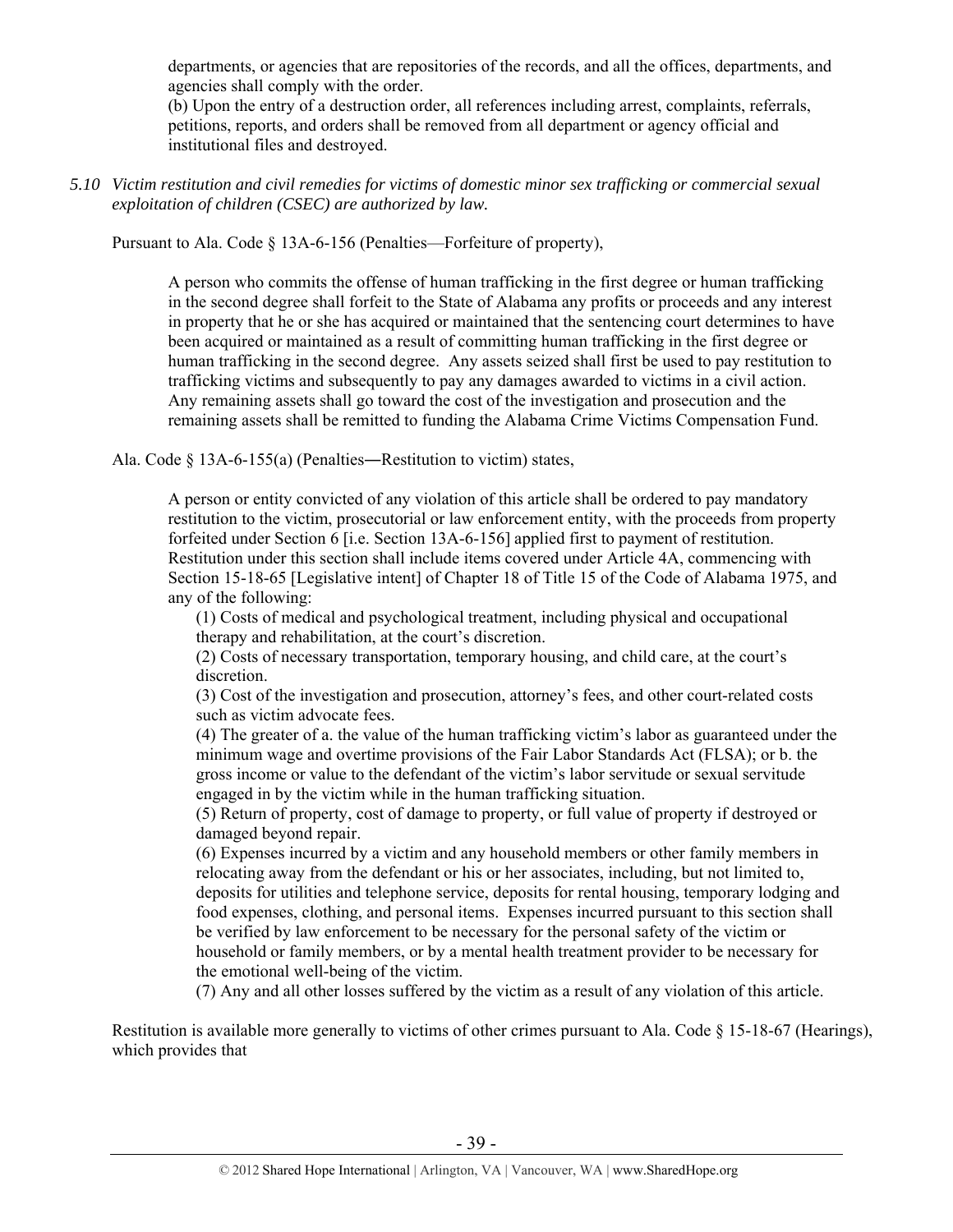departments, or agencies that are repositories of the records, and all the offices, departments, and agencies shall comply with the order.

(b) Upon the entry of a destruction order, all references including arrest, complaints, referrals, petitions, reports, and orders shall be removed from all department or agency official and institutional files and destroyed.

*5.10 Victim restitution and civil remedies for victims of domestic minor sex trafficking or commercial sexual exploitation of children (CSEC) are authorized by law.*

Pursuant to Ala. Code § 13A-6-156 (Penalties—Forfeiture of property),

> A person who commits the offense of human trafficking in the first degree or human trafficking in the second degree shall forfeit to the State of Alabama any profits or proceeds and any interest in property that he or she has acquired or maintained that the sentencing court determines to have been acquired or maintained as a result of committing human trafficking in the first degree or human trafficking in the second degree. Any assets seized shall first be used to pay restitution to trafficking victims and subsequently to pay any damages awarded to victims in a civil action. Any remaining assets shall go toward the cost of the investigation and prosecution and the remaining assets shall be remitted to funding the Alabama Crime Victims Compensation Fund.

Ala. Code § 13A-6-155(a) (Penalties―Restitution to victim) states,

> A person or entity convicted of any violation of this article shall be ordered to pay mandatory restitution to the victim, prosecutorial or law enforcement entity, with the proceeds from property forfeited under Section 6 [i.e. Section 13A-6-156] applied first to payment of restitution. Restitution under this section shall include items covered under Article 4A, commencing with Section 15-18-65 [Legislative intent] of Chapter 18 of Title 15 of the Code of Alabama 1975, and any of the following:
>
> (1) Costs of medical and psychological treatment, including physical and occupational therapy and rehabilitation, at the court's discretion.
>
> (2) Costs of necessary transportation, temporary housing, and child care, at the court's discretion.
>
> (3) Cost of the investigation and prosecution, attorney's fees, and other court-related costs such as victim advocate fees.
>
> (4) The greater of a. the value of the human trafficking victim's labor as guaranteed under the minimum wage and overtime provisions of the Fair Labor Standards Act (FLSA); or b. the gross income or value to the defendant of the victim's labor servitude or sexual servitude engaged in by the victim while in the human trafficking situation.
>
> (5) Return of property, cost of damage to property, or full value of property if destroyed or damaged beyond repair.
>
> (6) Expenses incurred by a victim and any household members or other family members in relocating away from the defendant or his or her associates, including, but not limited to, deposits for utilities and telephone service, deposits for rental housing, temporary lodging and food expenses, clothing, and personal items. Expenses incurred pursuant to this section shall be verified by law enforcement to be necessary for the personal safety of the victim or household or family members, or by a mental health treatment provider to be necessary for the emotional well-being of the victim.
>
> (7) Any and all other losses suffered by the victim as a result of any violation of this article.

Restitution is available more generally to victims of other crimes pursuant to Ala. Code § 15-18-67 (Hearings), which provides that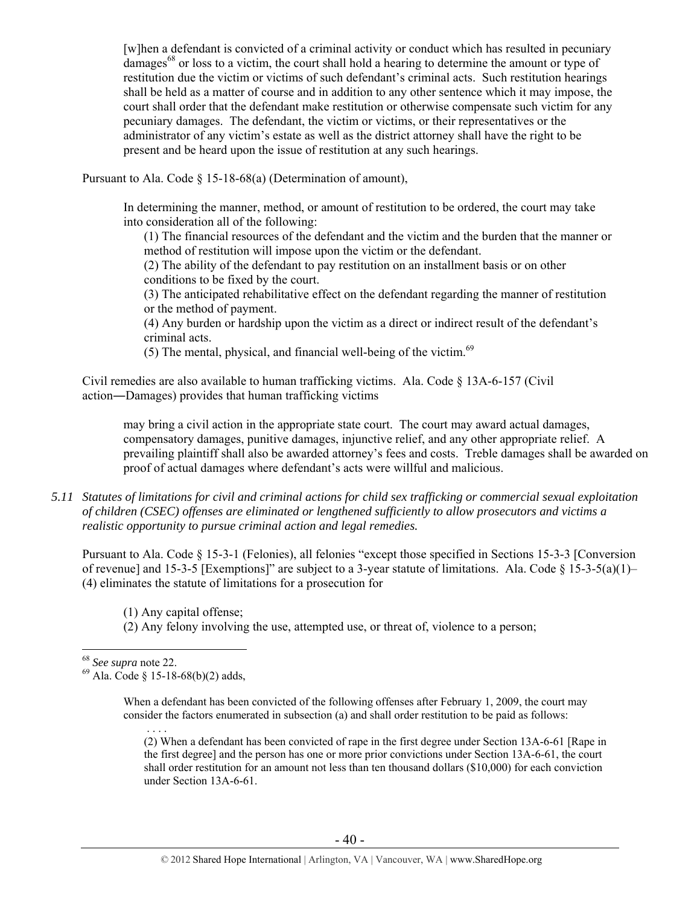> [w]hen a defendant is convicted of a criminal activity or conduct which has resulted in pecuniary damages[68] or loss to a victim, the court shall hold a hearing to determine the amount or type of restitution due the victim or victims of such defendant's criminal acts. Such restitution hearings shall be held as a matter of course and in addition to any other sentence which it may impose, the court shall order that the defendant make restitution or otherwise compensate such victim for any pecuniary damages. The defendant, the victim or victims, or their representatives or the administrator of any victim's estate as well as the district attorney shall have the right to be present and be heard upon the issue of restitution at any such hearings.

Pursuant to Ala. Code § 15-18-68(a) (Determination of amount),

> In determining the manner, method, or amount of restitution to be ordered, the court may take into consideration all of the following:
>
> (1) The financial resources of the defendant and the victim and the burden that the manner or method of restitution will impose upon the victim or the defendant.
> (2) The ability of the defendant to pay restitution on an installment basis or on other conditions to be fixed by the court.
> (3) The anticipated rehabilitative effect on the defendant regarding the manner of restitution or the method of payment.
> (4) Any burden or hardship upon the victim as a direct or indirect result of the defendant's criminal acts.
> (5) The mental, physical, and financial well-being of the victim.[69]

Civil remedies are also available to human trafficking victims. Ala. Code § 13A-6-157 (Civil action―Damages) provides that human trafficking victims

> may bring a civil action in the appropriate state court. The court may award actual damages, compensatory damages, punitive damages, injunctive relief, and any other appropriate relief. A prevailing plaintiff shall also be awarded attorney's fees and costs. Treble damages shall be awarded on proof of actual damages where defendant's acts were willful and malicious.

*5.11 Statutes of limitations for civil and criminal actions for child sex trafficking or commercial sexual exploitation of children (CSEC) offenses are eliminated or lengthened sufficiently to allow prosecutors and victims a realistic opportunity to pursue criminal action and legal remedies.*

Pursuant to Ala. Code § 15-3-1 (Felonies), all felonies "except those specified in Sections 15-3-3 [Conversion of revenue] and 15-3-5 [Exemptions]" are subject to a 3-year statute of limitations. Ala. Code § 15-3-5(a)(1)–(4) eliminates the statute of limitations for a prosecution for

> (1) Any capital offense;
> (2) Any felony involving the use, attempted use, or threat of, violence to a person;

---

[68] *See supra* note 22.

[69] Ala. Code § 15-18-68(b)(2) adds,

> When a defendant has been convicted of the following offenses after February 1, 2009, the court may consider the factors enumerated in subsection (a) and shall order restitution to be paid as follows:
>
> . . . .
>
> (2) When a defendant has been convicted of rape in the first degree under Section 13A-6-61 [Rape in the first degree] and the person has one or more prior convictions under Section 13A-6-61, the court shall order restitution for an amount not less than ten thousand dollars ($10,000) for each conviction under Section 13A-6-61.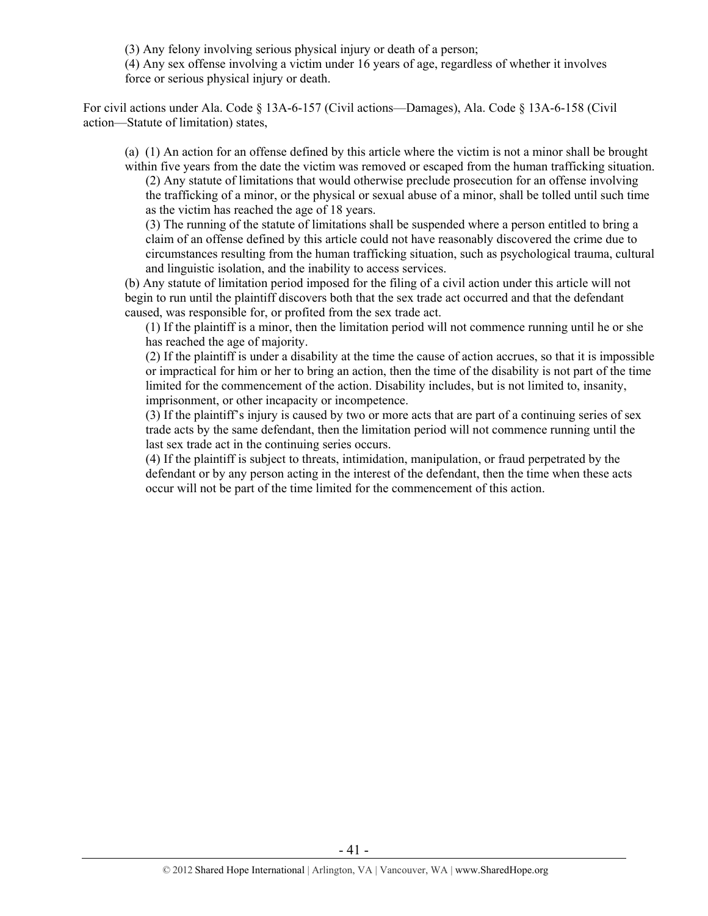(3) Any felony involving serious physical injury or death of a person;
(4) Any sex offense involving a victim under 16 years of age, regardless of whether it involves force or serious physical injury or death.

For civil actions under Ala. Code § 13A-6-157 (Civil actions—Damages), Ala. Code § 13A-6-158 (Civil action—Statute of limitation) states,

> (a) (1) An action for an offense defined by this article where the victim is not a minor shall be brought within five years from the date the victim was removed or escaped from the human trafficking situation.
>
> (2) Any statute of limitations that would otherwise preclude prosecution for an offense involving the trafficking of a minor, or the physical or sexual abuse of a minor, shall be tolled until such time as the victim has reached the age of 18 years.
>
> (3) The running of the statute of limitations shall be suspended where a person entitled to bring a claim of an offense defined by this article could not have reasonably discovered the crime due to circumstances resulting from the human trafficking situation, such as psychological trauma, cultural and linguistic isolation, and the inability to access services.
>
> (b) Any statute of limitation period imposed for the filing of a civil action under this article will not begin to run until the plaintiff discovers both that the sex trade act occurred and that the defendant caused, was responsible for, or profited from the sex trade act.
>
> (1) If the plaintiff is a minor, then the limitation period will not commence running until he or she has reached the age of majority.
>
> (2) If the plaintiff is under a disability at the time the cause of action accrues, so that it is impossible or impractical for him or her to bring an action, then the time of the disability is not part of the time limited for the commencement of the action. Disability includes, but is not limited to, insanity, imprisonment, or other incapacity or incompetence.
>
> (3) If the plaintiff's injury is caused by two or more acts that are part of a continuing series of sex trade acts by the same defendant, then the limitation period will not commence running until the last sex trade act in the continuing series occurs.
>
> (4) If the plaintiff is subject to threats, intimidation, manipulation, or fraud perpetrated by the defendant or by any person acting in the interest of the defendant, then the time when these acts occur will not be part of the time limited for the commencement of this action.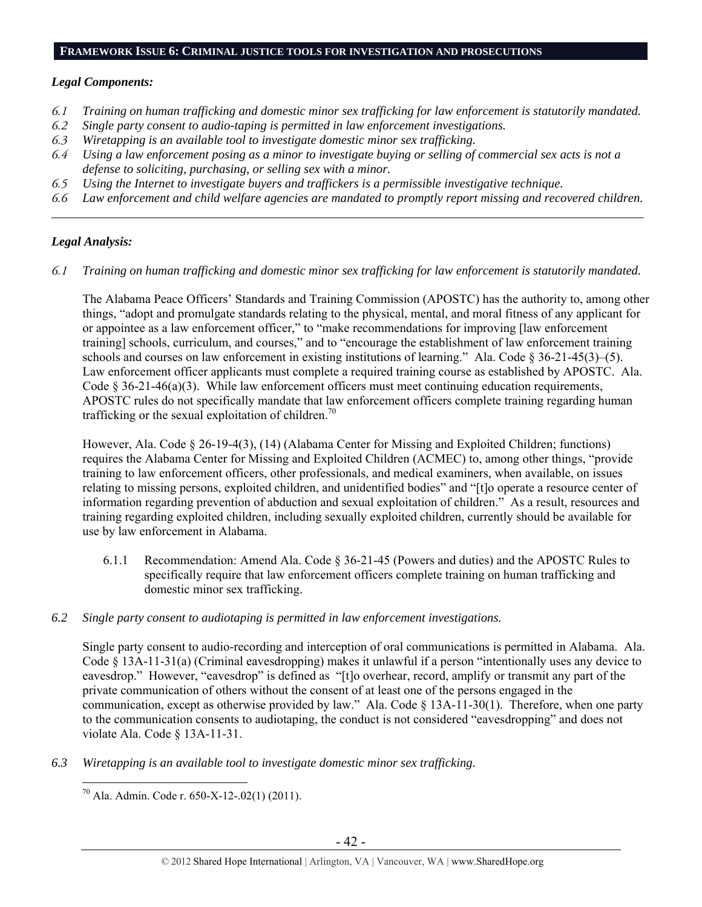## FRAMEWORK ISSUE 6: CRIMINAL JUSTICE TOOLS FOR INVESTIGATION AND PROSECUTIONS

### *Legal Components:*

*6.1 Training on human trafficking and domestic minor sex trafficking for law enforcement is statutorily mandated.*
*6.2 Single party consent to audio-taping is permitted in law enforcement investigations.*
*6.3 Wiretapping is an available tool to investigate domestic minor sex trafficking.*
*6.4 Using a law enforcement posing as a minor to investigate buying or selling of commercial sex acts is not a defense to soliciting, purchasing, or selling sex with a minor.*
*6.5 Using the Internet to investigate buyers and traffickers is a permissible investigative technique.*
*6.6 Law enforcement and child welfare agencies are mandated to promptly report missing and recovered children.*

---

### *Legal Analysis:*

*6.1 Training on human trafficking and domestic minor sex trafficking for law enforcement is statutorily mandated.*

The Alabama Peace Officers' Standards and Training Commission (APOSTC) has the authority to, among other things, "adopt and promulgate standards relating to the physical, mental, and moral fitness of any applicant for or appointee as a law enforcement officer," to "make recommendations for improving [law enforcement training] schools, curriculum, and courses," and to "encourage the establishment of law enforcement training schools and courses on law enforcement in existing institutions of learning." Ala. Code § 36-21-45(3)–(5). Law enforcement officer applicants must complete a required training course as established by APOSTC. Ala. Code § 36-21-46(a)(3). While law enforcement officers must meet continuing education requirements, APOSTC rules do not specifically mandate that law enforcement officers complete training regarding human trafficking or the sexual exploitation of children.[70]

However, Ala. Code § 26-19-4(3), (14) (Alabama Center for Missing and Exploited Children; functions) requires the Alabama Center for Missing and Exploited Children (ACMEC) to, among other things, "provide training to law enforcement officers, other professionals, and medical examiners, when available, on issues relating to missing persons, exploited children, and unidentified bodies" and "[t]o operate a resource center of information regarding prevention of abduction and sexual exploitation of children." As a result, resources and training regarding exploited children, including sexually exploited children, currently should be available for use by law enforcement in Alabama.

6.1.1 Recommendation: Amend Ala. Code § 36-21-45 (Powers and duties) and the APOSTC Rules to specifically require that law enforcement officers complete training on human trafficking and domestic minor sex trafficking.

*6.2 Single party consent to audiotaping is permitted in law enforcement investigations.*

Single party consent to audio-recording and interception of oral communications is permitted in Alabama. Ala. Code § 13A-11-31(a) (Criminal eavesdropping) makes it unlawful if a person "intentionally uses any device to eavesdrop." However, "eavesdrop" is defined as "[t]o overhear, record, amplify or transmit any part of the private communication of others without the consent of at least one of the persons engaged in the communication, except as otherwise provided by law." Ala. Code § 13A-11-30(1). Therefore, when one party to the communication consents to audiotaping, the conduct is not considered "eavesdropping" and does not violate Ala. Code § 13A-11-31.

*6.3 Wiretapping is an available tool to investigate domestic minor sex trafficking.*

---

[70] Ala. Admin. Code r. 650-X-12-.02(1) (2011).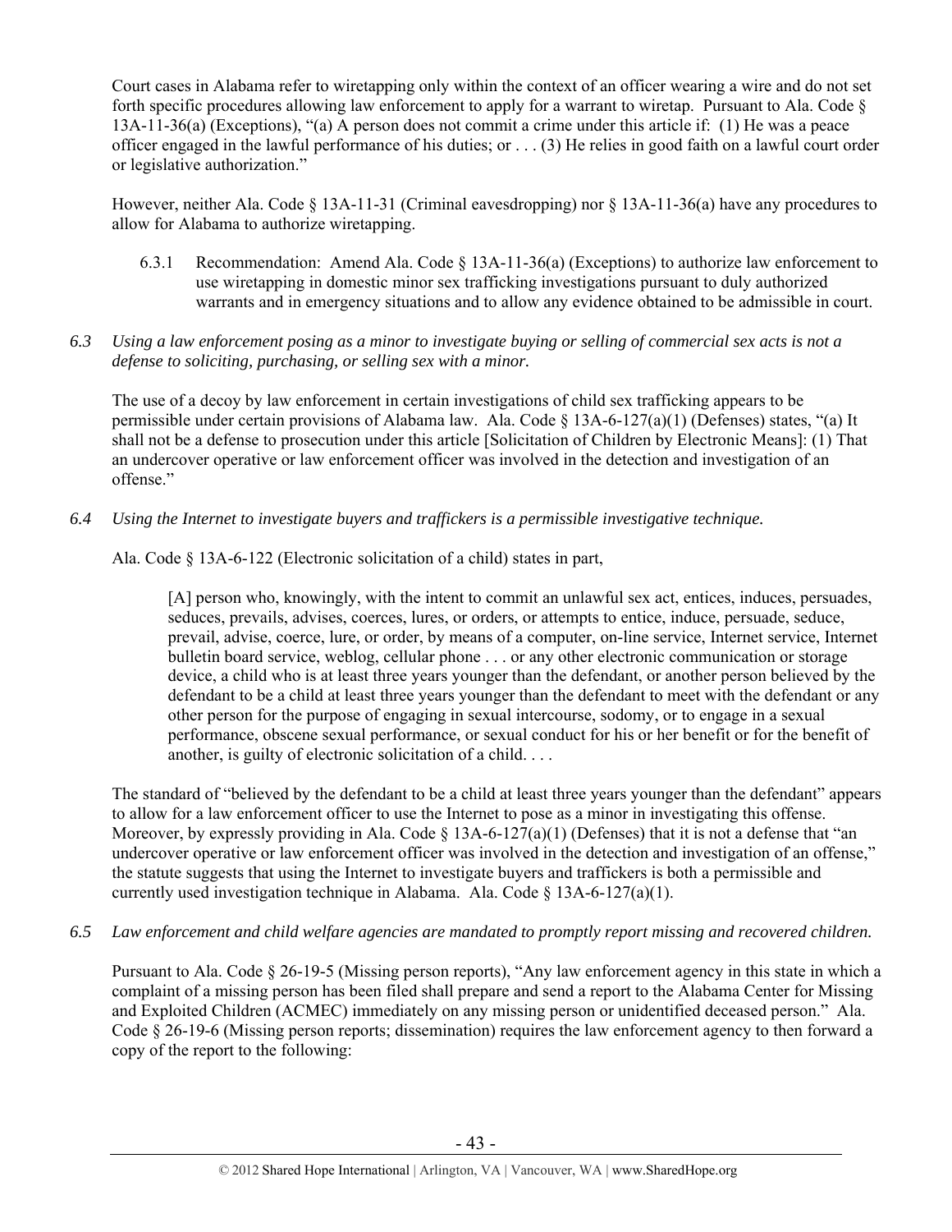Court cases in Alabama refer to wiretapping only within the context of an officer wearing a wire and do not set forth specific procedures allowing law enforcement to apply for a warrant to wiretap. Pursuant to Ala. Code § 13A-11-36(a) (Exceptions), "(a) A person does not commit a crime under this article if: (1) He was a peace officer engaged in the lawful performance of his duties; or . . . (3) He relies in good faith on a lawful court order or legislative authorization."

However, neither Ala. Code § 13A-11-31 (Criminal eavesdropping) nor § 13A-11-36(a) have any procedures to allow for Alabama to authorize wiretapping.

> 6.3.1 Recommendation: Amend Ala. Code § 13A-11-36(a) (Exceptions) to authorize law enforcement to use wiretapping in domestic minor sex trafficking investigations pursuant to duly authorized warrants and in emergency situations and to allow any evidence obtained to be admissible in court.

*6.3 Using a law enforcement posing as a minor to investigate buying or selling of commercial sex acts is not a defense to soliciting, purchasing, or selling sex with a minor.*

The use of a decoy by law enforcement in certain investigations of child sex trafficking appears to be permissible under certain provisions of Alabama law. Ala. Code § 13A-6-127(a)(1) (Defenses) states, "(a) It shall not be a defense to prosecution under this article [Solicitation of Children by Electronic Means]: (1) That an undercover operative or law enforcement officer was involved in the detection and investigation of an offense."

*6.4 Using the Internet to investigate buyers and traffickers is a permissible investigative technique.*

Ala. Code § 13A-6-122 (Electronic solicitation of a child) states in part,

> [A] person who, knowingly, with the intent to commit an unlawful sex act, entices, induces, persuades, seduces, prevails, advises, coerces, lures, or orders, or attempts to entice, induce, persuade, seduce, prevail, advise, coerce, lure, or order, by means of a computer, on-line service, Internet service, Internet bulletin board service, weblog, cellular phone . . . or any other electronic communication or storage device, a child who is at least three years younger than the defendant, or another person believed by the defendant to be a child at least three years younger than the defendant to meet with the defendant or any other person for the purpose of engaging in sexual intercourse, sodomy, or to engage in a sexual performance, obscene sexual performance, or sexual conduct for his or her benefit or for the benefit of another, is guilty of electronic solicitation of a child. . . .

The standard of "believed by the defendant to be a child at least three years younger than the defendant" appears to allow for a law enforcement officer to use the Internet to pose as a minor in investigating this offense. Moreover, by expressly providing in Ala. Code § 13A-6-127(a)(1) (Defenses) that it is not a defense that "an undercover operative or law enforcement officer was involved in the detection and investigation of an offense," the statute suggests that using the Internet to investigate buyers and traffickers is both a permissible and currently used investigation technique in Alabama. Ala. Code § 13A-6-127(a)(1).

*6.5 Law enforcement and child welfare agencies are mandated to promptly report missing and recovered children.*

Pursuant to Ala. Code § 26-19-5 (Missing person reports), "Any law enforcement agency in this state in which a complaint of a missing person has been filed shall prepare and send a report to the Alabama Center for Missing and Exploited Children (ACMEC) immediately on any missing person or unidentified deceased person." Ala. Code § 26-19-6 (Missing person reports; dissemination) requires the law enforcement agency to then forward a copy of the report to the following: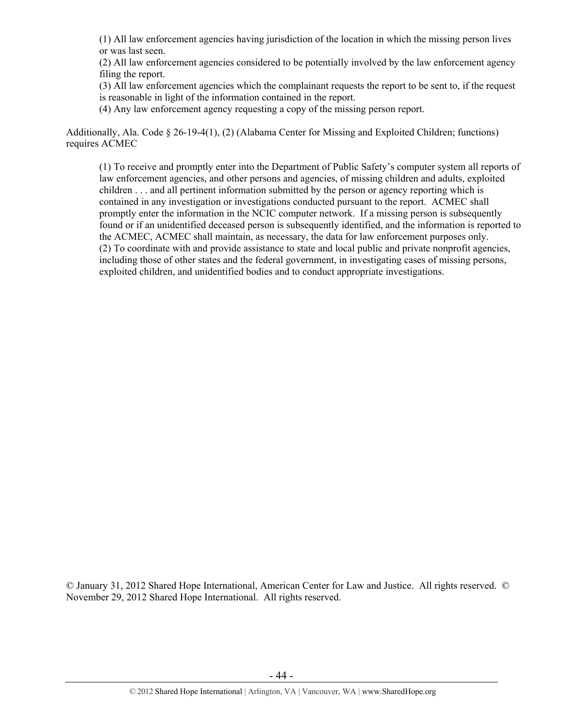(1) All law enforcement agencies having jurisdiction of the location in which the missing person lives or was last seen.
(2) All law enforcement agencies considered to be potentially involved by the law enforcement agency filing the report.
(3) All law enforcement agencies which the complainant requests the report to be sent to, if the request is reasonable in light of the information contained in the report.
(4) Any law enforcement agency requesting a copy of the missing person report.

Additionally, Ala. Code § 26-19-4(1), (2) (Alabama Center for Missing and Exploited Children; functions) requires ACMEC

> (1) To receive and promptly enter into the Department of Public Safety's computer system all reports of law enforcement agencies, and other persons and agencies, of missing children and adults, exploited children . . . and all pertinent information submitted by the person or agency reporting which is contained in any investigation or investigations conducted pursuant to the report. ACMEC shall promptly enter the information in the NCIC computer network. If a missing person is subsequently found or if an unidentified deceased person is subsequently identified, and the information is reported to the ACMEC, ACMEC shall maintain, as necessary, the data for law enforcement purposes only.
> (2) To coordinate with and provide assistance to state and local public and private nonprofit agencies, including those of other states and the federal government, in investigating cases of missing persons, exploited children, and unidentified bodies and to conduct appropriate investigations.

© January 31, 2012 Shared Hope International, American Center for Law and Justice. All rights reserved. © November 29, 2012 Shared Hope International. All rights reserved.